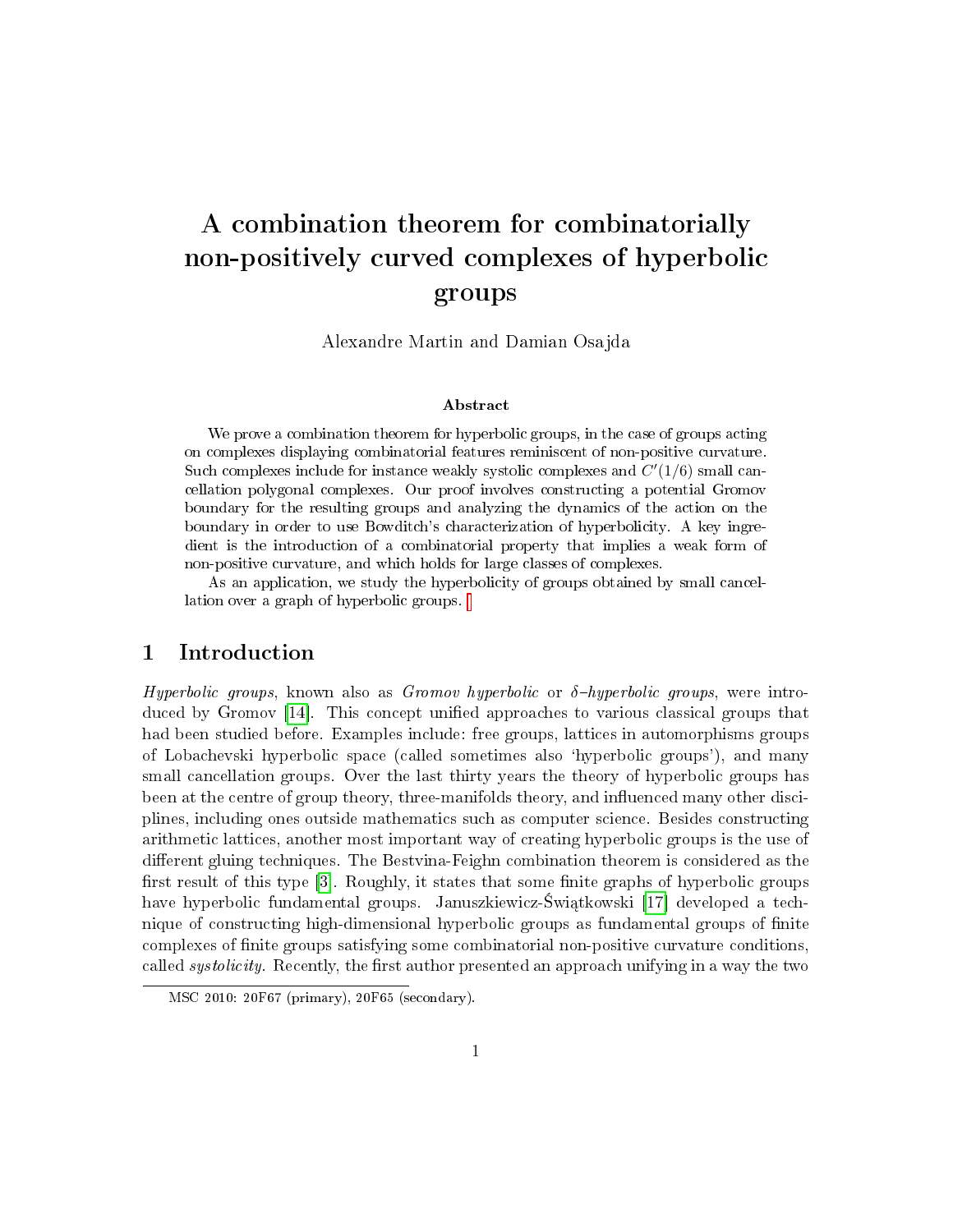# A combination theorem for combinatorially non-positively curved complexes of hyperbolic groups

Alexandre Martin and Damian Osajda

### Abstract

We prove a combination theorem for hyperbolic groups, in the case of groups acting on complexes displaying combinatorial features reminiscent of non-positive curvature. Such complexes include for instance weakly systolic complexes and $C'(1/6)$ small cancellation polygonal complexes. Our proof involves constructing a potential Gromov boundary for the resulting groups and analyzing the dynamics of the action on the boundary in order to use Bowditch's characterization of hyperbolicity. A key ingredient is the introduction of a combinatorial property that implies a weak form of non-positive curvature, and which holds for large classes of complexes.

As an application, we study the hyperbolicity of groups obtained by small cancellation over a graph of hyperbolic groups.

## 1 Introduction

*Hyperbolic groups*, known also as *Gromov hyperbolic* or *$\delta$–hyperbolic groups*, were introduced by Gromov [14]. This concept unified approaches to various classical groups that had been studied before. Examples include: free groups, lattices in automorphisms groups of Lobachevski hyperbolic space (called sometimes also 'hyperbolic groups'), and many small cancellation groups. Over the last thirty years the theory of hyperbolic groups has been at the centre of group theory, three-manifolds theory, and influenced many other disciplines, including ones outside mathematics such as computer science. Besides constructing arithmetic lattices, another most important way of creating hyperbolic groups is the use of different gluing techniques. The Bestvina-Feighn combination theorem is considered as the first result of this type [3]. Roughly, it states that some finite graphs of hyperbolic groups have hyperbolic fundamental groups. Januszkiewicz-Świątkowski [17] developed a technique of constructing high-dimensional hyperbolic groups as fundamental groups of finite complexes of finite groups satisfying some combinatorial non-positive curvature conditions, called *systolicity*. Recently, the first author presented an approach unifying in a way the two

MSC 2010: 20F67 (primary), 20F65 (secondary).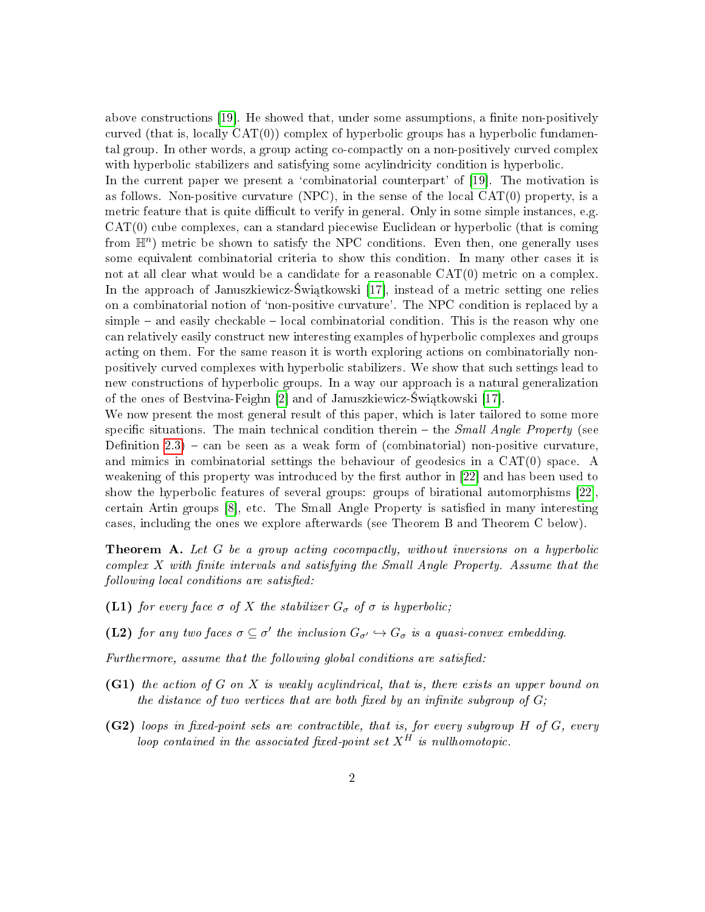above constructions [19]. He showed that, under some assumptions, a finite non-positively curved (that is, locally CAT(0)) complex of hyperbolic groups has a hyperbolic fundamental group. In other words, a group acting co-compactly on a non-positively curved complex with hyperbolic stabilizers and satisfying some acylindricity condition is hyperbolic.

In the current paper we present a 'combinatorial counterpart' of [19]. The motivation is as follows. Non-positive curvature (NPC), in the sense of the local CAT(0) property, is a metric feature that is quite difficult to verify in general. Only in some simple instances, e.g. CAT(0) cube complexes, can a standard piecewise Euclidean or hyperbolic (that is coming from $\mathbb{H}^n$) metric be shown to satisfy the NPC conditions. Even then, one generally uses some equivalent combinatorial criteria to show this condition. In many other cases it is not at all clear what would be a candidate for a reasonable CAT(0) metric on a complex. In the approach of Januszkiewicz-Świątkowski [17], instead of a metric setting one relies on a combinatorial notion of 'non-positive curvature'. The NPC condition is replaced by a simple – and easily checkable – local combinatorial condition. This is the reason why one can relatively easily construct new interesting examples of hyperbolic complexes and groups acting on them. For the same reason it is worth exploring actions on combinatorially non-positively curved complexes with hyperbolic stabilizers. We show that such settings lead to new constructions of hyperbolic groups. In a way our approach is a natural generalization of the ones of Bestvina-Feighn [2] and of Januszkiewicz-Świątkowski [17].

We now present the most general result of this paper, which is later tailored to some more specific situations. The main technical condition therein – the *Small Angle Property* (see Definition 2.3) – can be seen as a weak form of (combinatorial) non-positive curvature, and mimics in combinatorial settings the behaviour of geodesics in a CAT(0) space. A weakening of this property was introduced by the first author in [22] and has been used to show the hyperbolic features of several groups: groups of birational automorphisms [22], certain Artin groups [8], etc. The Small Angle Property is satisfied in many interesting cases, including the ones we explore afterwards (see Theorem B and Theorem C below).

**Theorem A.** *Let $G$ be a group acting cocompactly, without inversions on a hyperbolic complex $X$ with finite intervals and satisfying the Small Angle Property. Assume that the following local conditions are satisfied:*

- **(L1)** *for every face $\sigma$ of $X$ the stabilizer $G_\sigma$ of $\sigma$ is hyperbolic;*
- **(L2)** *for any two faces $\sigma \subseteq \sigma'$ the inclusion $G_{\sigma'} \hookrightarrow G_\sigma$ is a quasi-convex embedding.*

*Furthermore, assume that the following global conditions are satisfied:*

- **(G1)** *the action of $G$ on $X$ is weakly acylindrical, that is, there exists an upper bound on the distance of two vertices that are both fixed by an infinite subgroup of $G$;*
- **(G2)** *loops in fixed-point sets are contractible, that is, for every subgroup $H$ of $G$, every loop contained in the associated fixed-point set $X^H$ is nullhomotopic.*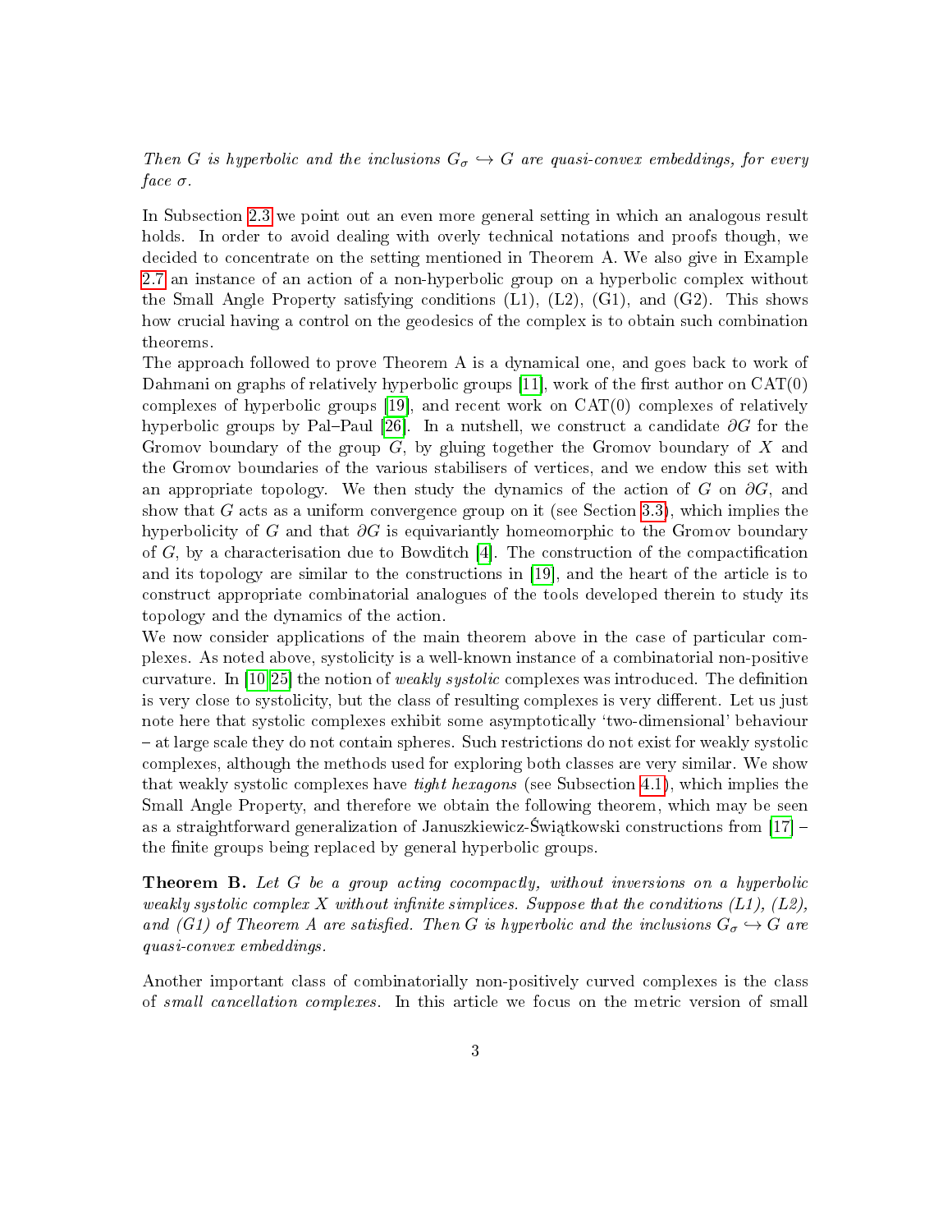*Then $G$ is hyperbolic and the inclusions $G_\sigma \hookrightarrow G$ are quasi-convex embeddings, for every face $\sigma$.*

In Subsection 2.3 we point out an even more general setting in which an analogous result holds. In order to avoid dealing with overly technical notations and proofs though, we decided to concentrate on the setting mentioned in Theorem A. We also give in Example 2.7 an instance of an action of a non-hyperbolic group on a hyperbolic complex without the Small Angle Property satisfying conditions (L1), (L2), (G1), and (G2). This shows how crucial having a control on the geodesics of the complex is to obtain such combination theorems.

The approach followed to prove Theorem A is a dynamical one, and goes back to work of Dahmani on graphs of relatively hyperbolic groups [11], work of the first author on CAT(0) complexes of hyperbolic groups [19], and recent work on CAT(0) complexes of relatively hyperbolic groups by Pal–Paul [26]. In a nutshell, we construct a candidate $\partial G$ for the Gromov boundary of the group $G$, by gluing together the Gromov boundary of $X$ and the Gromov boundaries of the various stabilisers of vertices, and we endow this set with an appropriate topology. We then study the dynamics of the action of $G$ on $\partial G$, and show that $G$ acts as a uniform convergence group on it (see Section 3.3), which implies the hyperbolicity of $G$ and that $\partial G$ is equivariantly homeomorphic to the Gromov boundary of $G$, by a characterisation due to Bowditch [4]. The construction of the compactification and its topology are similar to the constructions in [19], and the heart of the article is to construct appropriate combinatorial analogues of the tools developed therein to study its topology and the dynamics of the action.

We now consider applications of the main theorem above in the case of particular complexes. As noted above, systolicity is a well-known instance of a combinatorial non-positive curvature. In [10,25] the notion of *weakly systolic* complexes was introduced. The definition is very close to systolicity, but the class of resulting complexes is very different. Let us just note here that systolic complexes exhibit some asymptotically 'two-dimensional' behaviour – at large scale they do not contain spheres. Such restrictions do not exist for weakly systolic complexes, although the methods used for exploring both classes are very similar. We show that weakly systolic complexes have *tight hexagons* (see Subsection 4.1), which implies the Small Angle Property, and therefore we obtain the following theorem, which may be seen as a straightforward generalization of Januszkiewicz-Świątkowski constructions from [17] – the finite groups being replaced by general hyperbolic groups.

**Theorem B.** *Let $G$ be a group acting cocompactly, without inversions on a hyperbolic weakly systolic complex $X$ without infinite simplices. Suppose that the conditions (L1), (L2), and (G1) of Theorem A are satisfied. Then $G$ is hyperbolic and the inclusions $G_\sigma \hookrightarrow G$ are quasi-convex embeddings.*

Another important class of combinatorially non-positively curved complexes is the class of *small cancellation complexes*. In this article we focus on the metric version of small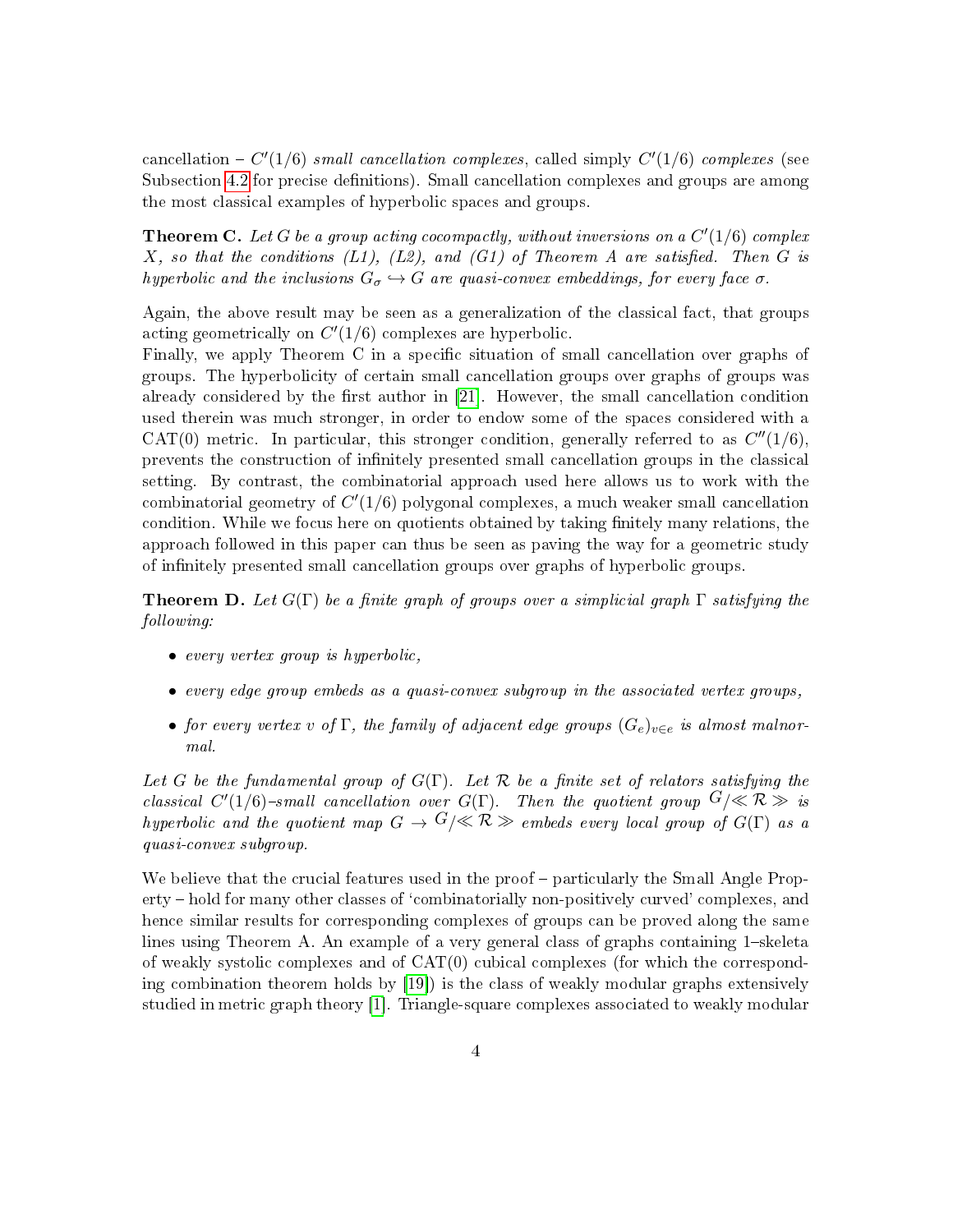cancellation – $C'(1/6)$ *small cancellation complexes*, called simply $C'(1/6)$ *complexes* (see Subsection 4.2 for precise definitions). Small cancellation complexes and groups are among the most classical examples of hyperbolic spaces and groups.

**Theorem C.** *Let $G$ be a group acting cocompactly, without inversions on a $C'(1/6)$ complex $X$, so that the conditions (L1), (L2), and (G1) of Theorem A are satisfied. Then $G$ is hyperbolic and the inclusions $G_\sigma \hookrightarrow G$ are quasi-convex embeddings, for every face $\sigma$.*

Again, the above result may be seen as a generalization of the classical fact, that groups acting geometrically on $C'(1/6)$ complexes are hyperbolic.

Finally, we apply Theorem C in a specific situation of small cancellation over graphs of groups. The hyperbolicity of certain small cancellation groups over graphs of groups was already considered by the first author in [21]. However, the small cancellation condition used therein was much stronger, in order to endow some of the spaces considered with a CAT(0) metric. In particular, this stronger condition, generally referred to as $C''(1/6)$, prevents the construction of infinitely presented small cancellation groups in the classical setting. By contrast, the combinatorial approach used here allows us to work with the combinatorial geometry of $C'(1/6)$ polygonal complexes, a much weaker small cancellation condition. While we focus here on quotients obtained by taking finitely many relations, the approach followed in this paper can thus be seen as paving the way for a geometric study of infinitely presented small cancellation groups over graphs of hyperbolic groups.

**Theorem D.** *Let $G(\Gamma)$ be a finite graph of groups over a simplicial graph $\Gamma$ satisfying the following:*

- *every vertex group is hyperbolic,*
- *every edge group embeds as a quasi-convex subgroup in the associated vertex groups,*
- *for every vertex $v$ of $\Gamma$, the family of adjacent edge groups $(G_e)_{v \in e}$ is almost malnormal.*

*Let $G$ be the fundamental group of $G(\Gamma)$. Let $\mathcal{R}$ be a finite set of relators satisfying the classical $C'(1/6)$–small cancellation over $G(\Gamma)$. Then the quotient group $G/\!\ll \mathcal{R} \gg$ is hyperbolic and the quotient map $G \to G/\!\ll \mathcal{R} \gg$ embeds every local group of $G(\Gamma)$ as a quasi-convex subgroup.*

We believe that the crucial features used in the proof – particularly the Small Angle Property – hold for many other classes of 'combinatorially non-positively curved' complexes, and hence similar results for corresponding complexes of groups can be proved along the same lines using Theorem A. An example of a very general class of graphs containing 1–skeleta of weakly systolic complexes and of CAT(0) cubical complexes (for which the corresponding combination theorem holds by [19]) is the class of weakly modular graphs extensively studied in metric graph theory [1]. Triangle-square complexes associated to weakly modular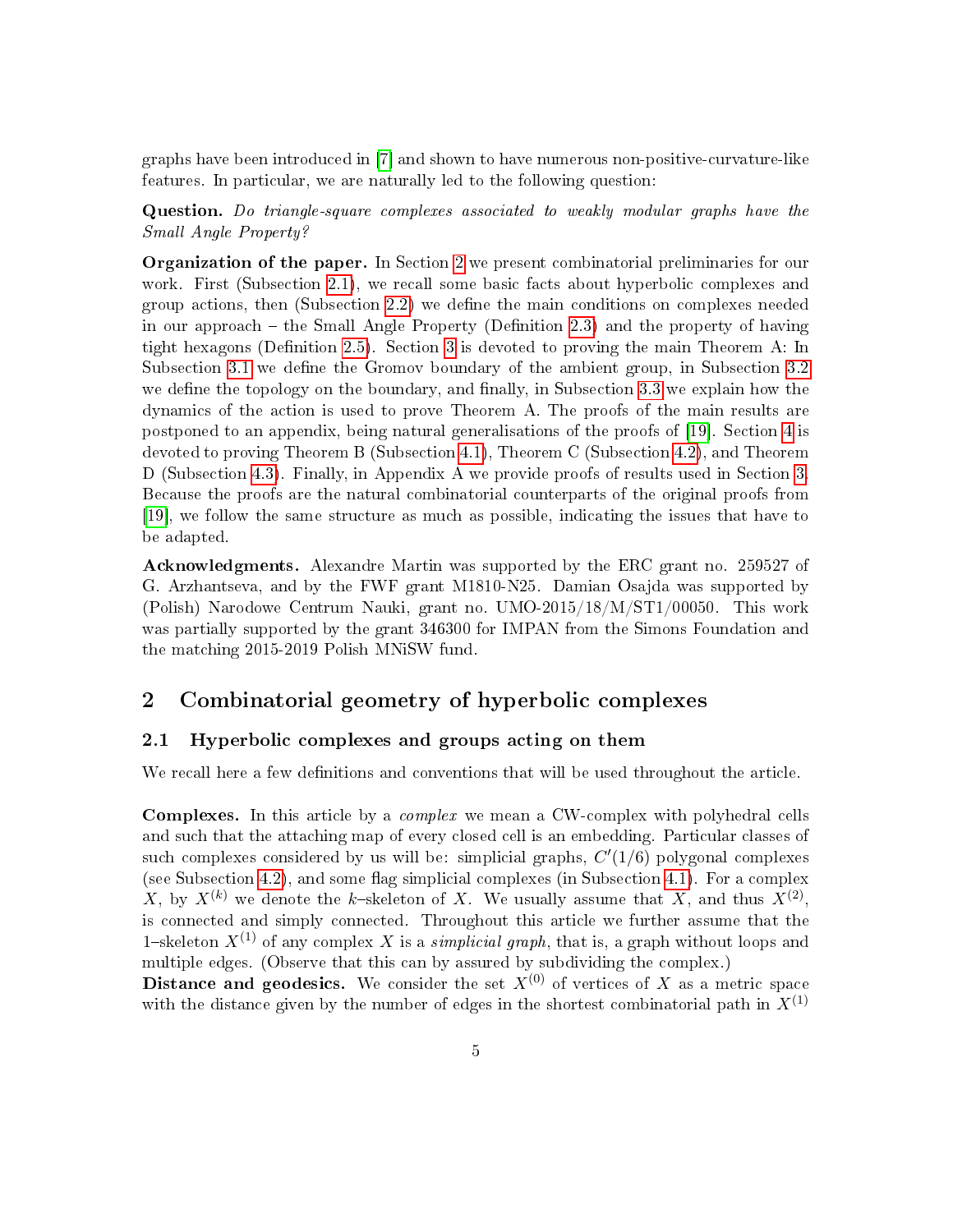graphs have been introduced in [7] and shown to have numerous non-positive-curvature-like features. In particular, we are naturally led to the following question:

**Question.** *Do triangle-square complexes associated to weakly modular graphs have the Small Angle Property?*

**Organization of the paper.** In Section 2 we present combinatorial preliminaries for our work. First (Subsection 2.1), we recall some basic facts about hyperbolic complexes and group actions, then (Subsection 2.2) we define the main conditions on complexes needed in our approach – the Small Angle Property (Definition 2.3) and the property of having tight hexagons (Definition 2.5). Section 3 is devoted to proving the main Theorem A: In Subsection 3.1 we define the Gromov boundary of the ambient group, in Subsection 3.2 we define the topology on the boundary, and finally, in Subsection 3.3 we explain how the dynamics of the action is used to prove Theorem A. The proofs of the main results are postponed to an appendix, being natural generalisations of the proofs of [19]. Section 4 is devoted to proving Theorem B (Subsection 4.1), Theorem C (Subsection 4.2), and Theorem D (Subsection 4.3). Finally, in Appendix A we provide proofs of results used in Section 3. Because the proofs are the natural combinatorial counterparts of the original proofs from [19], we follow the same structure as much as possible, indicating the issues that have to be adapted.

**Acknowledgments.** Alexandre Martin was supported by the ERC grant no. 259527 of G. Arzhantseva, and by the FWF grant M1810-N25. Damian Osajda was supported by (Polish) Narodowe Centrum Nauki, grant no. UMO-2015/18/M/ST1/00050. This work was partially supported by the grant 346300 for IMPAN from the Simons Foundation and the matching 2015-2019 Polish MNiSW fund.

## 2 Combinatorial geometry of hyperbolic complexes

### 2.1 Hyperbolic complexes and groups acting on them

We recall here a few definitions and conventions that will be used throughout the article.

**Complexes.** In this article by a *complex* we mean a CW-complex with polyhedral cells and such that the attaching map of every closed cell is an embedding. Particular classes of such complexes considered by us will be: simplicial graphs, $C'(1/6)$ polygonal complexes (see Subsection 4.2), and some flag simplicial complexes (in Subsection 4.1). For a complex $X$, by $X^{(k)}$ we denote the $k$–skeleton of $X$. We usually assume that $X$, and thus $X^{(2)}$, is connected and simply connected. Throughout this article we further assume that the 1–skeleton $X^{(1)}$ of any complex $X$ is a *simplicial graph*, that is, a graph without loops and multiple edges. (Observe that this can by assured by subdividing the complex.)

**Distance and geodesics.** We consider the set $X^{(0)}$ of vertices of $X$ as a metric space with the distance given by the number of edges in the shortest combinatorial path in $X^{(1)}$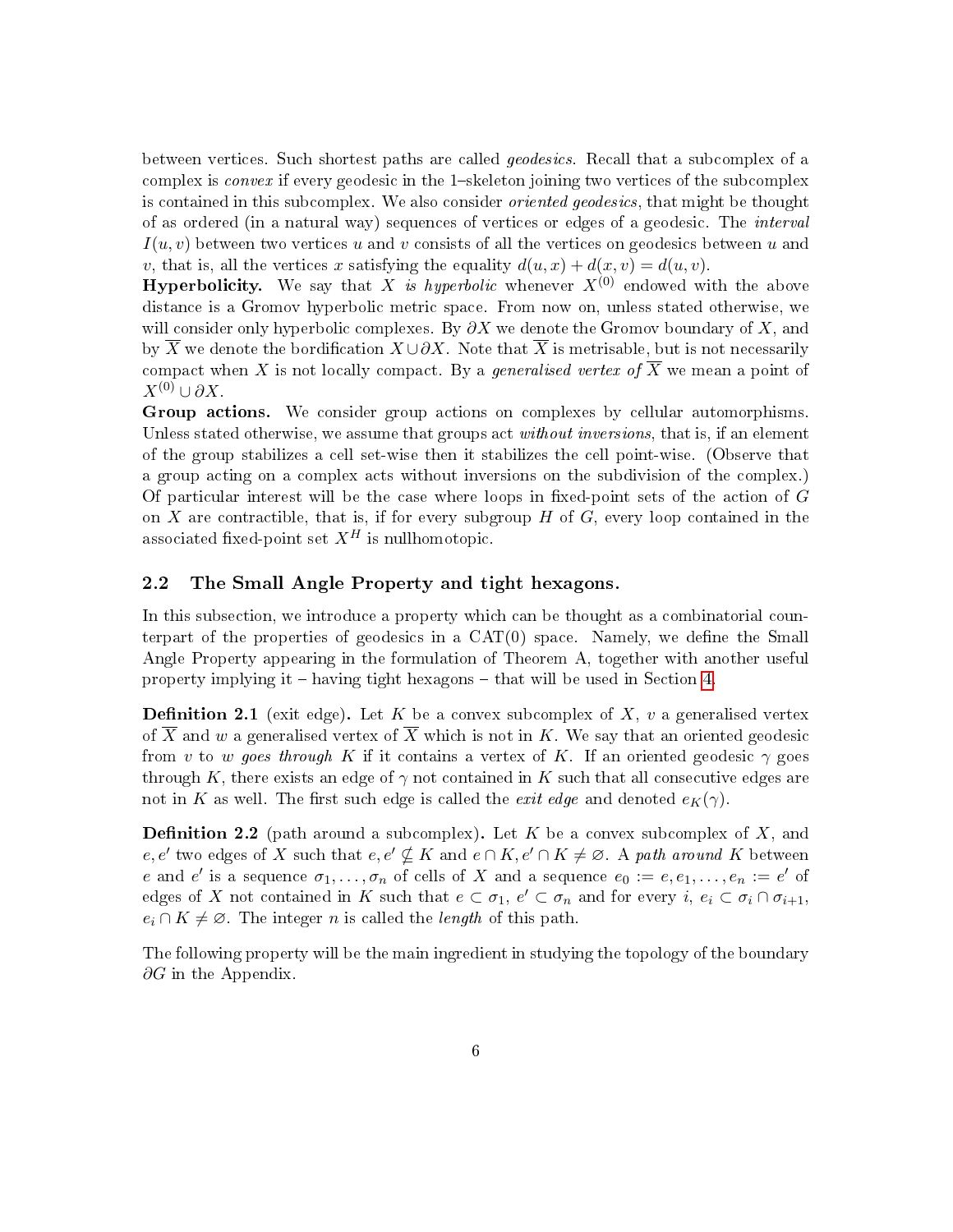between vertices. Such shortest paths are called *geodesics*. Recall that a subcomplex of a complex is *convex* if every geodesic in the 1–skeleton joining two vertices of the subcomplex is contained in this subcomplex. We also consider *oriented geodesics*, that might be thought of as ordered (in a natural way) sequences of vertices or edges of a geodesic. The *interval* $I(u, v)$ between two vertices $u$ and $v$ consists of all the vertices on geodesics between $u$ and $v$, that is, all the vertices $x$ satisfying the equality $d(u, x) + d(x, v) = d(u, v)$.

**Hyperbolicity.** We say that $X$ *is hyperbolic* whenever $X^{(0)}$ endowed with the above distance is a Gromov hyperbolic metric space. From now on, unless stated otherwise, we will consider only hyperbolic complexes. By $\partial X$ we denote the Gromov boundary of $X$, and by $\overline{X}$ we denote the bordification $X \cup \partial X$. Note that $\overline{X}$ is metrisable, but is not necessarily compact when $X$ is not locally compact. By a *generalised vertex of* $\overline{X}$ we mean a point of $X^{(0)} \cup \partial X$.

**Group actions.** We consider group actions on complexes by cellular automorphisms. Unless stated otherwise, we assume that groups act *without inversions*, that is, if an element of the group stabilizes a cell set-wise then it stabilizes the cell point-wise. (Observe that a group acting on a complex acts without inversions on the subdivision of the complex.) Of particular interest will be the case where loops in fixed-point sets of the action of $G$ on $X$ are contractible, that is, if for every subgroup $H$ of $G$, every loop contained in the associated fixed-point set $X^H$ is nullhomotopic.

## 2.2 The Small Angle Property and tight hexagons.

In this subsection, we introduce a property which can be thought as a combinatorial counterpart of the properties of geodesics in a CAT(0) space. Namely, we define the Small Angle Property appearing in the formulation of Theorem A, together with another useful property implying it – having tight hexagons – that will be used in Section 4.

**Definition 2.1** (exit edge)**.** Let $K$ be a convex subcomplex of $X$, $v$ a generalised vertex of $\overline{X}$ and $w$ a generalised vertex of $\overline{X}$ which is not in $K$. We say that an oriented geodesic from $v$ to $w$ *goes through* $K$ if it contains a vertex of $K$. If an oriented geodesic $\gamma$ goes through $K$, there exists an edge of $\gamma$ not contained in $K$ such that all consecutive edges are not in $K$ as well. The first such edge is called the *exit edge* and denoted $e_K(\gamma)$.

**Definition 2.2** (path around a subcomplex)**.** Let $K$ be a convex subcomplex of $X$, and $e, e'$ two edges of $X$ such that $e, e' \nsubseteq K$ and $e \cap K, e' \cap K \neq \varnothing$. A *path around* $K$ between $e$ and $e'$ is a sequence $\sigma_1, \ldots, \sigma_n$ of cells of $X$ and a sequence $e_0 := e, e_1, \ldots, e_n := e'$ of edges of $X$ not contained in $K$ such that $e \subset \sigma_1$, $e' \subset \sigma_n$ and for every $i$, $e_i \subset \sigma_i \cap \sigma_{i+1}$, $e_i \cap K \neq \varnothing$. The integer $n$ is called the *length* of this path.

The following property will be the main ingredient in studying the topology of the boundary $\partial G$ in the Appendix.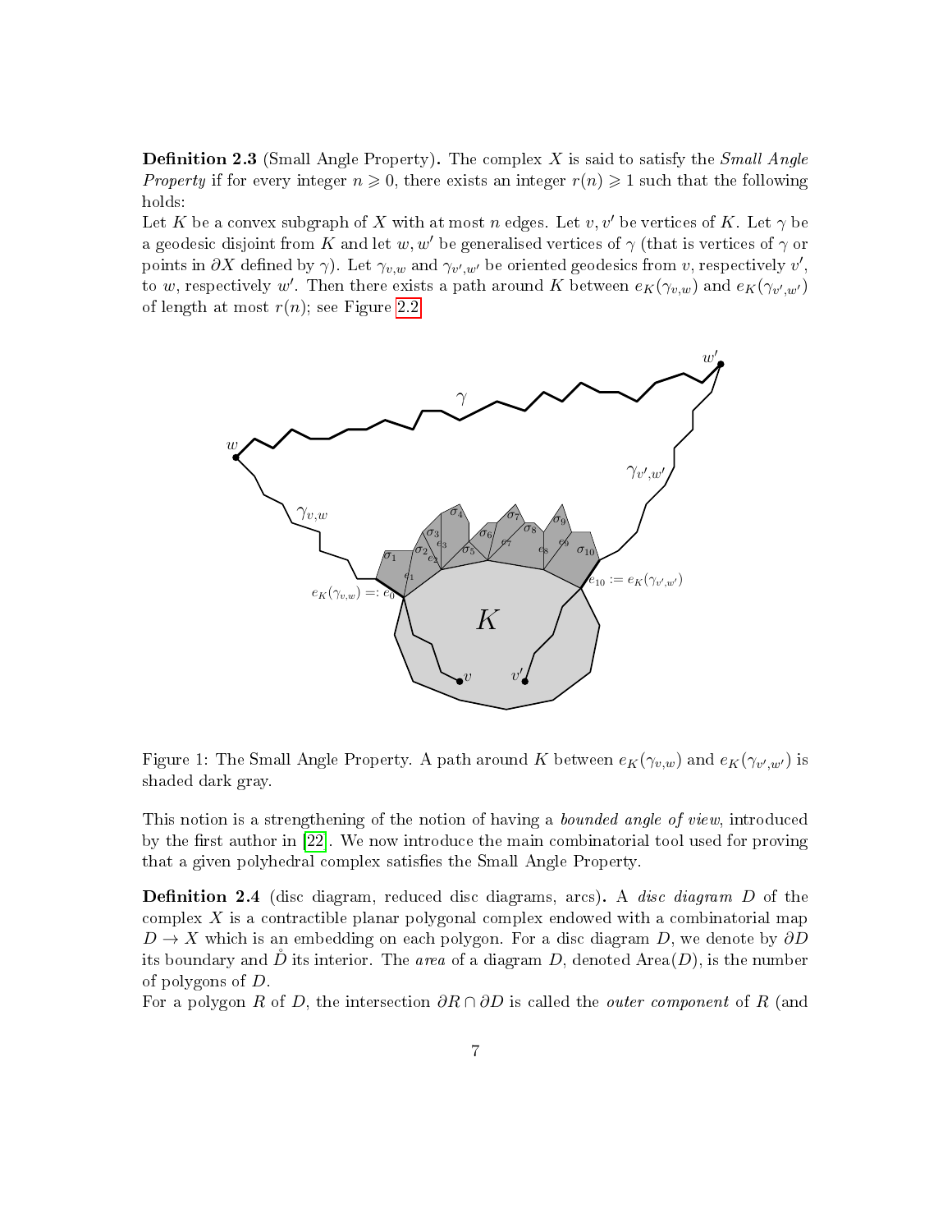**Definition 2.3** (Small Angle Property)**.** The complex $X$ is said to satisfy the *Small Angle Property* if for every integer $n \geqslant 0$, there exists an integer $r(n) \geqslant 1$ such that the following holds:

Let $K$ be a convex subgraph of $X$ with at most $n$ edges. Let $v, v'$ be vertices of $K$. Let $\gamma$ be a geodesic disjoint from $K$ and let $w, w'$ be generalised vertices of $\gamma$ (that is vertices of $\gamma$ or points in $\partial X$ defined by $\gamma$). Let $\gamma_{v,w}$ and $\gamma_{v',w'}$ be oriented geodesics from $v$, respectively $v'$, to $w$, respectively $w'$. Then there exists a path around $K$ between $e_K(\gamma_{v,w})$ and $e_K(\gamma_{v',w'})$ of length at most $r(n)$; see Figure 2.2

Figure 1: The Small Angle Property. A path around $K$ between $e_K(\gamma_{v,w})$ and $e_K(\gamma_{v',w'})$ is shaded dark gray.

This notion is a strengthening of the notion of having a *bounded angle of view*, introduced by the first author in [22]. We now introduce the main combinatorial tool used for proving that a given polyhedral complex satisfies the Small Angle Property.

**Definition 2.4** (disc diagram, reduced disc diagrams, arcs)**.** A *disc diagram* $D$ of the complex $X$ is a contractible planar polygonal complex endowed with a combinatorial map $D \to X$ which is an embedding on each polygon. For a disc diagram $D$, we denote by $\partial D$ its boundary and $\mathring{D}$ its interior. The *area* of a diagram $D$, denoted $\text{Area}(D)$, is the number of polygons of $D$.

For a polygon $R$ of $D$, the intersection $\partial R \cap \partial D$ is called the *outer component* of $R$ (and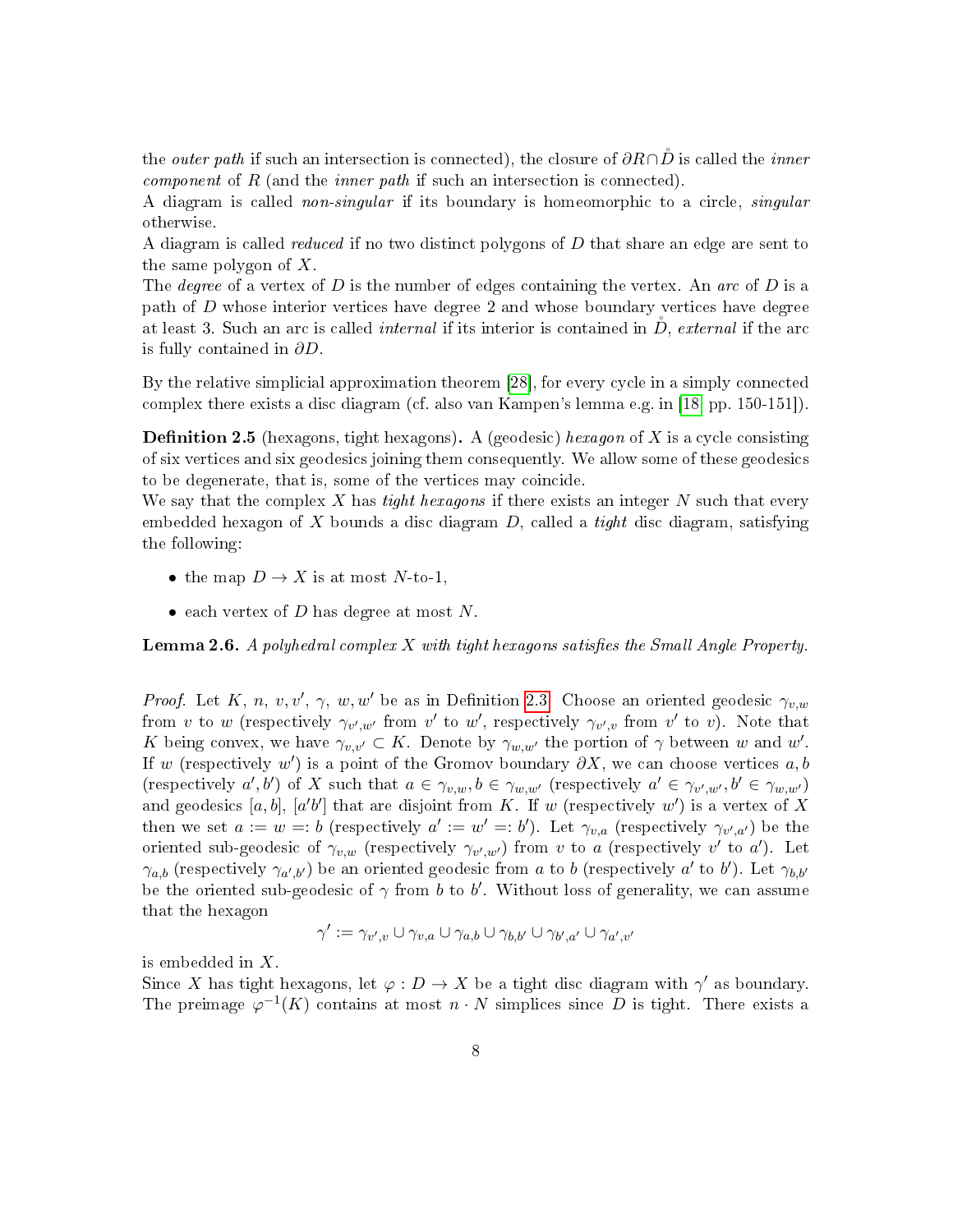the *outer path* if such an intersection is connected), the closure of $\partial R \cap \mathring{D}$ is called the *inner component* of $R$ (and the *inner path* if such an intersection is connected).
A diagram is called *non-singular* if its boundary is homeomorphic to a circle, *singular* otherwise.
A diagram is called *reduced* if no two distinct polygons of $D$ that share an edge are sent to the same polygon of $X$.
The *degree* of a vertex of $D$ is the number of edges containing the vertex. An *arc* of $D$ is a path of $D$ whose interior vertices have degree 2 and whose boundary vertices have degree at least 3. Such an arc is called *internal* if its interior is contained in $\mathring{D}$, *external* if the arc is fully contained in $\partial D$.

By the relative simplicial approximation theorem [28], for every cycle in a simply connected complex there exists a disc diagram (cf. also van Kampen's lemma e.g. in [18, pp. 150-151]).

**Definition 2.5** (hexagons, tight hexagons)**.** A (geodesic) *hexagon* of $X$ is a cycle consisting of six vertices and six geodesics joining them consequently. We allow some of these geodesics to be degenerate, that is, some of the vertices may coincide.
We say that the complex $X$ has *tight hexagons* if there exists an integer $N$ such that every embedded hexagon of $X$ bounds a disc diagram $D$, called a *tight* disc diagram, satisfying the following:

- the map $D \to X$ is at most $N$-to-1,
- each vertex of $D$ has degree at most $N$.

**Lemma 2.6.** *A polyhedral complex $X$ with tight hexagons satisfies the Small Angle Property.*

*Proof.* Let $K$, $n$, $v, v'$, $\gamma$, $w, w'$ be as in Definition 2.3. Choose an oriented geodesic $\gamma_{v,w}$ from $v$ to $w$ (respectively $\gamma_{v',w'}$ from $v'$ to $w'$, respectively $\gamma_{v',v}$ from $v'$ to $v$). Note that $K$ being convex, we have $\gamma_{v,v'} \subset K$. Denote by $\gamma_{w,w'}$ the portion of $\gamma$ between $w$ and $w'$. If $w$ (respectively $w'$) is a point of the Gromov boundary $\partial X$, we can choose vertices $a, b$ (respectively $a', b'$) of $X$ such that $a \in \gamma_{v,w}, b \in \gamma_{w,w'}$ (respectively $a' \in \gamma_{v',w'}, b' \in \gamma_{w,w'}$) and geodesics $[a,b]$, $[a'b']$ that are disjoint from $K$. If $w$ (respectively $w'$) is a vertex of $X$ then we set $a := w =: b$ (respectively $a' := w' =: b'$). Let $\gamma_{v,a}$ (respectively $\gamma_{v',a'}$) be the oriented sub-geodesic of $\gamma_{v,w}$ (respectively $\gamma_{v',w'}$) from $v$ to $a$ (respectively $v'$ to $a'$). Let $\gamma_{a,b}$ (respectively $\gamma_{a',b'}$) be an oriented geodesic from $a$ to $b$ (respectively $a'$ to $b'$). Let $\gamma_{b,b'}$ be the oriented sub-geodesic of $\gamma$ from $b$ to $b'$. Without loss of generality, we can assume that the hexagon

$$\gamma' := \gamma_{v',v} \cup \gamma_{v,a} \cup \gamma_{a,b} \cup \gamma_{b,b'} \cup \gamma_{b',a'} \cup \gamma_{a',v'}$$

is embedded in $X$.
Since $X$ has tight hexagons, let $\varphi : D \to X$ be a tight disc diagram with $\gamma'$ as boundary. The preimage $\varphi^{-1}(K)$ contains at most $n \cdot N$ simplices since $D$ is tight. There exists a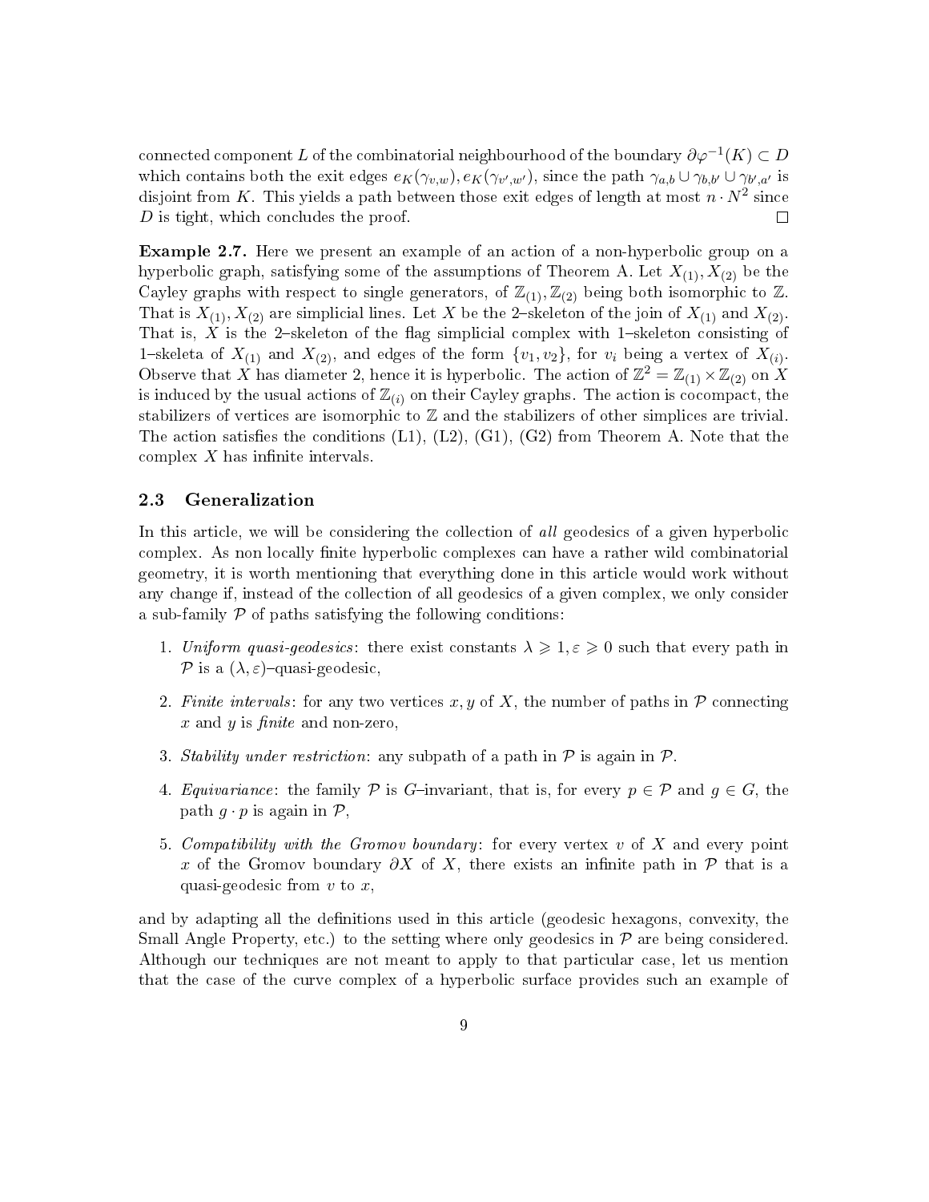connected component $L$ of the combinatorial neighbourhood of the boundary $\partial\varphi^{-1}(K) \subset D$ which contains both the exit edges $e_K(\gamma_{v,w}), e_K(\gamma_{v',w'})$, since the path $\gamma_{a,b} \cup \gamma_{b,b'} \cup \gamma_{b',a'}$ is disjoint from $K$. This yields a path between those exit edges of length at most $n \cdot N^2$ since $D$ is tight, which concludes the proof. $\square$

**Example 2.7.** Here we present an example of an action of a non-hyperbolic group on a hyperbolic graph, satisfying some of the assumptions of Theorem A. Let $X_{(1)}, X_{(2)}$ be the Cayley graphs with respect to single generators, of $\mathbb{Z}_{(1)}, \mathbb{Z}_{(2)}$ being both isomorphic to $\mathbb{Z}$. That is $X_{(1)}, X_{(2)}$ are simplicial lines. Let $X$ be the 2–skeleton of the join of $X_{(1)}$ and $X_{(2)}$. That is, $X$ is the 2–skeleton of the flag simplicial complex with 1–skeleton consisting of 1–skeleta of $X_{(1)}$ and $X_{(2)}$, and edges of the form $\{v_1, v_2\}$, for $v_i$ being a vertex of $X_{(i)}$. Observe that $X$ has diameter 2, hence it is hyperbolic. The action of $\mathbb{Z}^2 = \mathbb{Z}_{(1)} \times \mathbb{Z}_{(2)}$ on $X$ is induced by the usual actions of $\mathbb{Z}_{(i)}$ on their Cayley graphs. The action is cocompact, the stabilizers of vertices are isomorphic to $\mathbb{Z}$ and the stabilizers of other simplices are trivial. The action satisfies the conditions (L1), (L2), (G1), (G2) from Theorem A. Note that the complex $X$ has infinite intervals.

### 2.3 Generalization

In this article, we will be considering the collection of *all* geodesics of a given hyperbolic complex. As non locally finite hyperbolic complexes can have a rather wild combinatorial geometry, it is worth mentioning that everything done in this article would work without any change if, instead of the collection of all geodesics of a given complex, we only consider a sub-family $\mathcal{P}$ of paths satisfying the following conditions:

1. *Uniform quasi-geodesics*: there exist constants $\lambda \geqslant 1, \varepsilon \geqslant 0$ such that every path in $\mathcal{P}$ is a $(\lambda, \varepsilon)$–quasi-geodesic,
2. *Finite intervals*: for any two vertices $x, y$ of $X$, the number of paths in $\mathcal{P}$ connecting $x$ and $y$ is *finite* and non-zero,
3. *Stability under restriction*: any subpath of a path in $\mathcal{P}$ is again in $\mathcal{P}$.
4. *Equivariance*: the family $\mathcal{P}$ is $G$–invariant, that is, for every $p \in \mathcal{P}$ and $g \in G$, the path $g \cdot p$ is again in $\mathcal{P}$,
5. *Compatibility with the Gromov boundary*: for every vertex $v$ of $X$ and every point $x$ of the Gromov boundary $\partial X$ of $X$, there exists an infinite path in $\mathcal{P}$ that is a quasi-geodesic from $v$ to $x$,

and by adapting all the definitions used in this article (geodesic hexagons, convexity, the Small Angle Property, etc.) to the setting where only geodesics in $\mathcal{P}$ are being considered. Although our techniques are not meant to apply to that particular case, let us mention that the case of the curve complex of a hyperbolic surface provides such an example of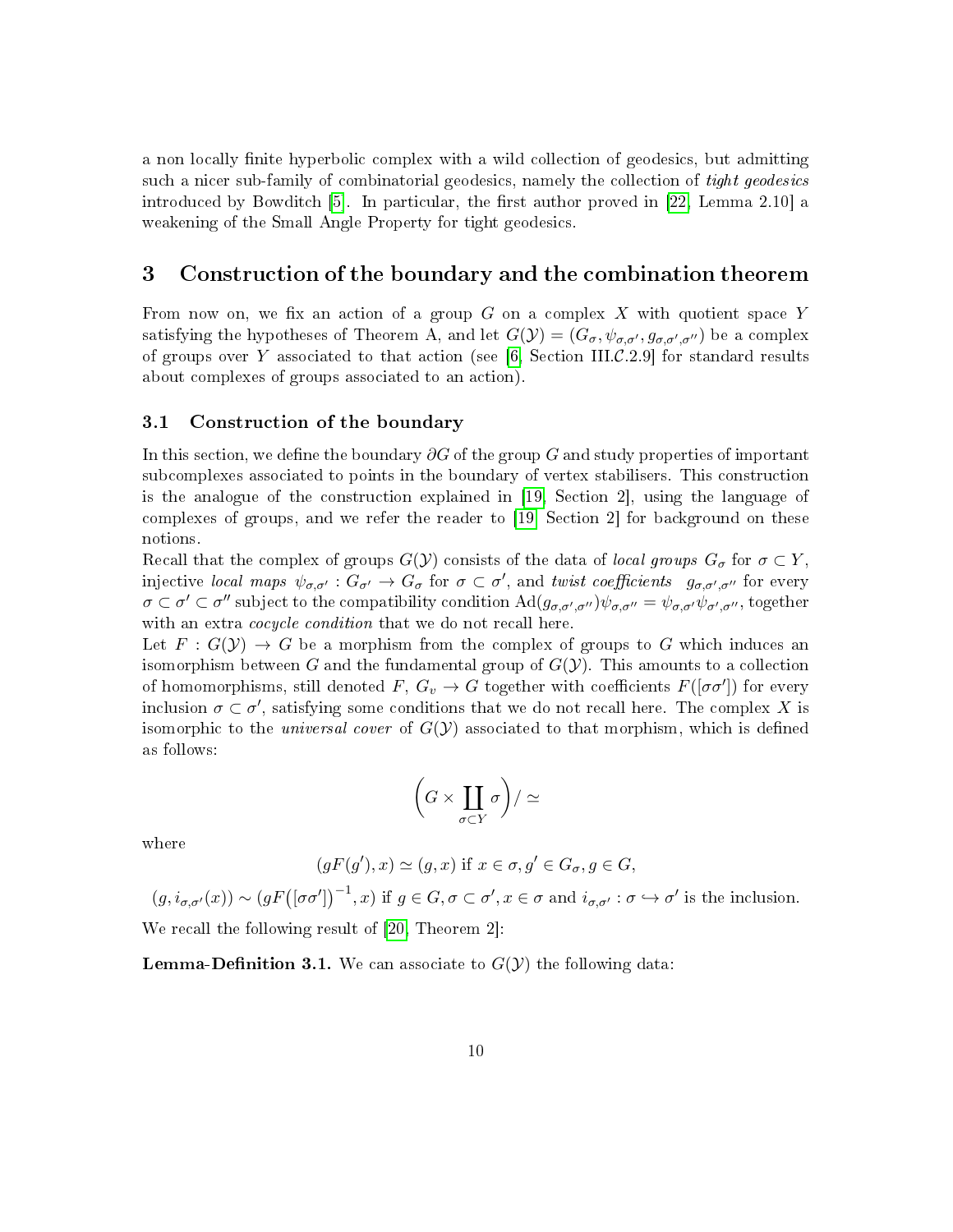a non locally finite hyperbolic complex with a wild collection of geodesics, but admitting such a nicer sub-family of combinatorial geodesics, namely the collection of *tight geodesics* introduced by Bowditch [5]. In particular, the first author proved in [22, Lemma 2.10] a weakening of the Small Angle Property for tight geodesics.

# 3 Construction of the boundary and the combination theorem

From now on, we fix an action of a group $G$ on a complex $X$ with quotient space $Y$ satisfying the hypotheses of Theorem A, and let $G(\mathcal{Y}) = (G_\sigma, \psi_{\sigma,\sigma'}, g_{\sigma,\sigma',\sigma''})$ be a complex of groups over $Y$ associated to that action (see [6, Section III.$\mathcal{C}$.2.9] for standard results about complexes of groups associated to an action).

## 3.1 Construction of the boundary

In this section, we define the boundary $\partial G$ of the group $G$ and study properties of important subcomplexes associated to points in the boundary of vertex stabilisers. This construction is the analogue of the construction explained in [19, Section 2], using the language of complexes of groups, and we refer the reader to [19, Section 2] for background on these notions.

Recall that the complex of groups $G(\mathcal{Y})$ consists of the data of *local groups* $G_\sigma$ for $\sigma \subset Y$, injective *local maps* $\psi_{\sigma,\sigma'} : G_{\sigma'} \to G_\sigma$ for $\sigma \subset \sigma'$, and *twist coefficients* $g_{\sigma,\sigma',\sigma''}$ for every $\sigma \subset \sigma' \subset \sigma''$ subject to the compatibility condition $\mathrm{Ad}(g_{\sigma,\sigma',\sigma''})\psi_{\sigma,\sigma''} = \psi_{\sigma,\sigma'}\psi_{\sigma',\sigma''}$, together with an extra *cocycle condition* that we do not recall here.

Let $F : G(\mathcal{Y}) \to G$ be a morphism from the complex of groups to $G$ which induces an isomorphism between $G$ and the fundamental group of $G(\mathcal{Y})$. This amounts to a collection of homomorphisms, still denoted $F$, $G_v \to G$ together with coefficients $F([\sigma\sigma'])$ for every inclusion $\sigma \subset \sigma'$, satisfying some conditions that we do not recall here. The complex $X$ is isomorphic to the *universal cover* of $G(\mathcal{Y})$ associated to that morphism, which is defined as follows:

$$\left(G \times \coprod_{\sigma \subset Y} \sigma\right) / \simeq$$

where

$$(gF(g'), x) \simeq (g, x) \text{ if } x \in \sigma, g' \in G_\sigma, g \in G,$$

$$(g, i_{\sigma,\sigma'}(x)) \sim (gF\big([\sigma\sigma']\big)^{-1}, x) \text{ if } g \in G, \sigma \subset \sigma', x \in \sigma \text{ and } i_{\sigma,\sigma'} : \sigma \hookrightarrow \sigma' \text{ is the inclusion.}$$

We recall the following result of [20, Theorem 2]:

**Lemma-Definition 3.1.** We can associate to $G(\mathcal{Y})$ the following data: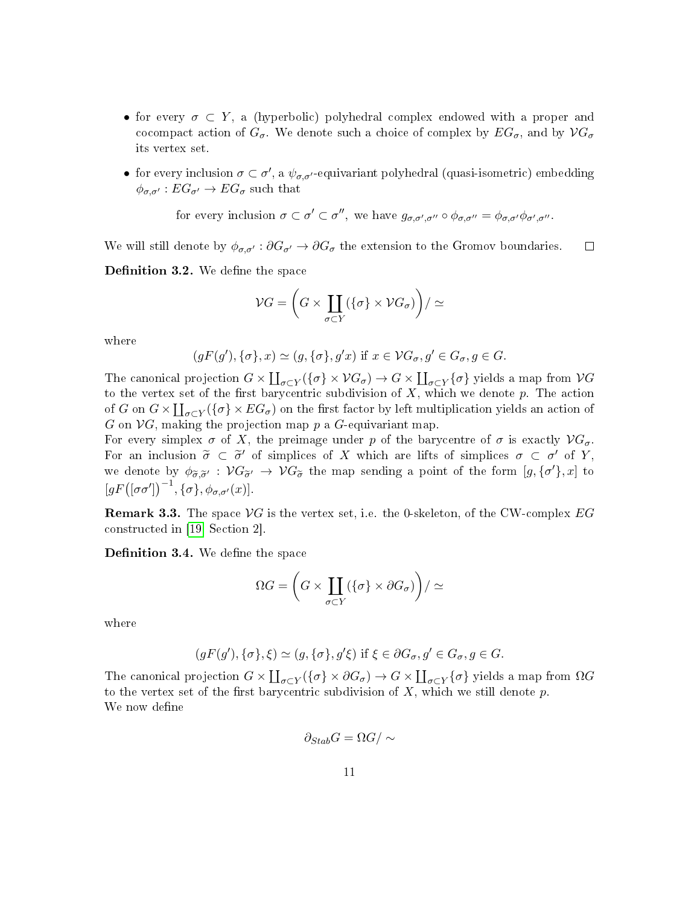- for every $\sigma \subset Y$, a (hyperbolic) polyhedral complex endowed with a proper and cocompact action of $G_\sigma$. We denote such a choice of complex by $EG_\sigma$, and by $\mathcal{V}G_\sigma$ its vertex set.
- for every inclusion $\sigma \subset \sigma'$, a $\psi_{\sigma,\sigma'}$-equivariant polyhedral (quasi-isometric) embedding $\phi_{\sigma,\sigma'} : EG_{\sigma'} \to EG_\sigma$ such that

$$\text{for every inclusion } \sigma \subset \sigma' \subset \sigma'', \text{ we have } g_{\sigma,\sigma',\sigma''} \circ \phi_{\sigma,\sigma''} = \phi_{\sigma,\sigma'}\phi_{\sigma',\sigma''}.$$

We will still denote by $\phi_{\sigma,\sigma'} : \partial G_{\sigma'} \to \partial G_\sigma$ the extension to the Gromov boundaries. $\square$

**Definition 3.2.** We define the space

$$\mathcal{V}G = \left( G \times \coprod_{\sigma \subset Y} (\{\sigma\} \times \mathcal{V}G_\sigma) \right) / \simeq$$

where

$$(gF(g'), \{\sigma\}, x) \simeq (g, \{\sigma\}, g'x) \text{ if } x \in \mathcal{V}G_\sigma, g' \in G_\sigma, g \in G.$$

The canonical projection $G \times \coprod_{\sigma \subset Y}(\{\sigma\} \times \mathcal{V}G_\sigma) \to G \times \coprod_{\sigma \subset Y}\{\sigma\}$ yields a map from $\mathcal{V}G$ to the vertex set of the first barycentric subdivision of $X$, which we denote $p$. The action of $G$ on $G \times \coprod_{\sigma \subset Y}(\{\sigma\} \times EG_\sigma)$ on the first factor by left multiplication yields an action of $G$ on $\mathcal{V}G$, making the projection map $p$ a $G$-equivariant map.
For every simplex $\sigma$ of $X$, the preimage under $p$ of the barycentre of $\sigma$ is exactly $\mathcal{V}G_\sigma$. For an inclusion $\widetilde{\sigma} \subset \widetilde{\sigma}'$ of simplices of $X$ which are lifts of simplices $\sigma \subset \sigma'$ of $Y$, we denote by $\phi_{\widetilde{\sigma},\widetilde{\sigma}'} : \mathcal{V}G_{\widetilde{\sigma}'} \to \mathcal{V}G_{\widetilde{\sigma}}$ the map sending a point of the form $[g, \{\sigma'\}, x]$ to $[gF([\sigma\sigma'])^{-1}, \{\sigma\}, \phi_{\sigma,\sigma'}(x)]$.

**Remark 3.3.** The space $\mathcal{V}G$ is the vertex set, i.e. the 0-skeleton, of the CW-complex $EG$ constructed in [19, Section 2].

**Definition 3.4.** We define the space

$$\Omega G = \left( G \times \coprod_{\sigma \subset Y} (\{\sigma\} \times \partial G_\sigma) \right) / \simeq$$

where

$$(gF(g'), \{\sigma\}, \xi) \simeq (g, \{\sigma\}, g'\xi) \text{ if } \xi \in \partial G_\sigma, g' \in G_\sigma, g \in G.$$

The canonical projection $G \times \coprod_{\sigma \subset Y}(\{\sigma\} \times \partial G_\sigma) \to G \times \coprod_{\sigma \subset Y}\{\sigma\}$ yields a map from $\Omega G$ to the vertex set of the first barycentric subdivision of $X$, which we still denote $p$.
We now define

$$\partial_{Stab} G = \Omega G / \sim$$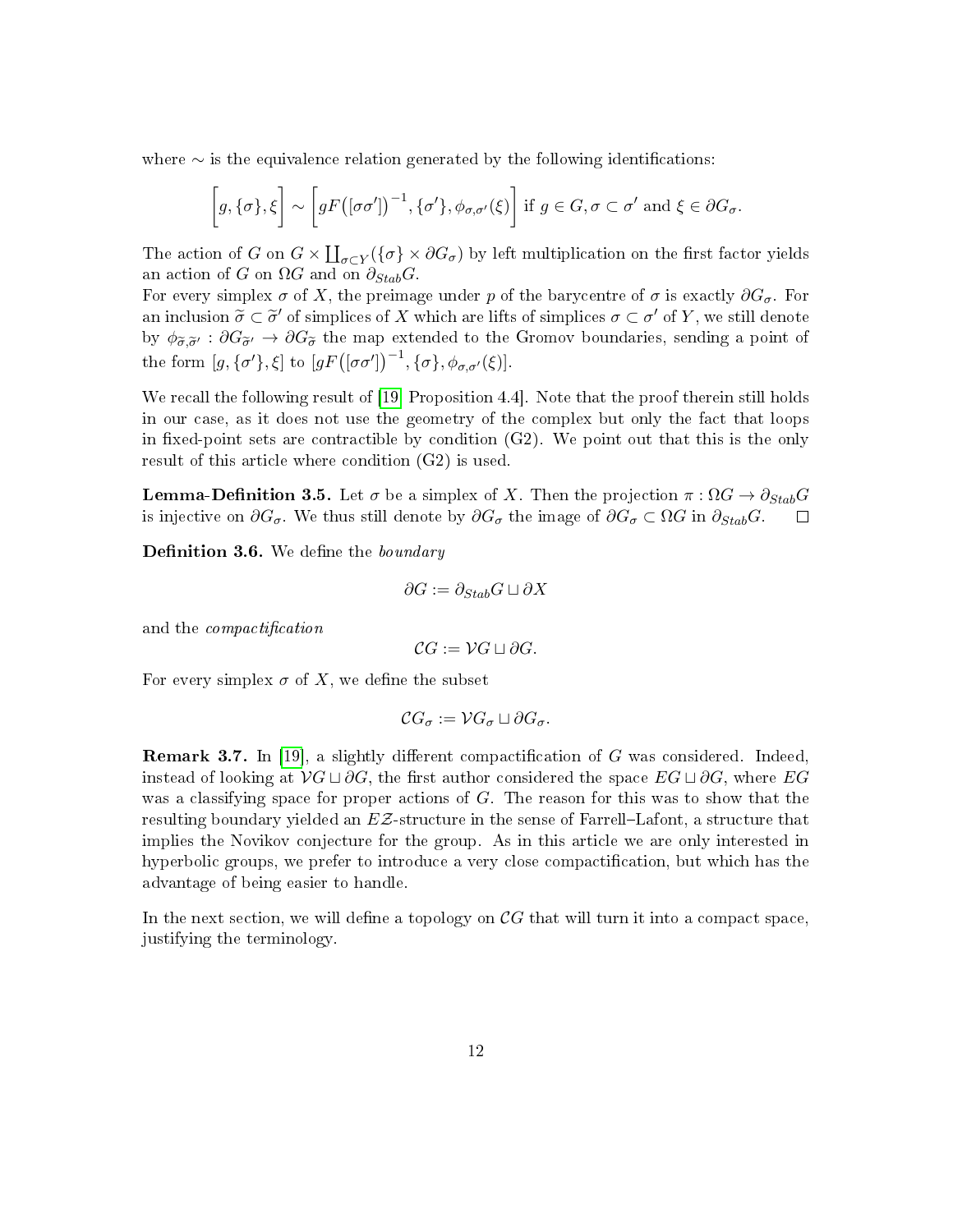where $\sim$ is the equivalence relation generated by the following identifications:

$$\Big[g, \{\sigma\}, \xi\Big] \sim \Big[gF\big([\sigma\sigma']\big)^{-1}, \{\sigma'\}, \phi_{\sigma,\sigma'}(\xi)\Big] \text{ if } g \in G, \sigma \subset \sigma' \text{ and } \xi \in \partial G_\sigma.$$

The action of $G$ on $G \times \coprod_{\sigma \subset Y}(\{\sigma\} \times \partial G_\sigma)$ by left multiplication on the first factor yields an action of $G$ on $\Omega G$ and on $\partial_{Stab} G$.

For every simplex $\sigma$ of $X$, the preimage under $p$ of the barycentre of $\sigma$ is exactly $\partial G_\sigma$. For an inclusion $\widetilde{\sigma} \subset \widetilde{\sigma}'$ of simplices of $X$ which are lifts of simplices $\sigma \subset \sigma'$ of $Y$, we still denote by $\phi_{\widetilde{\sigma},\widetilde{\sigma}'} : \partial G_{\widetilde{\sigma}'} \to \partial G_{\widetilde{\sigma}}$ the map extended to the Gromov boundaries, sending a point of the form $[g, \{\sigma'\}, \xi]$ to $[gF\big([\sigma\sigma']\big)^{-1}, \{\sigma\}, \phi_{\sigma,\sigma'}(\xi)]$.

We recall the following result of [19, Proposition 4.4]. Note that the proof therein still holds in our case, as it does not use the geometry of the complex but only the fact that loops in fixed-point sets are contractible by condition (G2). We point out that this is the only result of this article where condition (G2) is used.

**Lemma-Definition 3.5.** Let $\sigma$ be a simplex of $X$. Then the projection $\pi : \Omega G \to \partial_{Stab} G$ is injective on $\partial G_\sigma$. We thus still denote by $\partial G_\sigma$ the image of $\partial G_\sigma \subset \Omega G$ in $\partial_{Stab} G$. $\square$

**Definition 3.6.** We define the *boundary*

$$\partial G := \partial_{Stab} G \sqcup \partial X$$

and the *compactification*

$$\mathcal{C}G := \mathcal{V}G \sqcup \partial G.$$

For every simplex $\sigma$ of $X$, we define the subset

$$\mathcal{C}G_\sigma := \mathcal{V}G_\sigma \sqcup \partial G_\sigma.$$

**Remark 3.7.** In [19], a slightly different compactification of $G$ was considered. Indeed, instead of looking at $\mathcal{V}G \sqcup \partial G$, the first author considered the space $EG \sqcup \partial G$, where $EG$ was a classifying space for proper actions of $G$. The reason for this was to show that the resulting boundary yielded an $E\mathcal{Z}$-structure in the sense of Farrell–Lafont, a structure that implies the Novikov conjecture for the group. As in this article we are only interested in hyperbolic groups, we prefer to introduce a very close compactification, but which has the advantage of being easier to handle.

In the next section, we will define a topology on $\mathcal{C}G$ that will turn it into a compact space, justifying the terminology.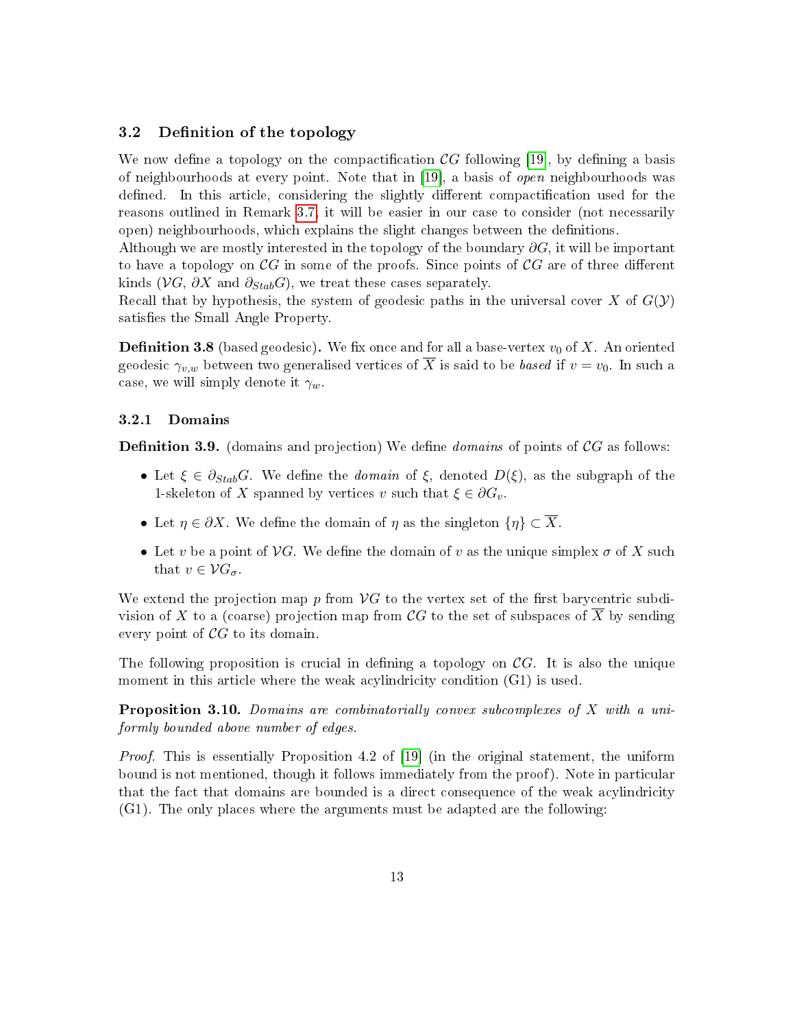### 3.2 Definition of the topology

We now define a topology on the compactification $\mathcal{C}G$ following [19], by defining a basis of neighbourhoods at every point. Note that in [19], a basis of *open* neighbourhoods was defined. In this article, considering the slightly different compactification used for the reasons outlined in Remark 3.7, it will be easier in our case to consider (not necessarily open) neighbourhoods, which explains the slight changes between the definitions.

Although we are mostly interested in the topology of the boundary $\partial G$, it will be important to have a topology on $\mathcal{C}G$ in some of the proofs. Since points of $\mathcal{C}G$ are of three different kinds ($\mathcal{V}G$, $\partial X$ and $\partial_{Stab}G$), we treat these cases separately.

Recall that by hypothesis, the system of geodesic paths in the universal cover $X$ of $G(\mathcal{Y})$ satisfies the Small Angle Property.

**Definition 3.8** (based geodesic)**.** We fix once and for all a base-vertex $v_0$ of $X$. An oriented geodesic $\gamma_{v,w}$ between two generalised vertices of $\overline{X}$ is said to be *based* if $v = v_0$. In such a case, we will simply denote it $\gamma_w$.

#### 3.2.1 Domains

**Definition 3.9.** (domains and projection) We define *domains* of points of $\mathcal{C}G$ as follows:

- Let $\xi \in \partial_{Stab}G$. We define the *domain* of $\xi$, denoted $D(\xi)$, as the subgraph of the 1-skeleton of $X$ spanned by vertices $v$ such that $\xi \in \partial G_v$.
- Let $\eta \in \partial X$. We define the domain of $\eta$ as the singleton $\{\eta\} \subset \overline{X}$.
- Let $v$ be a point of $\mathcal{V}G$. We define the domain of $v$ as the unique simplex $\sigma$ of $X$ such that $v \in \mathcal{V}G_\sigma$.

We extend the projection map $p$ from $\mathcal{V}G$ to the vertex set of the first barycentric subdivision of $X$ to a (coarse) projection map from $\mathcal{C}G$ to the set of subspaces of $\overline{X}$ by sending every point of $\mathcal{C}G$ to its domain.

The following proposition is crucial in defining a topology on $\mathcal{C}G$. It is also the unique moment in this article where the weak acylindricity condition (G1) is used.

**Proposition 3.10.** *Domains are combinatorially convex subcomplexes of $X$ with a uniformly bounded above number of edges.*

*Proof.* This is essentially Proposition 4.2 of [19] (in the original statement, the uniform bound is not mentioned, though it follows immediately from the proof). Note in particular that the fact that domains are bounded is a direct consequence of the weak acylindricity (G1). The only places where the arguments must be adapted are the following: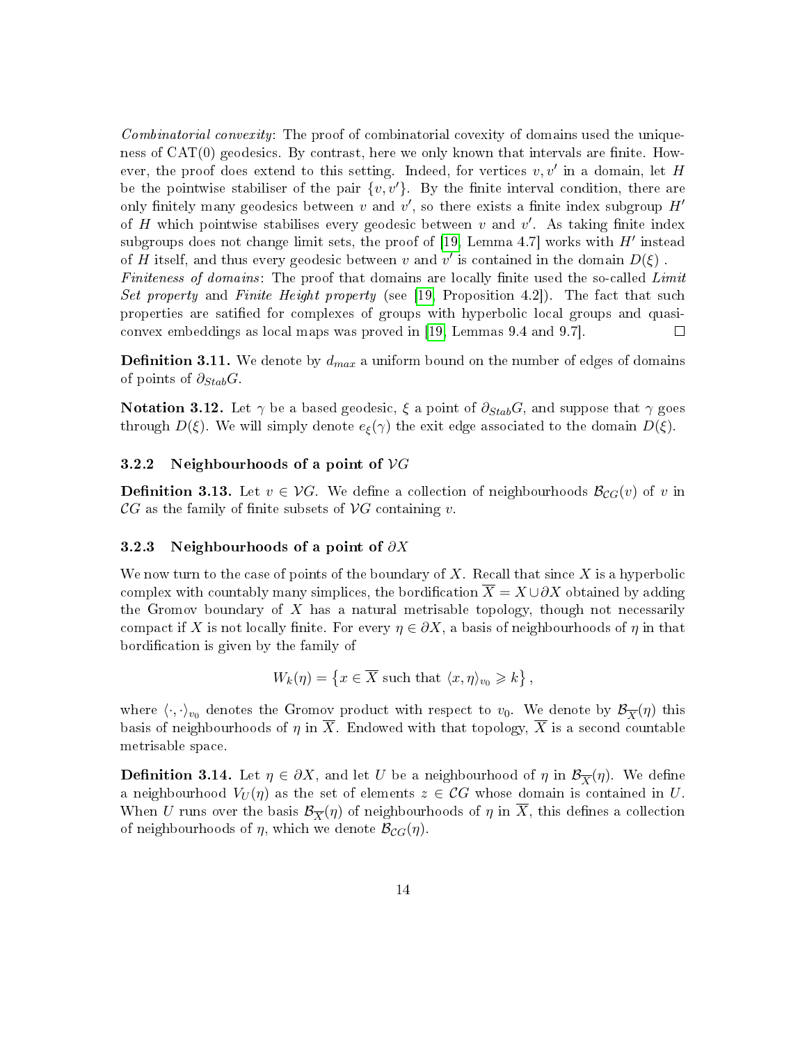*Combinatorial convexity*: The proof of combinatorial covexity of domains used the uniqueness of CAT(0) geodesics. By contrast, here we only known that intervals are finite. However, the proof does extend to this setting. Indeed, for vertices $v, v'$ in a domain, let $H$ be the pointwise stabiliser of the pair $\{v, v'\}$. By the finite interval condition, there are only finitely many geodesics between $v$ and $v'$, so there exists a finite index subgroup $H'$ of $H$ which pointwise stabilises every geodesic between $v$ and $v'$. As taking finite index subgroups does not change limit sets, the proof of [19, Lemma 4.7] works with $H'$ instead of $H$ itself, and thus every geodesic between $v$ and $v'$ is contained in the domain $D(\xi)$ .
*Finiteness of domains*: The proof that domains are locally finite used the so-called *Limit Set property* and *Finite Height property* (see [19, Proposition 4.2]). The fact that such properties are satified for complexes of groups with hyperbolic local groups and quasi-convex embeddings as local maps was proved in [19, Lemmas 9.4 and 9.7]. □

**Definition 3.11.** We denote by $d_{max}$ a uniform bound on the number of edges of domains of points of $\partial_{Stab}G$.

**Notation 3.12.** Let $\gamma$ be a based geodesic, $\xi$ a point of $\partial_{Stab}G$, and suppose that $\gamma$ goes through $D(\xi)$. We will simply denote $e_\xi(\gamma)$ the exit edge associated to the domain $D(\xi)$.

### 3.2.2 Neighbourhoods of a point of $\mathcal{V}G$

**Definition 3.13.** Let $v \in \mathcal{V}G$. We define a collection of neighbourhoods $\mathcal{B}_{\mathcal{C}G}(v)$ of $v$ in $\mathcal{C}G$ as the family of finite subsets of $\mathcal{V}G$ containing $v$.

### 3.2.3 Neighbourhoods of a point of $\partial X$

We now turn to the case of points of the boundary of $X$. Recall that since $X$ is a hyperbolic complex with countably many simplices, the bordification $\overline{X} = X \cup \partial X$ obtained by adding the Gromov boundary of $X$ has a natural metrisable topology, though not necessarily compact if $X$ is not locally finite. For every $\eta \in \partial X$, a basis of neighbourhoods of $\eta$ in that bordification is given by the family of

$$W_k(\eta) = \left\{ x \in \overline{X} \text{ such that } \langle x, \eta \rangle_{v_0} \geqslant k \right\},$$

where $\langle \cdot, \cdot \rangle_{v_0}$ denotes the Gromov product with respect to $v_0$. We denote by $\mathcal{B}_{\overline{X}}(\eta)$ this basis of neighbourhoods of $\eta$ in $\overline{X}$. Endowed with that topology, $\overline{X}$ is a second countable metrisable space.

**Definition 3.14.** Let $\eta \in \partial X$, and let $U$ be a neighbourhood of $\eta$ in $\mathcal{B}_{\overline{X}}(\eta)$. We define a neighbourhood $V_U(\eta)$ as the set of elements $z \in \mathcal{C}G$ whose domain is contained in $U$. When $U$ runs over the basis $\mathcal{B}_{\overline{X}}(\eta)$ of neighbourhoods of $\eta$ in $\overline{X}$, this defines a collection of neighbourhoods of $\eta$, which we denote $\mathcal{B}_{\mathcal{C}G}(\eta)$.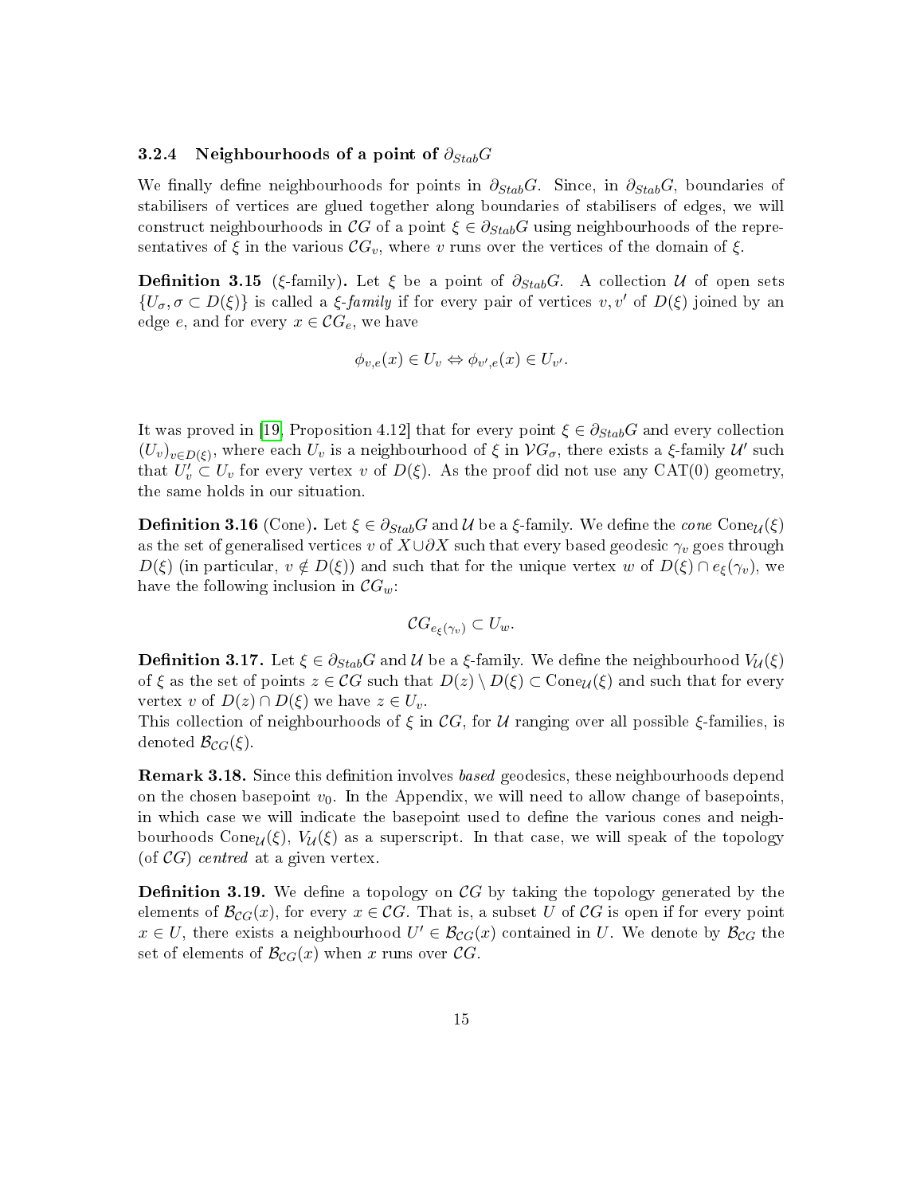### 3.2.4 Neighbourhoods of a point of $\partial_{Stab}G$

We finally define neighbourhoods for points in $\partial_{Stab}G$. Since, in $\partial_{Stab}G$, boundaries of stabilisers of vertices are glued together along boundaries of stabilisers of edges, we will construct neighbourhoods in $\mathcal{C}G$ of a point $\xi \in \partial_{Stab}G$ using neighbourhoods of the representatives of $\xi$ in the various $\mathcal{C}G_v$, where $v$ runs over the vertices of the domain of $\xi$.

**Definition 3.15** ($\xi$-family)**.** Let $\xi$ be a point of $\partial_{Stab}G$. A collection $\mathcal{U}$ of open sets $\{U_\sigma, \sigma \subset D(\xi)\}$ is called a *$\xi$-family* if for every pair of vertices $v, v'$ of $D(\xi)$ joined by an edge $e$, and for every $x \in \mathcal{C}G_e$, we have

$$\phi_{v,e}(x) \in U_v \Leftrightarrow \phi_{v',e}(x) \in U_{v'}.$$

It was proved in [19, Proposition 4.12] that for every point $\xi \in \partial_{Stab}G$ and every collection $(U_v)_{v \in D(\xi)}$, where each $U_v$ is a neighbourhood of $\xi$ in $\mathcal{V}G_\sigma$, there exists a $\xi$-family $\mathcal{U}'$ such that $U'_v \subset U_v$ for every vertex $v$ of $D(\xi)$. As the proof did not use any CAT(0) geometry, the same holds in our situation.

**Definition 3.16** (Cone)**.** Let $\xi \in \partial_{Stab}G$ and $\mathcal{U}$ be a $\xi$-family. We define the *cone* $\mathrm{Cone}_{\mathcal{U}}(\xi)$ as the set of generalised vertices $v$ of $X \cup \partial X$ such that every based geodesic $\gamma_v$ goes through $D(\xi)$ (in particular, $v \notin D(\xi)$) and such that for the unique vertex $w$ of $D(\xi) \cap e_\xi(\gamma_v)$, we have the following inclusion in $\mathcal{C}G_w$:

$$\mathcal{C}G_{e_\xi(\gamma_v)} \subset U_w.$$

**Definition 3.17.** Let $\xi \in \partial_{Stab}G$ and $\mathcal{U}$ be a $\xi$-family. We define the neighbourhood $V_{\mathcal{U}}(\xi)$ of $\xi$ as the set of points $z \in \mathcal{C}G$ such that $D(z) \setminus D(\xi) \subset \mathrm{Cone}_{\mathcal{U}}(\xi)$ and such that for every vertex $v$ of $D(z) \cap D(\xi)$ we have $z \in U_v$.
This collection of neighbourhoods of $\xi$ in $\mathcal{C}G$, for $\mathcal{U}$ ranging over all possible $\xi$-families, is denoted $\mathcal{B}_{\mathcal{C}G}(\xi)$.

**Remark 3.18.** Since this definition involves *based* geodesics, these neighbourhoods depend on the chosen basepoint $v_0$. In the Appendix, we will need to allow change of basepoints, in which case we will indicate the basepoint used to define the various cones and neighbourhoods $\mathrm{Cone}_{\mathcal{U}}(\xi)$, $V_{\mathcal{U}}(\xi)$ as a superscript. In that case, we will speak of the topology (of $\mathcal{C}G$) *centred* at a given vertex.

**Definition 3.19.** We define a topology on $\mathcal{C}G$ by taking the topology generated by the elements of $\mathcal{B}_{\mathcal{C}G}(x)$, for every $x \in \mathcal{C}G$. That is, a subset $U$ of $\mathcal{C}G$ is open if for every point $x \in U$, there exists a neighbourhood $U' \in \mathcal{B}_{\mathcal{C}G}(x)$ contained in $U$. We denote by $\mathcal{B}_{\mathcal{C}G}$ the set of elements of $\mathcal{B}_{\mathcal{C}G}(x)$ when $x$ runs over $\mathcal{C}G$.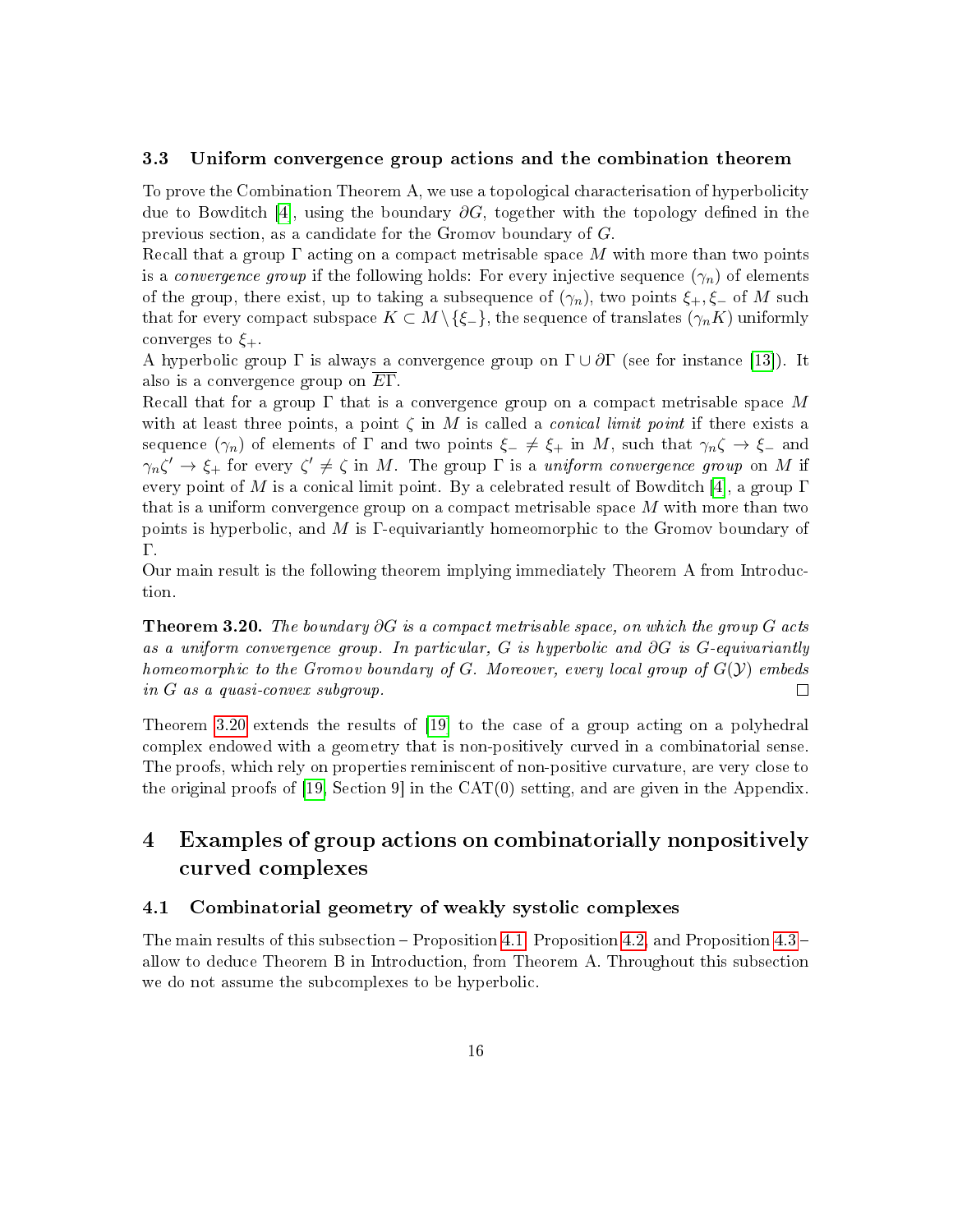### 3.3 Uniform convergence group actions and the combination theorem

To prove the Combination Theorem A, we use a topological characterisation of hyperbolicity due to Bowditch [4], using the boundary $\partial G$, together with the topology defined in the previous section, as a candidate for the Gromov boundary of $G$.

Recall that a group $\Gamma$ acting on a compact metrisable space $M$ with more than two points is a *convergence group* if the following holds: For every injective sequence $(\gamma_n)$ of elements of the group, there exist, up to taking a subsequence of $(\gamma_n)$, two points $\xi_+, \xi_-$ of $M$ such that for every compact subspace $K \subset M \setminus \{\xi_-\}$, the sequence of translates $(\gamma_n K)$ uniformly converges to $\xi_+$.

A hyperbolic group $\Gamma$ is always a convergence group on $\Gamma \cup \partial\Gamma$ (see for instance [13]). It also is a convergence group on $\overline{E\Gamma}$.

Recall that for a group $\Gamma$ that is a convergence group on a compact metrisable space $M$ with at least three points, a point $\zeta$ in $M$ is called a *conical limit point* if there exists a sequence $(\gamma_n)$ of elements of $\Gamma$ and two points $\xi_- \neq \xi_+$ in $M$, such that $\gamma_n \zeta \to \xi_-$ and $\gamma_n \zeta' \to \xi_+$ for every $\zeta' \neq \zeta$ in $M$. The group $\Gamma$ is a *uniform convergence group* on $M$ if every point of $M$ is a conical limit point. By a celebrated result of Bowditch [4], a group $\Gamma$ that is a uniform convergence group on a compact metrisable space $M$ with more than two points is hyperbolic, and $M$ is $\Gamma$-equivariantly homeomorphic to the Gromov boundary of $\Gamma$.

Our main result is the following theorem implying immediately Theorem A from Introduction.

**Theorem 3.20.** *The boundary $\partial G$ is a compact metrisable space, on which the group $G$ acts as a uniform convergence group. In particular, $G$ is hyperbolic and $\partial G$ is $G$-equivariantly homeomorphic to the Gromov boundary of $G$. Moreover, every local group of $G(\mathcal{Y})$ embeds in $G$ as a quasi-convex subgroup.* □

Theorem 3.20 extends the results of [19] to the case of a group acting on a polyhedral complex endowed with a geometry that is non-positively curved in a combinatorial sense. The proofs, which rely on properties reminiscent of non-positive curvature, are very close to the original proofs of [19, Section 9] in the CAT(0) setting, and are given in the Appendix.

# 4 Examples of group actions on combinatorially nonpositively curved complexes

## 4.1 Combinatorial geometry of weakly systolic complexes

The main results of this subsection – Proposition 4.1, Proposition 4.2, and Proposition 4.3 – allow to deduce Theorem B in Introduction, from Theorem A. Throughout this subsection we do not assume the subcomplexes to be hyperbolic.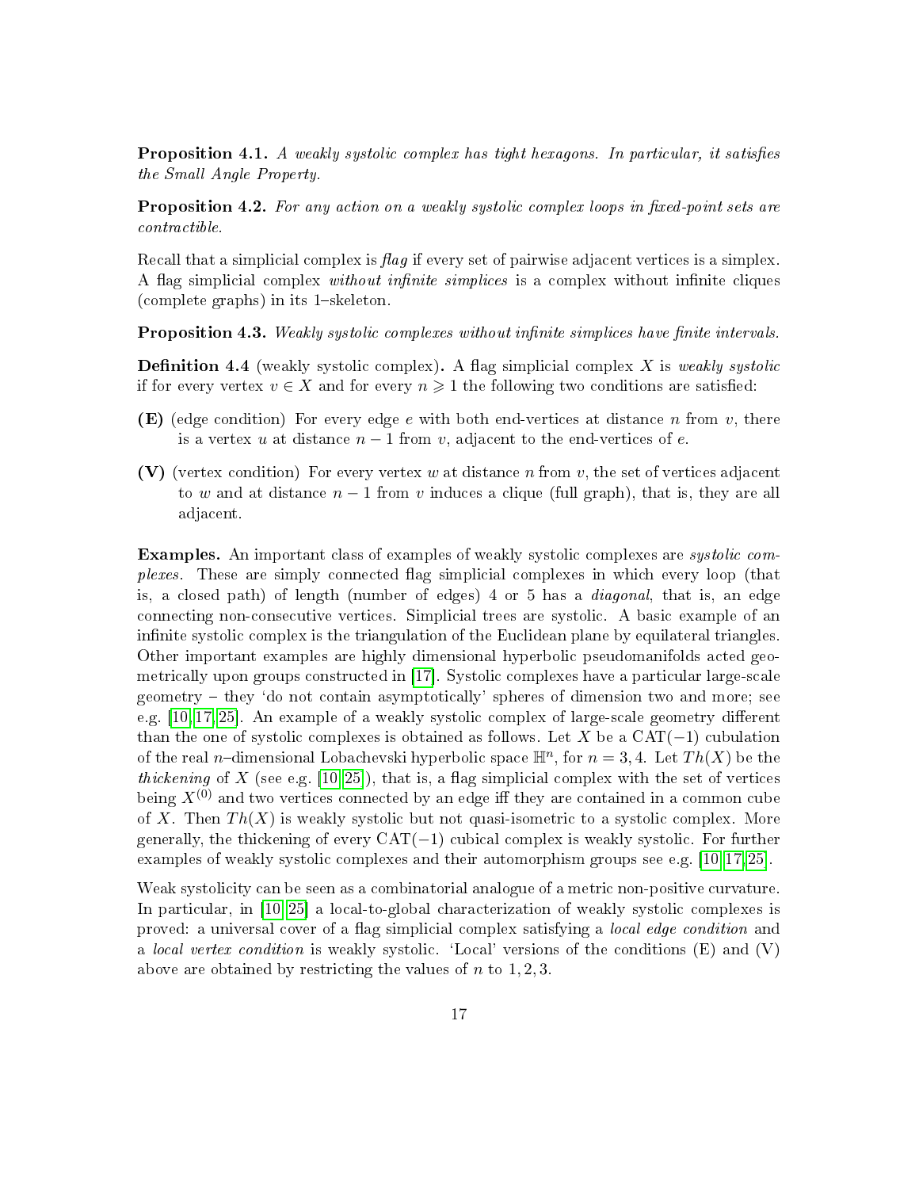**Proposition 4.1.** *A weakly systolic complex has tight hexagons. In particular, it satisfies the Small Angle Property.*

**Proposition 4.2.** *For any action on a weakly systolic complex loops in fixed-point sets are contractible.*

Recall that a simplicial complex is *flag* if every set of pairwise adjacent vertices is a simplex. A flag simplicial complex *without infinite simplices* is a complex without infinite cliques (complete graphs) in its 1–skeleton.

**Proposition 4.3.** *Weakly systolic complexes without infinite simplices have finite intervals.*

**Definition 4.4** (weakly systolic complex)**.** A flag simplicial complex $X$ is *weakly systolic* if for every vertex $v \in X$ and for every $n \geqslant 1$ the following two conditions are satisfied:

- **(E)** (edge condition) For every edge $e$ with both end-vertices at distance $n$ from $v$, there is a vertex $u$ at distance $n-1$ from $v$, adjacent to the end-vertices of $e$.
- **(V)** (vertex condition) For every vertex $w$ at distance $n$ from $v$, the set of vertices adjacent to $w$ and at distance $n-1$ from $v$ induces a clique (full graph), that is, they are all adjacent.

**Examples.** An important class of examples of weakly systolic complexes are *systolic complexes*. These are simply connected flag simplicial complexes in which every loop (that is, a closed path) of length (number of edges) 4 or 5 has a *diagonal*, that is, an edge connecting non-consecutive vertices. Simplicial trees are systolic. A basic example of an infinite systolic complex is the triangulation of the Euclidean plane by equilateral triangles. Other important examples are highly dimensional hyperbolic pseudomanifolds acted geometrically upon groups constructed in [17]. Systolic complexes have a particular large-scale geometry – they 'do not contain asymptotically' spheres of dimension two and more; see e.g. [10, 17, 25]. An example of a weakly systolic complex of large-scale geometry different than the one of systolic complexes is obtained as follows. Let $X$ be a $\mathrm{CAT}(-1)$ cubulation of the real $n$–dimensional Lobachevski hyperbolic space $\mathbb{H}^n$, for $n = 3, 4$. Let $Th(X)$ be the *thickening* of $X$ (see e.g. [10, 25]), that is, a flag simplicial complex with the set of vertices being $X^{(0)}$ and two vertices connected by an edge iff they are contained in a common cube of $X$. Then $Th(X)$ is weakly systolic but not quasi-isometric to a systolic complex. More generally, the thickening of every $\mathrm{CAT}(-1)$ cubical complex is weakly systolic. For further examples of weakly systolic complexes and their automorphism groups see e.g. [10, 17, 25].

Weak systolicity can be seen as a combinatorial analogue of a metric non-positive curvature. In particular, in [10, 25] a local-to-global characterization of weakly systolic complexes is proved: a universal cover of a flag simplicial complex satisfying a *local edge condition* and a *local vertex condition* is weakly systolic. 'Local' versions of the conditions (E) and (V) above are obtained by restricting the values of $n$ to $1, 2, 3$.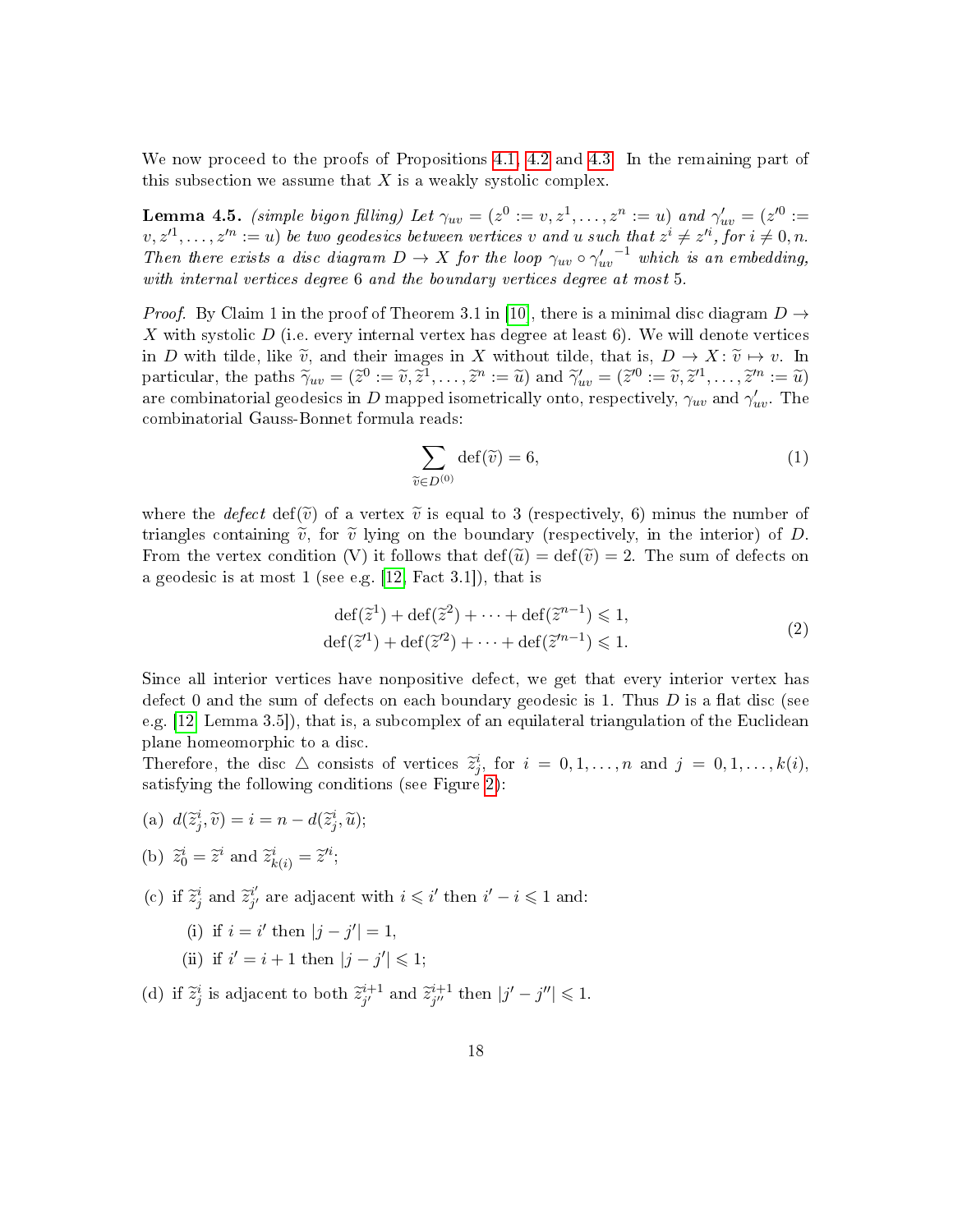We now proceed to the proofs of Propositions 4.1, 4.2 and 4.3. In the remaining part of this subsection we assume that $X$ is a weakly systolic complex.

**Lemma 4.5.** *(simple bigon filling) Let $\gamma_{uv} = (z^0 := v, z^1, \ldots, z^n := u)$ and $\gamma'_{uv} = (z'^0 := v, z'^1, \ldots, z'^n := u)$ be two geodesics between vertices $v$ and $u$ such that $z^i \neq z'^i$, for $i \neq 0, n$. Then there exists a disc diagram $D \to X$ for the loop $\gamma_{uv} \circ {\gamma'_{uv}}^{-1}$ which is an embedding, with internal vertices degree 6 and the boundary vertices degree at most 5.*

*Proof.* By Claim 1 in the proof of Theorem 3.1 in [10], there is a minimal disc diagram $D \to X$ with systolic $D$ (i.e. every internal vertex has degree at least 6). We will denote vertices in $D$ with tilde, like $\widetilde{v}$, and their images in $X$ without tilde, that is, $D \to X \colon \widetilde{v} \mapsto v$. In particular, the paths $\widetilde{\gamma}_{uv} = (\widetilde{z}^0 := \widetilde{v}, \widetilde{z}^1, \ldots, \widetilde{z}^n := \widetilde{u})$ and $\widetilde{\gamma}'_{uv} = (\widetilde{z}'^0 := \widetilde{v}, \widetilde{z}'^1, \ldots, \widetilde{z}'^n := \widetilde{u})$ are combinatorial geodesics in $D$ mapped isometrically onto, respectively, $\gamma_{uv}$ and $\gamma'_{uv}$. The combinatorial Gauss-Bonnet formula reads:

$$\sum_{\widetilde{v} \in D^{(0)}} \mathrm{def}(\widetilde{v}) = 6, \tag{1}$$

where the *defect* $\mathrm{def}(\widetilde{v})$ of a vertex $\widetilde{v}$ is equal to 3 (respectively, 6) minus the number of triangles containing $\widetilde{v}$, for $\widetilde{v}$ lying on the boundary (respectively, in the interior) of $D$. From the vertex condition (V) it follows that $\mathrm{def}(\widetilde{u}) = \mathrm{def}(\widetilde{v}) = 2$. The sum of defects on a geodesic is at most 1 (see e.g. [12, Fact 3.1]), that is

$$\begin{aligned} \mathrm{def}(\widetilde{z}^1) + \mathrm{def}(\widetilde{z}^2) + \cdots + \mathrm{def}(\widetilde{z}^{n-1}) &\leqslant 1, \\ \mathrm{def}(\widetilde{z}'^1) + \mathrm{def}(\widetilde{z}'^2) + \cdots + \mathrm{def}(\widetilde{z}'^{n-1}) &\leqslant 1. \end{aligned} \tag{2}$$

Since all interior vertices have nonpositive defect, we get that every interior vertex has defect 0 and the sum of defects on each boundary geodesic is 1. Thus $D$ is a flat disc (see e.g. [12, Lemma 3.5]), that is, a subcomplex of an equilateral triangulation of the Euclidean plane homeomorphic to a disc.

Therefore, the disc $\triangle$ consists of vertices $\widetilde{z}^i_j$, for $i = 0, 1, \ldots, n$ and $j = 0, 1, \ldots, k(i)$, satisfying the following conditions (see Figure 2):

(a) $d(\widetilde{z}^i_j, \widetilde{v}) = i = n - d(\widetilde{z}^i_j, \widetilde{u})$;

(b) $\widetilde{z}^i_0 = \widetilde{z}^i$ and $\widetilde{z}^i_{k(i)} = \widetilde{z}'^i$;

(c) if $\widetilde{z}^i_j$ and $\widetilde{z}^{i'}_{j'}$ are adjacent with $i \leqslant i'$ then $i' - i \leqslant 1$ and:

  (i) if $i = i'$ then $|j - j'| = 1$,

  (ii) if $i' = i + 1$ then $|j - j'| \leqslant 1$;

(d) if $\widetilde{z}^i_j$ is adjacent to both $\widetilde{z}^{i+1}_{j'}$ and $\widetilde{z}^{i+1}_{j''}$ then $|j' - j''| \leqslant 1$.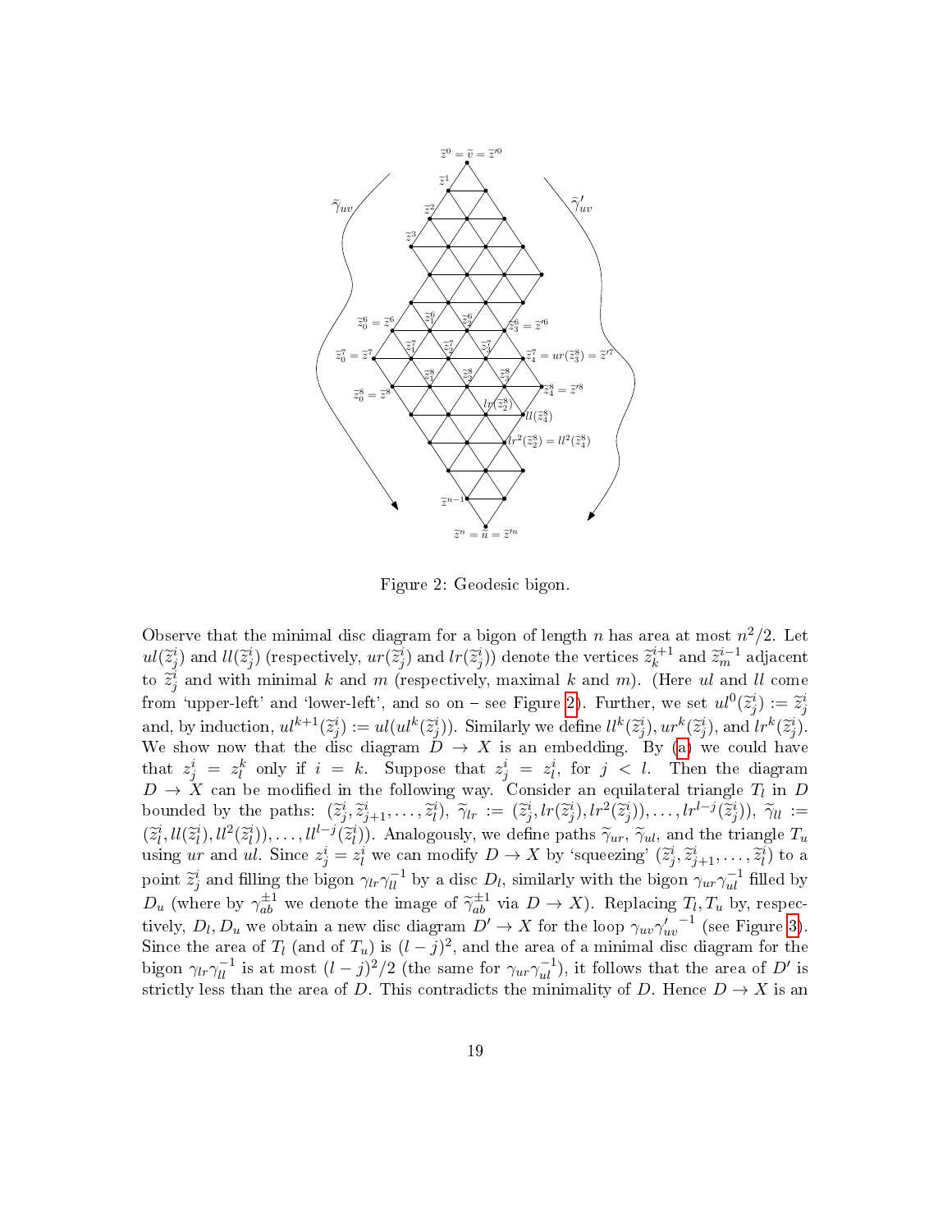Figure 2: Geodesic bigon.

Observe that the minimal disc diagram for a bigon of length $n$ has area at most $n^2/2$. Let $ul(\widetilde{z}^i_j)$ and $ll(\widetilde{z}^i_j)$ (respectively, $ur(\widetilde{z}^i_j)$ and $lr(\widetilde{z}^i_j)$) denote the vertices $\widetilde{z}^{i+1}_k$ and $\widetilde{z}^{i-1}_m$ adjacent to $\widetilde{z}^i_j$ and with minimal $k$ and $m$ (respectively, maximal $k$ and $m$). (Here $ul$ and $ll$ come from 'upper-left' and 'lower-left', and so on – see Figure 2). Further, we set $ul^0(\widetilde{z}^i_j) := \widetilde{z}^i_j$ and, by induction, $ul^{k+1}(\widetilde{z}^i_j) := ul(ul^k(\widetilde{z}^i_j))$. Similarly we define $ll^k(\widetilde{z}^i_j), ur^k(\widetilde{z}^i_j)$, and $lr^k(\widetilde{z}^i_j)$. We show now that the disc diagram $D \to X$ is an embedding. By (a) we could have that $z^i_j = z^k_l$ only if $i = k$. Suppose that $z^i_j = z^i_l$, for $j < l$. Then the diagram $D \to X$ can be modified in the following way. Consider an equilateral triangle $T_l$ in $D$ bounded by the paths: $(\widetilde{z}^i_j, \widetilde{z}^i_{j+1}, \ldots, \widetilde{z}^i_l)$, $\widetilde{\gamma}_{lr} := (\widetilde{z}^i_j, lr(\widetilde{z}^i_j), lr^2(\widetilde{z}^i_j)), \ldots, lr^{l-j}(\widetilde{z}^i_j))$, $\widetilde{\gamma}_{ll} := (\widetilde{z}^i_l, ll(\widetilde{z}^i_l), ll^2(\widetilde{z}^i_l)), \ldots, ll^{l-j}(\widetilde{z}^i_l))$. Analogously, we define paths $\widetilde{\gamma}_{ur}$, $\widetilde{\gamma}_{ul}$, and the triangle $T_u$ using $ur$ and $ul$. Since $z^i_j = z^i_l$ we can modify $D \to X$ by 'squeezing' $(\widetilde{z}^i_j, \widetilde{z}^i_{j+1}, \ldots, \widetilde{z}^i_l)$ to a point $\widetilde{z}^i_j$ and filling the bigon $\gamma_{lr}\gamma_{ll}^{-1}$ by a disc $D_l$, similarly with the bigon $\gamma_{ur}\gamma_{ul}^{-1}$ filled by $D_u$ (where by $\gamma_{ab}^{\pm 1}$ we denote the image of $\widetilde{\gamma}_{ab}^{\pm 1}$ via $D \to X$). Replacing $T_l, T_u$ by, respectively, $D_l, D_u$ we obtain a new disc diagram $D' \to X$ for the loop $\gamma_{uv}{\gamma'_{uv}}^{-1}$ (see Figure 3). Since the area of $T_l$ (and of $T_u$) is $(l-j)^2$, and the area of a minimal disc diagram for the bigon $\gamma_{lr}\gamma_{ll}^{-1}$ is at most $(l-j)^2/2$ (the same for $\gamma_{ur}\gamma_{ul}^{-1}$), it follows that the area of $D'$ is strictly less than the area of $D$. This contradicts the minimality of $D$. Hence $D \to X$ is an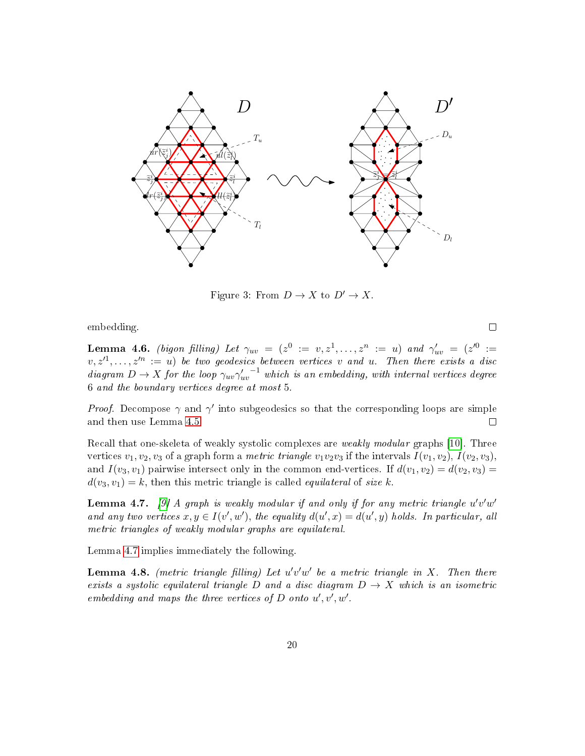Figure 3: From $D \to X$ to $D' \to X$.

embedding. □

**Lemma 4.6.** *(bigon filling) Let $\gamma_{uv} = (z^0 := v, z^1, \ldots, z^n := u)$ and $\gamma'_{uv} = (z'^0 := v, z'^1, \ldots, z'^n := u)$ be two geodesics between vertices $v$ and $u$. Then there exists a disc diagram $D \to X$ for the loop $\gamma_{uv}{\gamma'_{uv}}^{-1}$ which is an embedding, with internal vertices degree 6 and the boundary vertices degree at most 5.*

*Proof.* Decompose $\gamma$ and $\gamma'$ into subgeodesics so that the corresponding loops are simple and then use Lemma 4.5. □

Recall that one-skeleta of weakly systolic complexes are *weakly modular* graphs [10]. Three vertices $v_1, v_2, v_3$ of a graph form a *metric triangle* $v_1v_2v_3$ if the intervals $I(v_1, v_2)$, $I(v_2, v_3)$, and $I(v_3, v_1)$ pairwise intersect only in the common end-vertices. If $d(v_1, v_2) = d(v_2, v_3) = d(v_3, v_1) = k$, then this metric triangle is called *equilateral* of *size* $k$.

**Lemma 4.7.** *[9] A graph is weakly modular if and only if for any metric triangle $u'v'w'$ and any two vertices $x, y \in I(v', w')$, the equality $d(u', x) = d(u', y)$ holds. In particular, all metric triangles of weakly modular graphs are equilateral.*

Lemma 4.7 implies immediately the following.

**Lemma 4.8.** *(metric triangle filling) Let $u'v'w'$ be a metric triangle in $X$. Then there exists a systolic equilateral triangle $D$ and a disc diagram $D \to X$ which is an isometric embedding and maps the three vertices of $D$ onto $u', v', w'$.*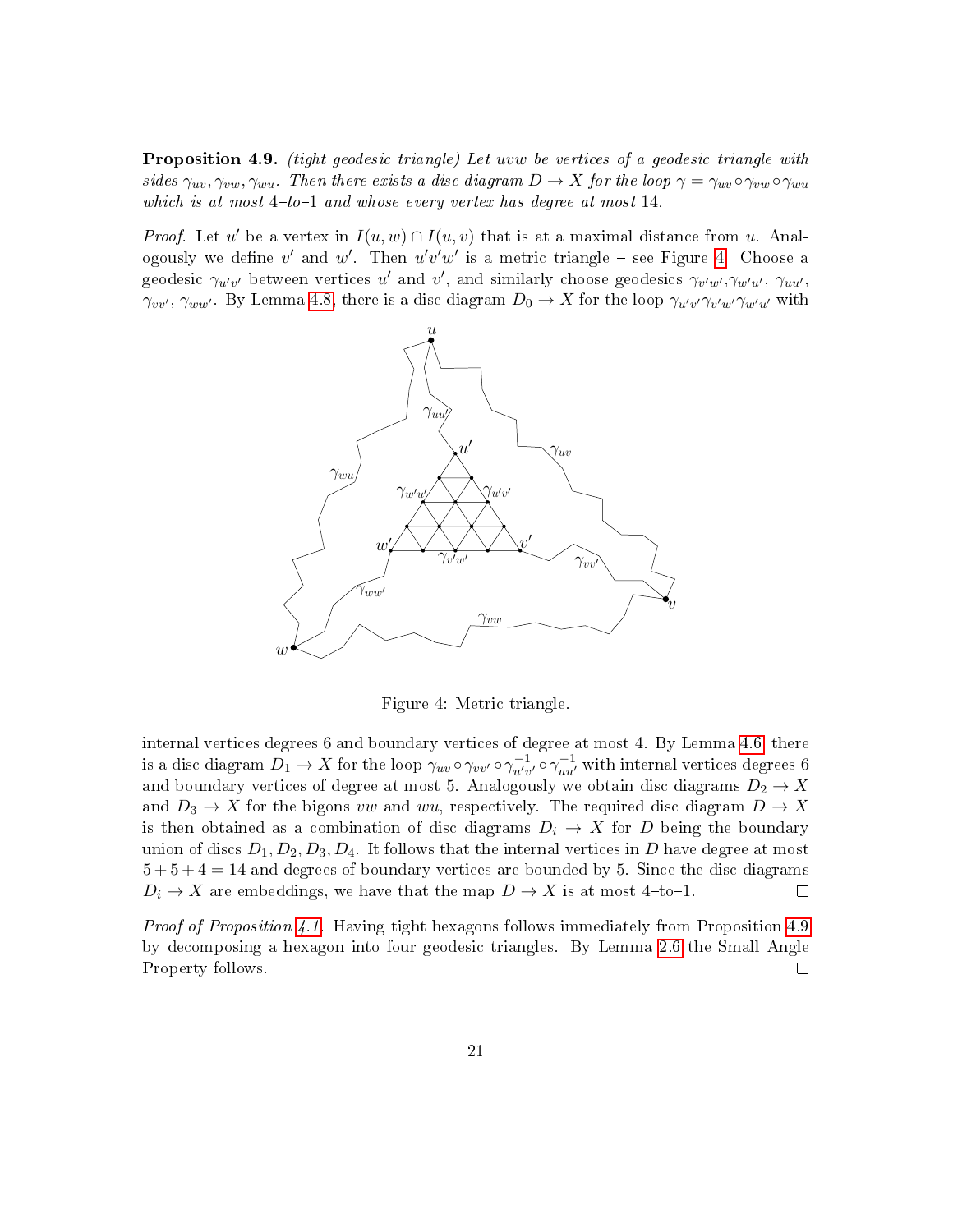**Proposition 4.9.** *(tight geodesic triangle) Let $uvw$ be vertices of a geodesic triangle with sides $\gamma_{uv}, \gamma_{vw}, \gamma_{wu}$. Then there exists a disc diagram $D \to X$ for the loop $\gamma = \gamma_{uv} \circ \gamma_{vw} \circ \gamma_{wu}$ which is at most 4–to–1 and whose every vertex has degree at most 14.*

*Proof.* Let $u'$ be a vertex in $I(u,w) \cap I(u,v)$ that is at a maximal distance from $u$. Analogously we define $v'$ and $w'$. Then $u'v'w'$ is a metric triangle – see Figure 4. Choose a geodesic $\gamma_{u'v'}$ between vertices $u'$ and $v'$, and similarly choose geodesics $\gamma_{v'w'}$,$\gamma_{w'u'}$, $\gamma_{uu'}$, $\gamma_{vv'}$, $\gamma_{ww'}$. By Lemma 4.8, there is a disc diagram $D_0 \to X$ for the loop $\gamma_{u'v'}\gamma_{v'w'}\gamma_{w'u'}$ with internal vertices degrees 6 and boundary vertices of degree at most 4. By Lemma 4.6, there is a disc diagram $D_1 \to X$ for the loop $\gamma_{uv} \circ \gamma_{vv'} \circ \gamma_{u'v'}^{-1} \circ \gamma_{uu'}^{-1}$ with internal vertices degrees 6 and boundary vertices of degree at most 5. Analogously we obtain disc diagrams $D_2 \to X$ and $D_3 \to X$ for the bigons $vw$ and $wu$, respectively. The required disc diagram $D \to X$ is then obtained as a combination of disc diagrams $D_i \to X$ for $D$ being the boundary union of discs $D_1, D_2, D_3, D_4$. It follows that the internal vertices in $D$ have degree at most $5 + 5 + 4 = 14$ and degrees of boundary vertices are bounded by 5. Since the disc diagrams $D_i \to X$ are embeddings, we have that the map $D \to X$ is at most 4–to–1. □

Figure 4: Metric triangle.

*Proof of Proposition 4.1.* Having tight hexagons follows immediately from Proposition 4.9 by decomposing a hexagon into four geodesic triangles. By Lemma 2.6 the Small Angle Property follows. □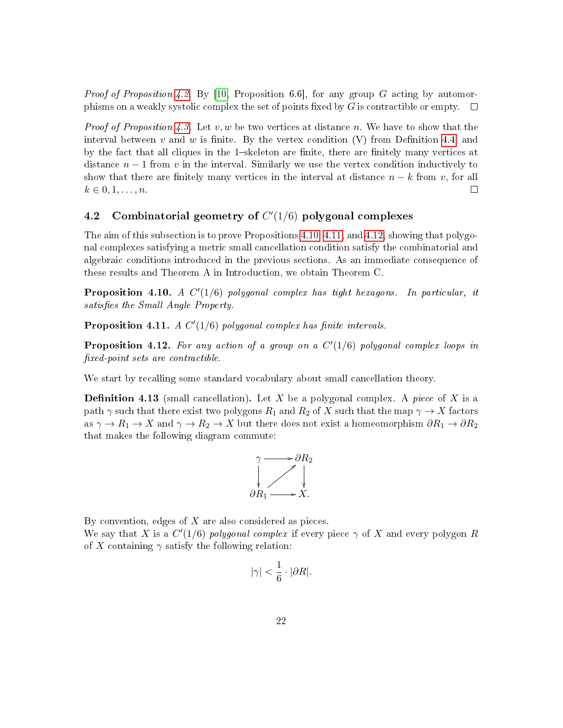*Proof of Proposition 4.2.* By [10, Proposition 6.6], for any group $G$ acting by automorphisms on a weakly systolic complex the set of points fixed by $G$ is contractible or empty. ☐

*Proof of Proposition 4.3.* Let $v, w$ be two vertices at distance $n$. We have to show that the interval between $v$ and $w$ is finite. By the vertex condition (V) from Definition 4.4 and by the fact that all cliques in the 1–skeleton are finite, there are finitely many vertices at distance $n-1$ from $v$ in the interval. Similarly we use the vertex condition inductively to show that there are finitely many vertices in the interval at distance $n-k$ from $v$, for all $k \in 0, 1, \ldots, n$. ☐

### 4.2 Combinatorial geometry of $C'(1/6)$ polygonal complexes

The aim of this subsection is to prove Propositions 4.10, 4.11, and 4.12, showing that polygonal complexes satisfying a metric small cancellation condition satisfy the combinatorial and algebraic conditions introduced in the previous sections. As an immediate consequence of these results and Theorem A in Introduction, we obtain Theorem C.

**Proposition 4.10.** *A $C'(1/6)$ polygonal complex has tight hexagons. In particular, it satisfies the Small Angle Property.*

**Proposition 4.11.** *A $C'(1/6)$ polygonal complex has finite intervals.*

**Proposition 4.12.** *For any action of a group on a $C'(1/6)$ polygonal complex loops in fixed-point sets are contractible.*

We start by recalling some standard vocabulary about small cancellation theory.

**Definition 4.13** (small cancellation)**.** Let $X$ be a polygonal complex. A *piece* of $X$ is a path $\gamma$ such that there exist two polygons $R_1$ and $R_2$ of $X$ such that the map $\gamma \to X$ factors as $\gamma \to R_1 \to X$ and $\gamma \to R_2 \to X$ but there does not exist a homeomorphism $\partial R_1 \to \partial R_2$ that makes the following diagram commute:

$$\begin{array}{ccc} \gamma & \longrightarrow & \partial R_2 \\ \downarrow & \nearrow & \downarrow \\ \partial R_1 & \longrightarrow & X. \end{array}$$

By convention, edges of $X$ are also considered as pieces.

We say that $X$ is a $C'(1/6)$ *polygonal complex* if every piece $\gamma$ of $X$ and every polygon $R$ of $X$ containing $\gamma$ satisfy the following relation:

$$|\gamma| < \frac{1}{6} \cdot |\partial R|.$$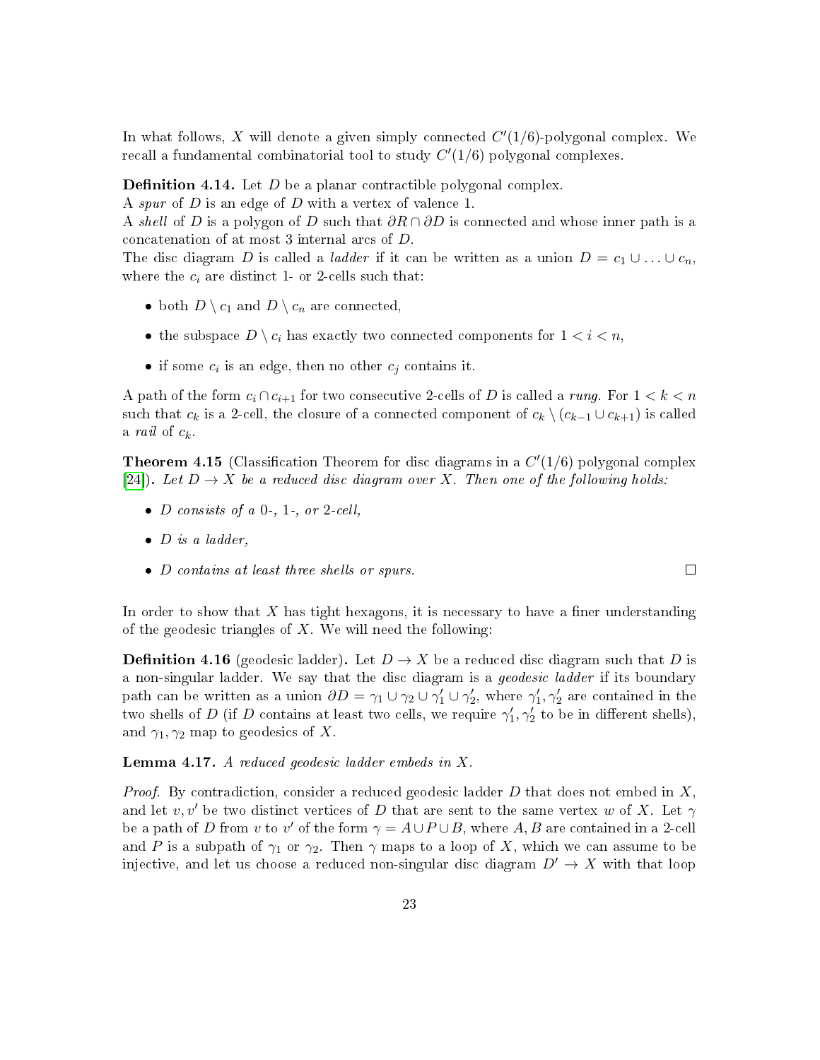In what follows, $X$ will denote a given simply connected $C'(1/6)$-polygonal complex. We recall a fundamental combinatorial tool to study $C'(1/6)$ polygonal complexes.

**Definition 4.14.** Let $D$ be a planar contractible polygonal complex.
A *spur* of $D$ is an edge of $D$ with a vertex of valence 1.
A *shell* of $D$ is a polygon of $D$ such that $\partial R \cap \partial D$ is connected and whose inner path is a concatenation of at most 3 internal arcs of $D$.
The disc diagram $D$ is called a *ladder* if it can be written as a union $D = c_1 \cup \ldots \cup c_n$, where the $c_i$ are distinct 1- or 2-cells such that:

- both $D \setminus c_1$ and $D \setminus c_n$ are connected,
- the subspace $D \setminus c_i$ has exactly two connected components for $1 < i < n$,
- if some $c_i$ is an edge, then no other $c_j$ contains it.

A path of the form $c_i \cap c_{i+1}$ for two consecutive 2-cells of $D$ is called a *rung*. For $1 < k < n$ such that $c_k$ is a 2-cell, the closure of a connected component of $c_k \setminus (c_{k-1} \cup c_{k+1})$ is called a *rail* of $c_k$.

**Theorem 4.15** (Classification Theorem for disc diagrams in a $C'(1/6)$ polygonal complex [24])**.** *Let $D \to X$ be a reduced disc diagram over $X$. Then one of the following holds:*

- *$D$ consists of a 0-, 1-, or 2-cell,*
- *$D$ is a ladder,*
- *$D$ contains at least three shells or spurs.* □

In order to show that $X$ has tight hexagons, it is necessary to have a finer understanding of the geodesic triangles of $X$. We will need the following:

**Definition 4.16** (geodesic ladder)**.** Let $D \to X$ be a reduced disc diagram such that $D$ is a non-singular ladder. We say that the disc diagram is a *geodesic ladder* if its boundary path can be written as a union $\partial D = \gamma_1 \cup \gamma_2 \cup \gamma_1' \cup \gamma_2'$, where $\gamma_1', \gamma_2'$ are contained in the two shells of $D$ (if $D$ contains at least two cells, we require $\gamma_1', \gamma_2'$ to be in different shells), and $\gamma_1, \gamma_2$ map to geodesics of $X$.

**Lemma 4.17.** *A reduced geodesic ladder embeds in $X$.*

*Proof.* By contradiction, consider a reduced geodesic ladder $D$ that does not embed in $X$, and let $v, v'$ be two distinct vertices of $D$ that are sent to the same vertex $w$ of $X$. Let $\gamma$ be a path of $D$ from $v$ to $v'$ of the form $\gamma = A \cup P \cup B$, where $A, B$ are contained in a 2-cell and $P$ is a subpath of $\gamma_1$ or $\gamma_2$. Then $\gamma$ maps to a loop of $X$, which we can assume to be injective, and let us choose a reduced non-singular disc diagram $D' \to X$ with that loop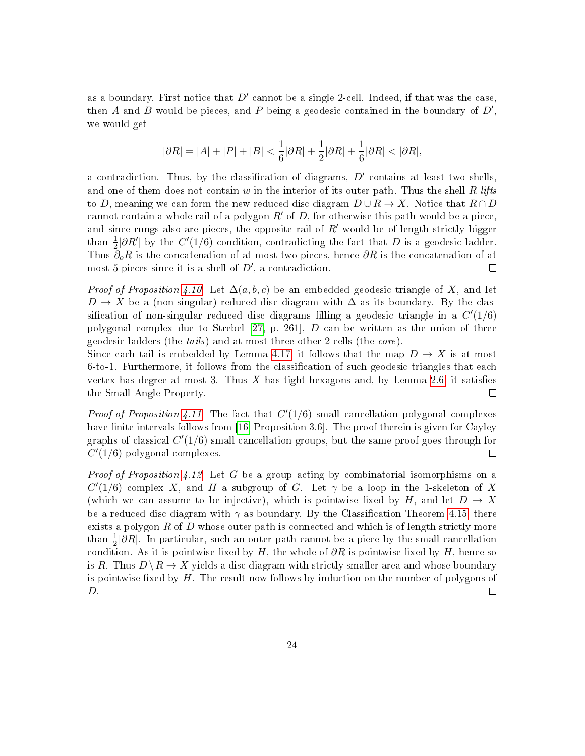as a boundary. First notice that $D'$ cannot be a single 2-cell. Indeed, if that was the case, then $A$ and $B$ would be pieces, and $P$ being a geodesic contained in the boundary of $D'$, we would get

$$|\partial R| = |A| + |P| + |B| < \frac{1}{6}|\partial R| + \frac{1}{2}|\partial R| + \frac{1}{6}|\partial R| < |\partial R|,$$

a contradiction. Thus, by the classification of diagrams, $D'$ contains at least two shells, and one of them does not contain $w$ in the interior of its outer path. Thus the shell $R$ *lifts* to $D$, meaning we can form the new reduced disc diagram $D \cup R \to X$. Notice that $R \cap D$ cannot contain a whole rail of a polygon $R'$ of $D$, for otherwise this path would be a piece, and since rungs also are pieces, the opposite rail of $R'$ would be of length strictly bigger than $\frac{1}{2}|\partial R'|$ by the $C'(1/6)$ condition, contradicting the fact that $D$ is a geodesic ladder. Thus $\partial_o R$ is the concatenation of at most two pieces, hence $\partial R$ is the concatenation of at most 5 pieces since it is a shell of $D'$, a contradiction. □

*Proof of Proposition 4.10.* Let $\Delta(a, b, c)$ be an embedded geodesic triangle of $X$, and let $D \to X$ be a (non-singular) reduced disc diagram with $\Delta$ as its boundary. By the classification of non-singular reduced disc diagrams filling a geodesic triangle in a $C'(1/6)$ polygonal complex due to Strebel [27, p. 261], $D$ can be written as the union of three geodesic ladders (the *tails*) and at most three other 2-cells (the *core*).
Since each tail is embedded by Lemma 4.17, it follows that the map $D \to X$ is at most 6-to-1. Furthermore, it follows from the classification of such geodesic triangles that each vertex has degree at most 3. Thus $X$ has tight hexagons and, by Lemma 2.6, it satisfies the Small Angle Property. □

*Proof of Proposition 4.11.* The fact that $C'(1/6)$ small cancellation polygonal complexes have finite intervals follows from [16, Proposition 3.6]. The proof therein is given for Cayley graphs of classical $C'(1/6)$ small cancellation groups, but the same proof goes through for $C'(1/6)$ polygonal complexes. □

*Proof of Proposition 4.12.* Let $G$ be a group acting by combinatorial isomorphisms on a $C'(1/6)$ complex $X$, and $H$ a subgroup of $G$. Let $\gamma$ be a loop in the 1-skeleton of $X$ (which we can assume to be injective), which is pointwise fixed by $H$, and let $D \to X$ be a reduced disc diagram with $\gamma$ as boundary. By the Classification Theorem 4.15, there exists a polygon $R$ of $D$ whose outer path is connected and which is of length strictly more than $\frac{1}{2}|\partial R|$. In particular, such an outer path cannot be a piece by the small cancellation condition. As it is pointwise fixed by $H$, the whole of $\partial R$ is pointwise fixed by $H$, hence so is $R$. Thus $D \setminus R \to X$ yields a disc diagram with strictly smaller area and whose boundary is pointwise fixed by $H$. The result now follows by induction on the number of polygons of $D$. □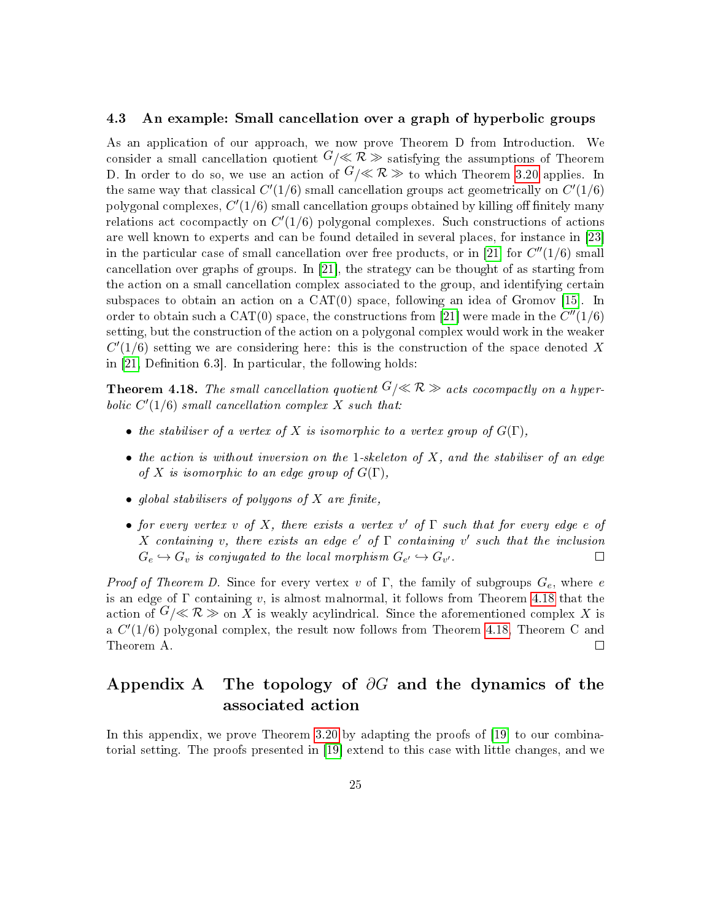### 4.3 An example: Small cancellation over a graph of hyperbolic groups

As an application of our approach, we now prove Theorem D from Introduction. We consider a small cancellation quotient $G/\ll \mathcal{R} \gg$ satisfying the assumptions of Theorem D. In order to do so, we use an action of $G/\ll \mathcal{R} \gg$ to which Theorem 3.20 applies. In the same way that classical $C'(1/6)$ small cancellation groups act geometrically on $C'(1/6)$ polygonal complexes, $C'(1/6)$ small cancellation groups obtained by killing off finitely many relations act cocompactly on $C'(1/6)$ polygonal complexes. Such constructions of actions are well known to experts and can be found detailed in several places, for instance in [23] in the particular case of small cancellation over free products, or in [21] for $C''(1/6)$ small cancellation over graphs of groups. In [21], the strategy can be thought of as starting from the action on a small cancellation complex associated to the group, and identifying certain subspaces to obtain an action on a CAT(0) space, following an idea of Gromov [15]. In order to obtain such a CAT(0) space, the constructions from [21] were made in the $C''(1/6)$ setting, but the construction of the action on a polygonal complex would work in the weaker $C'(1/6)$ setting we are considering here: this is the construction of the space denoted $X$ in [21, Definition 6.3]. In particular, the following holds:

**Theorem 4.18.** *The small cancellation quotient $G/\ll \mathcal{R} \gg$ acts cocompactly on a hyperbolic $C'(1/6)$ small cancellation complex $X$ such that:*

- *the stabiliser of a vertex of $X$ is isomorphic to a vertex group of $G(\Gamma)$,*
- *the action is without inversion on the 1-skeleton of $X$, and the stabiliser of an edge of $X$ is isomorphic to an edge group of $G(\Gamma)$,*
- *global stabilisers of polygons of $X$ are finite,*
- *for every vertex $v$ of $X$, there exists a vertex $v'$ of $\Gamma$ such that for every edge $e$ of $X$ containing $v$, there exists an edge $e'$ of $\Gamma$ containing $v'$ such that the inclusion $G_e \hookrightarrow G_v$ is conjugated to the local morphism $G_{e'} \hookrightarrow G_{v'}$.* □

*Proof of Theorem D.* Since for every vertex $v$ of $\Gamma$, the family of subgroups $G_e$, where $e$ is an edge of $\Gamma$ containing $v$, is almost malnormal, it follows from Theorem 4.18 that the action of $G/\ll \mathcal{R} \gg$ on $X$ is weakly acylindrical. Since the aforementioned complex $X$ is a $C'(1/6)$ polygonal complex, the result now follows from Theorem 4.18, Theorem C and Theorem A. □

# Appendix A The topology of $\partial G$ and the dynamics of the associated action

In this appendix, we prove Theorem 3.20 by adapting the proofs of [19] to our combinatorial setting. The proofs presented in [19] extend to this case with little changes, and we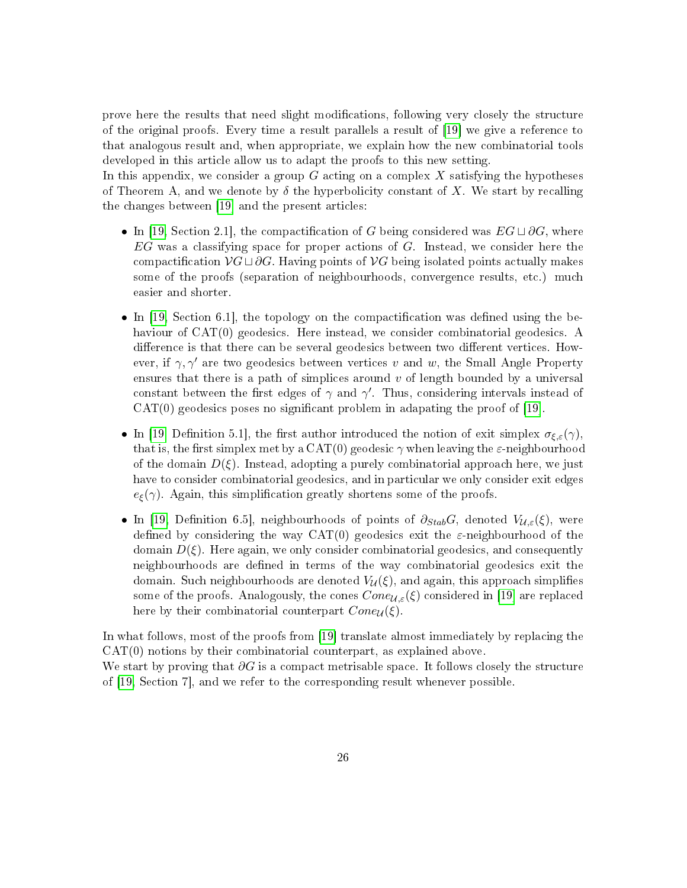prove here the results that need slight modifications, following very closely the structure of the original proofs. Every time a result parallels a result of [19] we give a reference to that analogous result and, when appropriate, we explain how the new combinatorial tools developed in this article allow us to adapt the proofs to this new setting.
In this appendix, we consider a group $G$ acting on a complex $X$ satisfying the hypotheses of Theorem A, and we denote by $\delta$ the hyperbolicity constant of $X$. We start by recalling the changes between [19] and the present articles:

- In [19, Section 2.1], the compactification of $G$ being considered was $EG \sqcup \partial G$, where $EG$ was a classifying space for proper actions of $G$. Instead, we consider here the compactification $\mathcal{V}G \sqcup \partial G$. Having points of $\mathcal{V}G$ being isolated points actually makes some of the proofs (separation of neighbourhoods, convergence results, etc.) much easier and shorter.
- In [19, Section 6.1], the topology on the compactification was defined using the behaviour of CAT(0) geodesics. Here instead, we consider combinatorial geodesics. A difference is that there can be several geodesics between two different vertices. However, if $\gamma, \gamma'$ are two geodesics between vertices $v$ and $w$, the Small Angle Property ensures that there is a path of simplices around $v$ of length bounded by a universal constant between the first edges of $\gamma$ and $\gamma'$. Thus, considering intervals instead of CAT(0) geodesics poses no significant problem in adapating the proof of [19].
- In [19, Definition 5.1], the first author introduced the notion of exit simplex $\sigma_{\xi, \varepsilon}(\gamma)$, that is, the first simplex met by a CAT(0) geodesic $\gamma$ when leaving the $\varepsilon$-neighbourhood of the domain $D(\xi)$. Instead, adopting a purely combinatorial approach here, we just have to consider combinatorial geodesics, and in particular we only consider exit edges $e_\xi(\gamma)$. Again, this simplification greatly shortens some of the proofs.
- In [19, Definition 6.5], neighbourhoods of points of $\partial_{Stab} G$, denoted $V_{\mathcal{U}, \varepsilon}(\xi)$, were defined by considering the way CAT(0) geodesics exit the $\varepsilon$-neighbourhood of the domain $D(\xi)$. Here again, we only consider combinatorial geodesics, and consequently neighbourhoods are defined in terms of the way combinatorial geodesics exit the domain. Such neighbourhoods are denoted $V_{\mathcal{U}}(\xi)$, and again, this approach simplifies some of the proofs. Analogously, the cones $Cone_{\mathcal{U}, \varepsilon}(\xi)$ considered in [19] are replaced here by their combinatorial counterpart $Cone_{\mathcal{U}}(\xi)$.

In what follows, most of the proofs from [19] translate almost immediately by replacing the CAT(0) notions by their combinatorial counterpart, as explained above.
We start by proving that $\partial G$ is a compact metrisable space. It follows closely the structure of [19, Section 7], and we refer to the corresponding result whenever possible.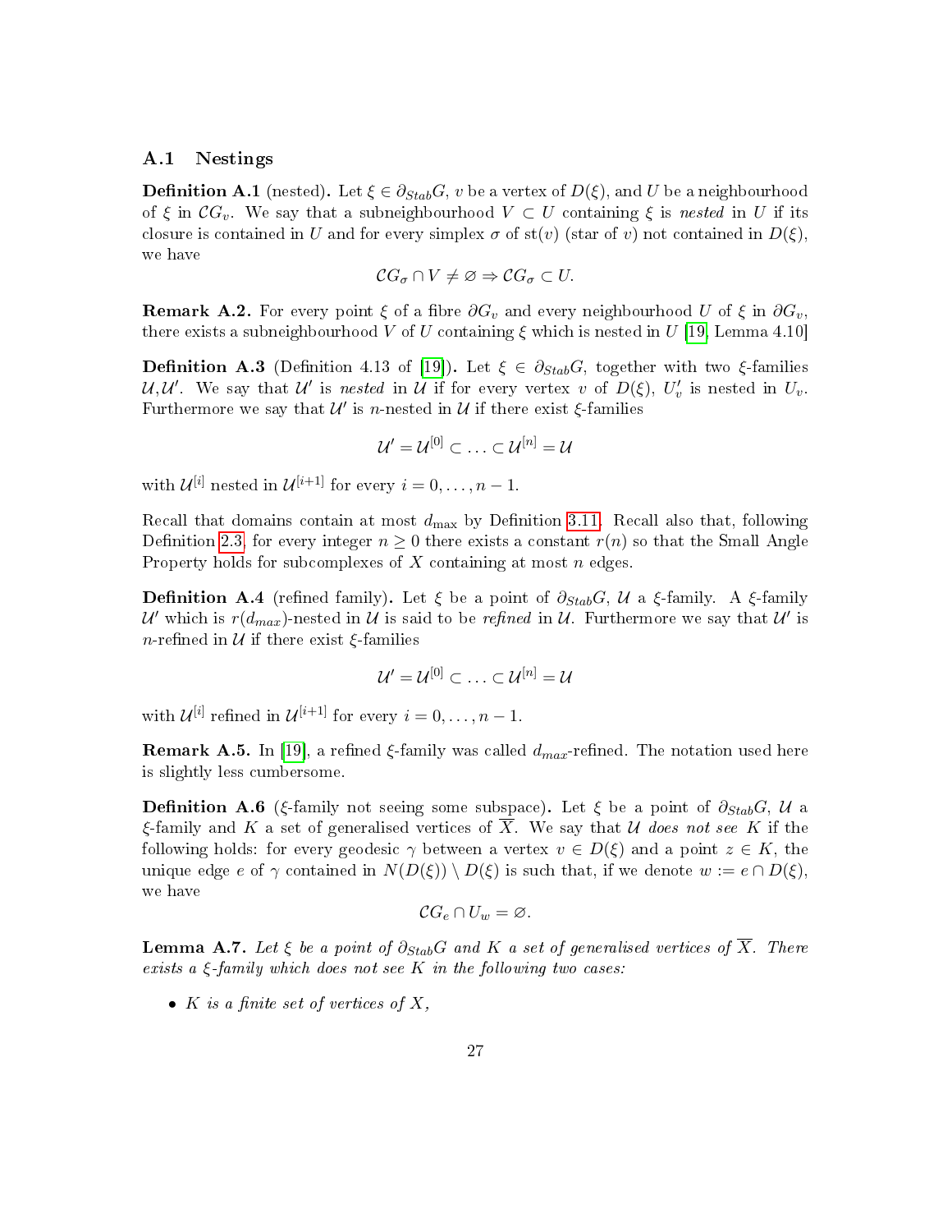### A.1 Nestings

**Definition A.1** (nested)**.** Let $\xi \in \partial_{Stab}G$, $v$ be a vertex of $D(\xi)$, and $U$ be a neighbourhood of $\xi$ in $\mathcal{C}G_v$. We say that a subneighbourhood $V \subset U$ containing $\xi$ is *nested* in $U$ if its closure is contained in $U$ and for every simplex $\sigma$ of $\mathrm{st}(v)$ (star of $v$) not contained in $D(\xi)$, we have

$$\mathcal{C}G_\sigma \cap V \neq \varnothing \Rightarrow \mathcal{C}G_\sigma \subset U.$$

**Remark A.2.** For every point $\xi$ of a fibre $\partial G_v$ and every neighbourhood $U$ of $\xi$ in $\partial G_v$, there exists a subneighbourhood $V$ of $U$ containing $\xi$ which is nested in $U$ [19, Lemma 4.10]

**Definition A.3** (Definition 4.13 of [19])**.** Let $\xi \in \partial_{Stab}G$, together with two $\xi$-families $\mathcal{U}, \mathcal{U}'$. We say that $\mathcal{U}'$ is *nested* in $\mathcal{U}$ if for every vertex $v$ of $D(\xi)$, $U'_v$ is nested in $U_v$. Furthermore we say that $\mathcal{U}'$ is $n$-nested in $\mathcal{U}$ if there exist $\xi$-families

$$\mathcal{U}' = \mathcal{U}^{[0]} \subset \ldots \subset \mathcal{U}^{[n]} = \mathcal{U}$$

with $\mathcal{U}^{[i]}$ nested in $\mathcal{U}^{[i+1]}$ for every $i = 0, \ldots, n-1$.

Recall that domains contain at most $d_{\max}$ by Definition 3.11. Recall also that, following Definition 2.3, for every integer $n \geq 0$ there exists a constant $r(n)$ so that the Small Angle Property holds for subcomplexes of $X$ containing at most $n$ edges.

**Definition A.4** (refined family)**.** Let $\xi$ be a point of $\partial_{Stab}G$, $\mathcal{U}$ a $\xi$-family. A $\xi$-family $\mathcal{U}'$ which is $r(d_{max})$-nested in $\mathcal{U}$ is said to be *refined* in $\mathcal{U}$. Furthermore we say that $\mathcal{U}'$ is $n$-refined in $\mathcal{U}$ if there exist $\xi$-families

$$\mathcal{U}' = \mathcal{U}^{[0]} \subset \ldots \subset \mathcal{U}^{[n]} = \mathcal{U}$$

with $\mathcal{U}^{[i]}$ refined in $\mathcal{U}^{[i+1]}$ for every $i = 0, \ldots, n-1$.

**Remark A.5.** In [19], a refined $\xi$-family was called $d_{max}$-refined. The notation used here is slightly less cumbersome.

**Definition A.6** ($\xi$-family not seeing some subspace)**.** Let $\xi$ be a point of $\partial_{Stab}G$, $\mathcal{U}$ a $\xi$-family and $K$ a set of generalised vertices of $\overline{X}$. We say that $\mathcal{U}$ *does not see* $K$ if the following holds: for every geodesic $\gamma$ between a vertex $v \in D(\xi)$ and a point $z \in K$, the unique edge $e$ of $\gamma$ contained in $N(D(\xi)) \setminus D(\xi)$ is such that, if we denote $w := e \cap D(\xi)$, we have

$$\mathcal{C}G_e \cap U_w = \varnothing.$$

**Lemma A.7.** *Let $\xi$ be a point of $\partial_{Stab}G$ and $K$ a set of generalised vertices of $\overline{X}$. There exists a $\xi$-family which does not see $K$ in the following two cases:*

- *$K$ is a finite set of vertices of $X$,*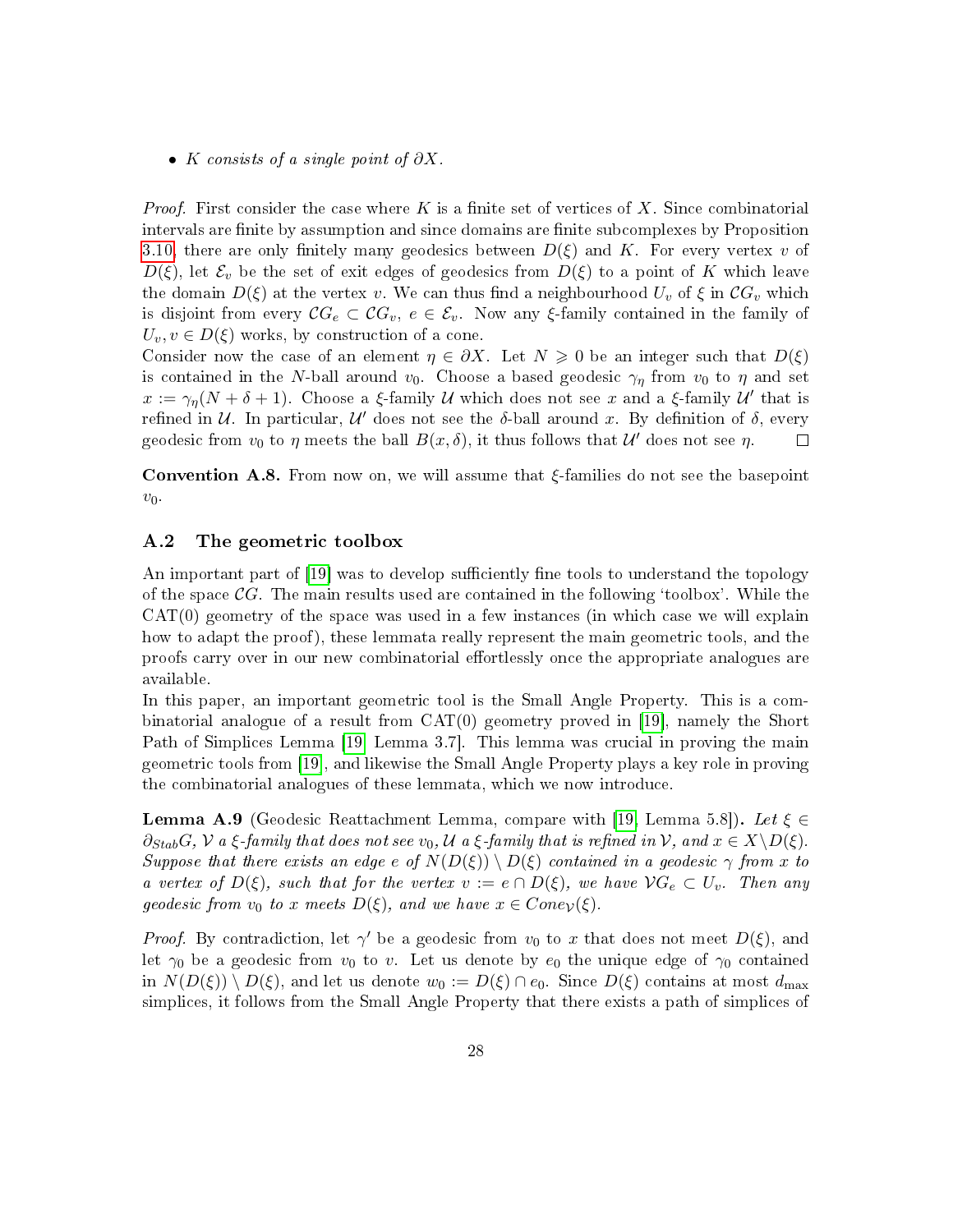- $K$ *consists of a single point of* $\partial X$.

*Proof.* First consider the case where $K$ is a finite set of vertices of $X$. Since combinatorial intervals are finite by assumption and since domains are finite subcomplexes by Proposition 3.10, there are only finitely many geodesics between $D(\xi)$ and $K$. For every vertex $v$ of $D(\xi)$, let $\mathcal{E}_v$ be the set of exit edges of geodesics from $D(\xi)$ to a point of $K$ which leave the domain $D(\xi)$ at the vertex $v$. We can thus find a neighbourhood $U_v$ of $\xi$ in $\mathcal{C}G_v$ which is disjoint from every $\mathcal{C}G_e \subset \mathcal{C}G_v$, $e \in \mathcal{E}_v$. Now any $\xi$-family contained in the family of $U_v, v \in D(\xi)$ works, by construction of a cone.

Consider now the case of an element $\eta \in \partial X$. Let $N \geqslant 0$ be an integer such that $D(\xi)$ is contained in the $N$-ball around $v_0$. Choose a based geodesic $\gamma_\eta$ from $v_0$ to $\eta$ and set $x := \gamma_\eta(N + \delta + 1)$. Choose a $\xi$-family $\mathcal{U}$ which does not see $x$ and a $\xi$-family $\mathcal{U}'$ that is refined in $\mathcal{U}$. In particular, $\mathcal{U}'$ does not see the $\delta$-ball around $x$. By definition of $\delta$, every geodesic from $v_0$ to $\eta$ meets the ball $B(x, \delta)$, it thus follows that $\mathcal{U}'$ does not see $\eta$. $\square$

**Convention A.8.** From now on, we will assume that $\xi$-families do not see the basepoint $v_0$.

## A.2 The geometric toolbox

An important part of [19] was to develop sufficiently fine tools to understand the topology of the space $\mathcal{C}G$. The main results used are contained in the following 'toolbox'. While the CAT(0) geometry of the space was used in a few instances (in which case we will explain how to adapt the proof), these lemmata really represent the main geometric tools, and the proofs carry over in our new combinatorial effortlessly once the appropriate analogues are available.

In this paper, an important geometric tool is the Small Angle Property. This is a combinatorial analogue of a result from CAT(0) geometry proved in [19], namely the Short Path of Simplices Lemma [19, Lemma 3.7]. This lemma was crucial in proving the main geometric tools from [19], and likewise the Small Angle Property plays a key role in proving the combinatorial analogues of these lemmata, which we now introduce.

**Lemma A.9** (Geodesic Reattachment Lemma, compare with [19, Lemma 5.8])**.** *Let* $\xi \in \partial_{Stab}G$*,* $\mathcal{V}$ *a* $\xi$*-family that does not see* $v_0$*,* $\mathcal{U}$ *a* $\xi$*-family that is refined in* $\mathcal{V}$*, and* $x \in X \setminus D(\xi)$*. Suppose that there exists an edge* $e$ *of* $N(D(\xi)) \setminus D(\xi)$ *contained in a geodesic* $\gamma$ *from* $x$ *to a vertex of* $D(\xi)$*, such that for the vertex* $v := e \cap D(\xi)$*, we have* $\mathcal{V}G_e \subset U_v$*. Then any geodesic from* $v_0$ *to* $x$ *meets* $D(\xi)$*, and we have* $x \in Cone_{\mathcal{V}}(\xi)$*.*

*Proof.* By contradiction, let $\gamma'$ be a geodesic from $v_0$ to $x$ that does not meet $D(\xi)$, and let $\gamma_0$ be a geodesic from $v_0$ to $v$. Let us denote by $e_0$ the unique edge of $\gamma_0$ contained in $N(D(\xi)) \setminus D(\xi)$, and let us denote $w_0 := D(\xi) \cap e_0$. Since $D(\xi)$ contains at most $d_{\max}$ simplices, it follows from the Small Angle Property that there exists a path of simplices of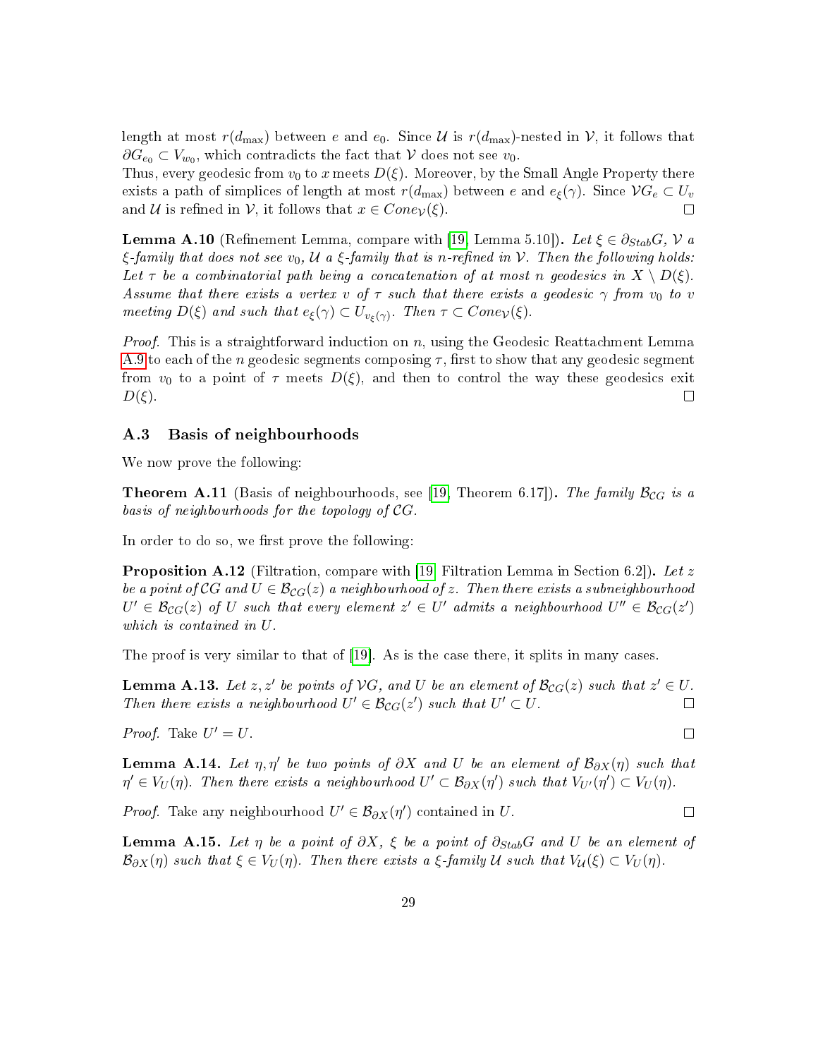length at most $r(d_{\max})$ between $e$ and $e_0$. Since $\mathcal{U}$ is $r(d_{\max})$-nested in $\mathcal{V}$, it follows that $\partial G_{e_0} \subset V_{w_0}$, which contradicts the fact that $\mathcal{V}$ does not see $v_0$.
Thus, every geodesic from $v_0$ to $x$ meets $D(\xi)$. Moreover, by the Small Angle Property there exists a path of simplices of length at most $r(d_{\max})$ between $e$ and $e_\xi(\gamma)$. Since $\mathcal{V}G_e \subset U_v$ and $\mathcal{U}$ is refined in $\mathcal{V}$, it follows that $x \in Cone_{\mathcal{V}}(\xi)$. □

**Lemma A.10** (Refinement Lemma, compare with [19, Lemma 5.10])**.** *Let $\xi \in \partial_{Stab}G$, $\mathcal{V}$ a $\xi$-family that does not see $v_0$, $\mathcal{U}$ a $\xi$-family that is $n$-refined in $\mathcal{V}$. Then the following holds: Let $\tau$ be a combinatorial path being a concatenation of at most $n$ geodesics in $X \setminus D(\xi)$. Assume that there exists a vertex $v$ of $\tau$ such that there exists a geodesic $\gamma$ from $v_0$ to $v$ meeting $D(\xi)$ and such that $e_\xi(\gamma) \subset U_{v_\xi(\gamma)}$. Then $\tau \subset Cone_{\mathcal{V}}(\xi)$.*

*Proof.* This is a straightforward induction on $n$, using the Geodesic Reattachment Lemma A.9 to each of the $n$ geodesic segments composing $\tau$, first to show that any geodesic segment from $v_0$ to a point of $\tau$ meets $D(\xi)$, and then to control the way these geodesics exit $D(\xi)$. □

## A.3 Basis of neighbourhoods

We now prove the following:

**Theorem A.11** (Basis of neighbourhoods, see [19, Theorem 6.17])**.** *The family $\mathcal{B}_{\mathcal{C}G}$ is a basis of neighbourhoods for the topology of $\mathcal{C}G$.*

In order to do so, we first prove the following:

**Proposition A.12** (Filtration, compare with [19, Filtration Lemma in Section 6.2])**.** *Let $z$ be a point of $\mathcal{C}G$ and $U \in \mathcal{B}_{\mathcal{C}G}(z)$ a neighbourhood of $z$. Then there exists a subneighbourhood $U' \in \mathcal{B}_{\mathcal{C}G}(z)$ of $U$ such that every element $z' \in U'$ admits a neighbourhood $U'' \in \mathcal{B}_{\mathcal{C}G}(z')$ which is contained in $U$.*

The proof is very similar to that of [19]. As is the case there, it splits in many cases.

**Lemma A.13.** *Let $z, z'$ be points of $\mathcal{V}G$, and $U$ be an element of $\mathcal{B}_{\mathcal{C}G}(z)$ such that $z' \in U$. Then there exists a neighbourhood $U' \in \mathcal{B}_{\mathcal{C}G}(z')$ such that $U' \subset U$.* □

*Proof.* Take $U' = U$. □

**Lemma A.14.** *Let $\eta, \eta'$ be two points of $\partial X$ and $U$ be an element of $\mathcal{B}_{\partial X}(\eta)$ such that $\eta' \in V_U(\eta)$. Then there exists a neighbourhood $U' \subset \mathcal{B}_{\partial X}(\eta')$ such that $V_{U'}(\eta') \subset V_U(\eta)$.*

*Proof.* Take any neighbourhood $U' \in \mathcal{B}_{\partial X}(\eta')$ contained in $U$. □

**Lemma A.15.** *Let $\eta$ be a point of $\partial X$, $\xi$ be a point of $\partial_{Stab}G$ and $U$ be an element of $\mathcal{B}_{\partial X}(\eta)$ such that $\xi \in V_U(\eta)$. Then there exists a $\xi$-family $\mathcal{U}$ such that $V_{\mathcal{U}}(\xi) \subset V_U(\eta)$.*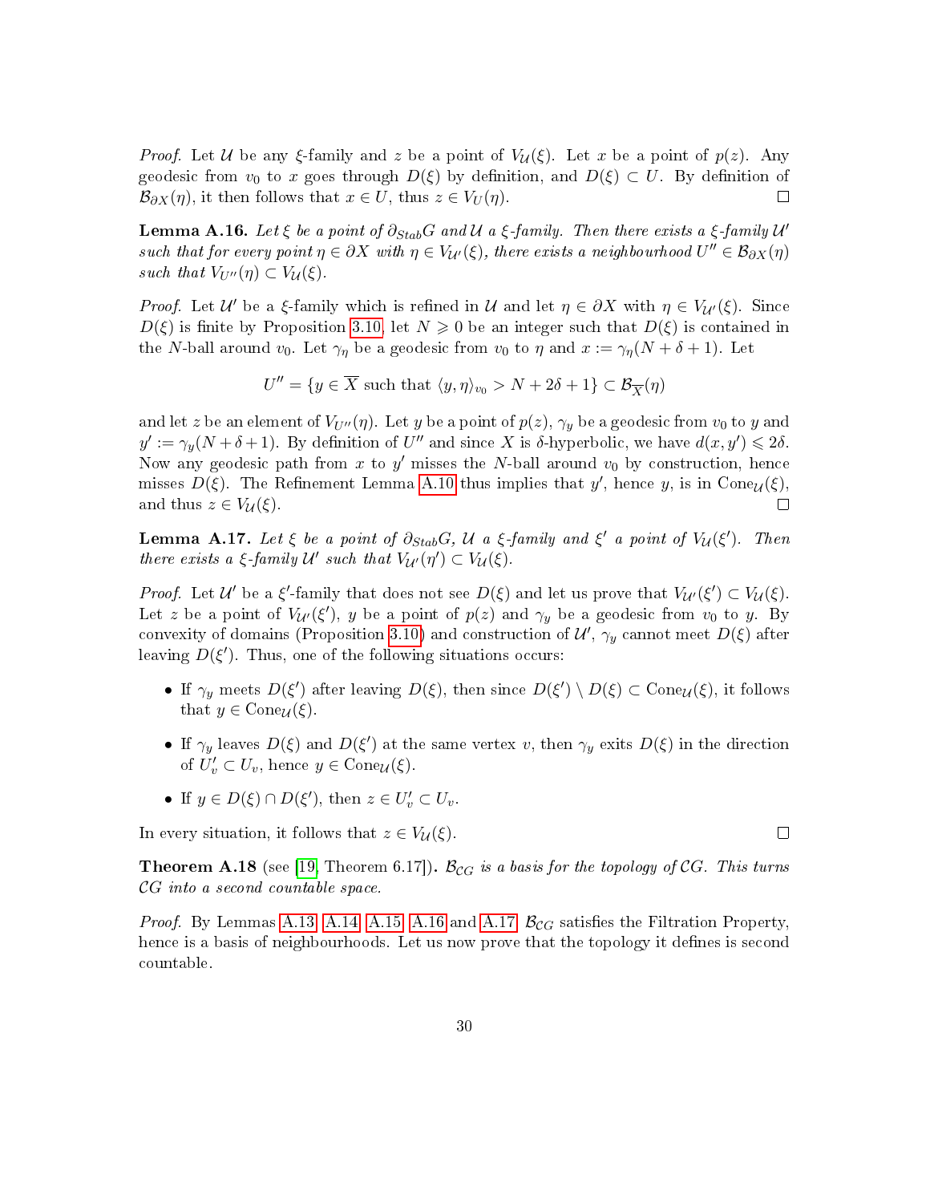*Proof.* Let $\mathcal{U}$ be any $\xi$-family and $z$ be a point of $V_{\mathcal{U}}(\xi)$. Let $x$ be a point of $p(z)$. Any geodesic from $v_0$ to $x$ goes through $D(\xi)$ by definition, and $D(\xi) \subset U$. By definition of $\mathcal{B}_{\partial X}(\eta)$, it then follows that $x \in U$, thus $z \in V_U(\eta)$. □

**Lemma A.16.** *Let $\xi$ be a point of $\partial_{Stab}G$ and $\mathcal{U}$ a $\xi$-family. Then there exists a $\xi$-family $\mathcal{U}'$ such that for every point $\eta \in \partial X$ with $\eta \in V_{\mathcal{U}'}(\xi)$, there exists a neighbourhood $U'' \in \mathcal{B}_{\partial X}(\eta)$ such that $V_{U''}(\eta) \subset V_{\mathcal{U}}(\xi)$.*

*Proof.* Let $\mathcal{U}'$ be a $\xi$-family which is refined in $\mathcal{U}$ and let $\eta \in \partial X$ with $\eta \in V_{\mathcal{U}'}(\xi)$. Since $D(\xi)$ is finite by Proposition 3.10, let $N \geqslant 0$ be an integer such that $D(\xi)$ is contained in the $N$-ball around $v_0$. Let $\gamma_\eta$ be a geodesic from $v_0$ to $\eta$ and $x := \gamma_\eta(N + \delta + 1)$. Let

$$U'' = \{y \in \overline{X} \text{ such that } \langle y, \eta\rangle_{v_0} > N + 2\delta + 1\} \subset \mathcal{B}_{\overline{X}}(\eta)$$

and let $z$ be an element of $V_{U''}(\eta)$. Let $y$ be a point of $p(z)$, $\gamma_y$ be a geodesic from $v_0$ to $y$ and $y' := \gamma_y(N+\delta+1)$. By definition of $U''$ and since $X$ is $\delta$-hyperbolic, we have $d(x, y') \leqslant 2\delta$. Now any geodesic path from $x$ to $y'$ misses the $N$-ball around $v_0$ by construction, hence misses $D(\xi)$. The Refinement Lemma A.10 thus implies that $y'$, hence $y$, is in $\mathrm{Cone}_{\mathcal{U}}(\xi)$, and thus $z \in V_{\mathcal{U}}(\xi)$. □

**Lemma A.17.** *Let $\xi$ be a point of $\partial_{Stab}G$, $\mathcal{U}$ a $\xi$-family and $\xi'$ a point of $V_{\mathcal{U}}(\xi')$. Then there exists a $\xi$-family $\mathcal{U}'$ such that $V_{\mathcal{U}'}(\eta') \subset V_{\mathcal{U}}(\xi)$.*

*Proof.* Let $\mathcal{U}'$ be a $\xi'$-family that does not see $D(\xi)$ and let us prove that $V_{\mathcal{U}'}(\xi') \subset V_{\mathcal{U}}(\xi)$. Let $z$ be a point of $V_{\mathcal{U}'}(\xi')$, $y$ be a point of $p(z)$ and $\gamma_y$ be a geodesic from $v_0$ to $y$. By convexity of domains (Proposition 3.10) and construction of $\mathcal{U}'$, $\gamma_y$ cannot meet $D(\xi)$ after leaving $D(\xi')$. Thus, one of the following situations occurs:

- If $\gamma_y$ meets $D(\xi')$ after leaving $D(\xi)$, then since $D(\xi') \setminus D(\xi) \subset \mathrm{Cone}_{\mathcal{U}}(\xi)$, it follows that $y \in \mathrm{Cone}_{\mathcal{U}}(\xi)$.
- If $\gamma_y$ leaves $D(\xi)$ and $D(\xi')$ at the same vertex $v$, then $\gamma_y$ exits $D(\xi)$ in the direction of $U'_v \subset U_v$, hence $y \in \mathrm{Cone}_{\mathcal{U}}(\xi)$.
- If $y \in D(\xi) \cap D(\xi')$, then $z \in U'_v \subset U_v$.

In every situation, it follows that $z \in V_{\mathcal{U}}(\xi)$. □

**Theorem A.18** (see [19, Theorem 6.17])**.** *$\mathcal{B}_{\mathcal{C}G}$ is a basis for the topology of $\mathcal{C}G$. This turns $\mathcal{C}G$ into a second countable space.*

*Proof.* By Lemmas A.13, A.14, A.15, A.16 and A.17, $\mathcal{B}_{CG}$ satisfies the Filtration Property, hence is a basis of neighbourhoods. Let us now prove that the topology it defines is second countable.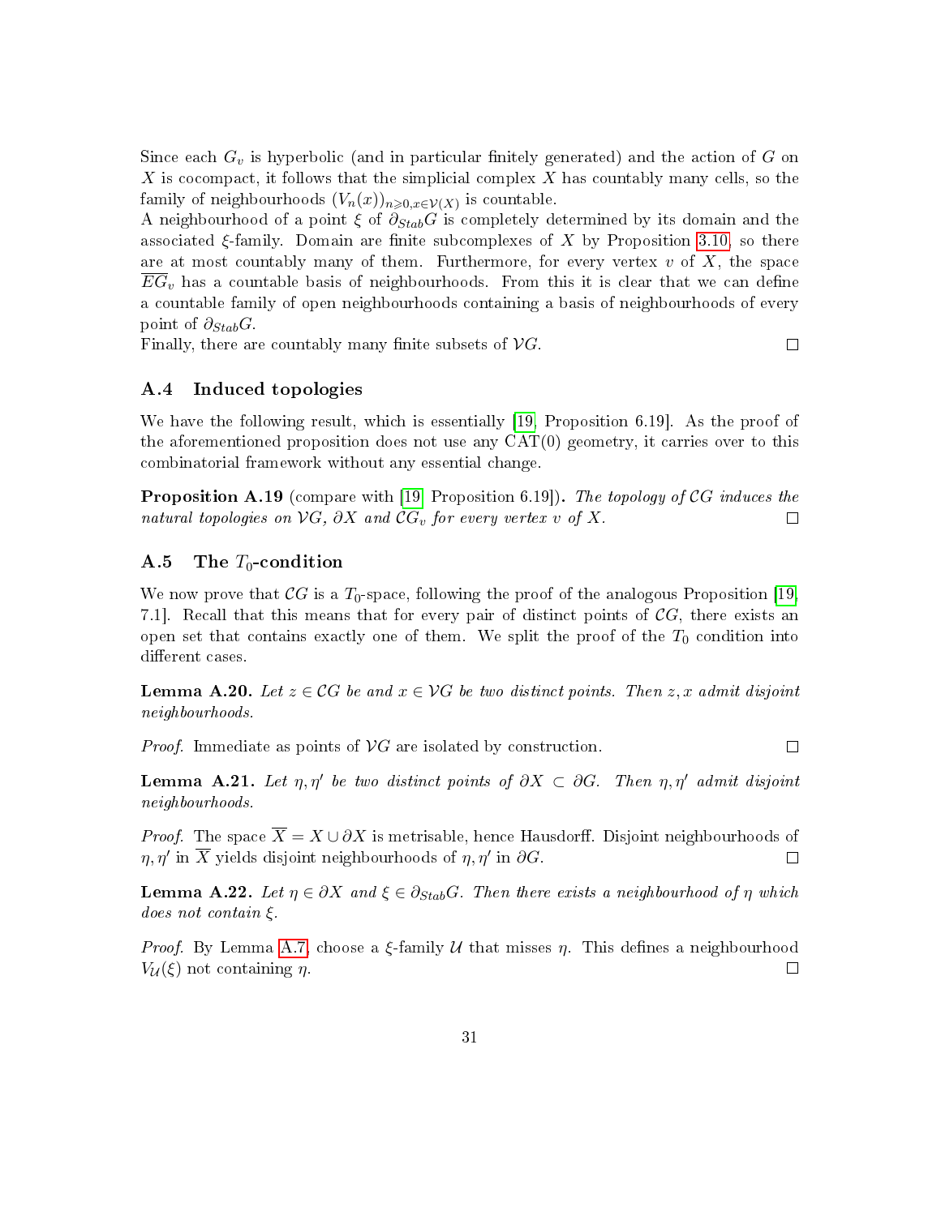Since each $G_v$ is hyperbolic (and in particular finitely generated) and the action of $G$ on $X$ is cocompact, it follows that the simplicial complex $X$ has countably many cells, so the family of neighbourhoods $(V_n(x))_{n \geqslant 0, x \in \mathcal{V}(X)}$ is countable.
A neighbourhood of a point $\xi$ of $\partial_{Stab} G$ is completely determined by its domain and the associated $\xi$-family. Domain are finite subcomplexes of $X$ by Proposition 3.10, so there are at most countably many of them. Furthermore, for every vertex $v$ of $X$, the space $\overline{EG}_v$ has a countable basis of neighbourhoods. From this it is clear that we can define a countable family of open neighbourhoods containing a basis of neighbourhoods of every point of $\partial_{Stab} G$.
Finally, there are countably many finite subsets of $\mathcal{V}G$. □

### A.4 Induced topologies

We have the following result, which is essentially [19, Proposition 6.19]. As the proof of the aforementioned proposition does not use any CAT(0) geometry, it carries over to this combinatorial framework without any essential change.

**Proposition A.19** (compare with [19, Proposition 6.19])**.** *The topology of $\mathcal{C}G$ induces the natural topologies on $\mathcal{V}G$, $\partial X$ and $\mathcal{C}G_v$ for every vertex $v$ of $X$.* □

### A.5 The $T_0$-condition

We now prove that $\mathcal{C}G$ is a $T_0$-space, following the proof of the analogous Proposition [19, 7.1]. Recall that this means that for every pair of distinct points of $\mathcal{C}G$, there exists an open set that contains exactly one of them. We split the proof of the $T_0$ condition into different cases.

**Lemma A.20.** *Let $z \in \mathcal{C}G$ be and $x \in \mathcal{V}G$ be two distinct points. Then $z, x$ admit disjoint neighbourhoods.*

*Proof.* Immediate as points of $\mathcal{V}G$ are isolated by construction. □

**Lemma A.21.** *Let $\eta, \eta'$ be two distinct points of $\partial X \subset \partial G$. Then $\eta, \eta'$ admit disjoint neighbourhoods.*

*Proof.* The space $\overline{X} = X \cup \partial X$ is metrisable, hence Hausdorff. Disjoint neighbourhoods of $\eta, \eta'$ in $\overline{X}$ yields disjoint neighbourhoods of $\eta, \eta'$ in $\partial G$. □

**Lemma A.22.** *Let $\eta \in \partial X$ and $\xi \in \partial_{Stab} G$. Then there exists a neighbourhood of $\eta$ which does not contain $\xi$.*

*Proof.* By Lemma A.7, choose a $\xi$-family $\mathcal{U}$ that misses $\eta$. This defines a neighbourhood $V_{\mathcal{U}}(\xi)$ not containing $\eta$. □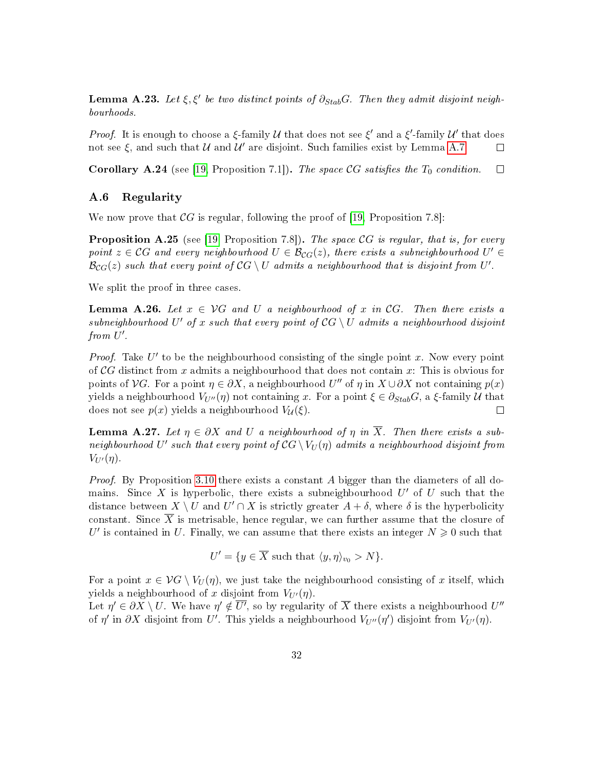**Lemma A.23.** *Let $\xi, \xi'$ be two distinct points of $\partial_{Stab}G$. Then they admit disjoint neighbourhoods.*

*Proof.* It is enough to choose a $\xi$-family $\mathcal{U}$ that does not see $\xi'$ and a $\xi'$-family $\mathcal{U}'$ that does not see $\xi$, and such that $\mathcal{U}$ and $\mathcal{U}'$ are disjoint. Such families exist by Lemma A.7. $\square$

**Corollary A.24** (see [19, Proposition 7.1]). *The space $\mathcal{C}G$ satisfies the $T_0$ condition.* $\square$

## A.6 Regularity

We now prove that $\mathcal{C}G$ is regular, following the proof of [19, Proposition 7.8]:

**Proposition A.25** (see [19, Proposition 7.8]). *The space $\mathcal{C}G$ is regular, that is, for every point $z \in \mathcal{C}G$ and every neighbourhood $U \in \mathcal{B}_{\mathcal{C}G}(z)$, there exists a subneighbourhood $U' \in \mathcal{B}_{\mathcal{C}G}(z)$ such that every point of $\mathcal{C}G \setminus U$ admits a neighbourhood that is disjoint from $U'$.*

We split the proof in three cases.

**Lemma A.26.** *Let $x \in \mathcal{V}G$ and $U$ a neighbourhood of $x$ in $\mathcal{C}G$. Then there exists a subneighbourhood $U'$ of $x$ such that every point of $\mathcal{C}G \setminus U$ admits a neighbourhood disjoint from $U'$.*

*Proof.* Take $U'$ to be the neighbourhood consisting of the single point $x$. Now every point of $\mathcal{C}G$ distinct from $x$ admits a neighbourhood that does not contain $x$: This is obvious for points of $\mathcal{V}G$. For a point $\eta \in \partial X$, a neighbourhood $U''$ of $\eta$ in $X \cup \partial X$ not containing $p(x)$ yields a neighbourhood $V_{U''}(\eta)$ not containing $x$. For a point $\xi \in \partial_{Stab}G$, a $\xi$-family $\mathcal{U}$ that does not see $p(x)$ yields a neighbourhood $V_{\mathcal{U}}(\xi)$. $\square$

**Lemma A.27.** *Let $\eta \in \partial X$ and $U$ a neighbourhood of $\eta$ in $\overline{X}$. Then there exists a subneighbourhood $U'$ such that every point of $\mathcal{C}G \setminus V_U(\eta)$ admits a neighbourhood disjoint from $V_{U'}(\eta)$.*

*Proof.* By Proposition 3.10 there exists a constant $A$ bigger than the diameters of all domains. Since $X$ is hyperbolic, there exists a subneighbourhood $U'$ of $U$ such that the distance between $X \setminus U$ and $U' \cap X$ is strictly greater $A + \delta$, where $\delta$ is the hyperbolicity constant. Since $\overline{X}$ is metrisable, hence regular, we can further assume that the closure of $U'$ is contained in $U$. Finally, we can assume that there exists an integer $N \geqslant 0$ such that

$$U' = \{y \in \overline{X} \text{ such that } \langle y, \eta \rangle_{v_0} > N\}.$$

For a point $x \in \mathcal{V}G \setminus V_U(\eta)$, we just take the neighbourhood consisting of $x$ itself, which yields a neighbourhood of $x$ disjoint from $V_{U'}(\eta)$.

Let $\eta' \in \partial X \setminus U$. We have $\eta' \notin \overline{U'}$, so by regularity of $\overline{X}$ there exists a neighbourhood $U''$ of $\eta'$ in $\partial X$ disjoint from $U'$. This yields a neighbourhood $V_{U''}(\eta')$ disjoint from $V_{U'}(\eta)$.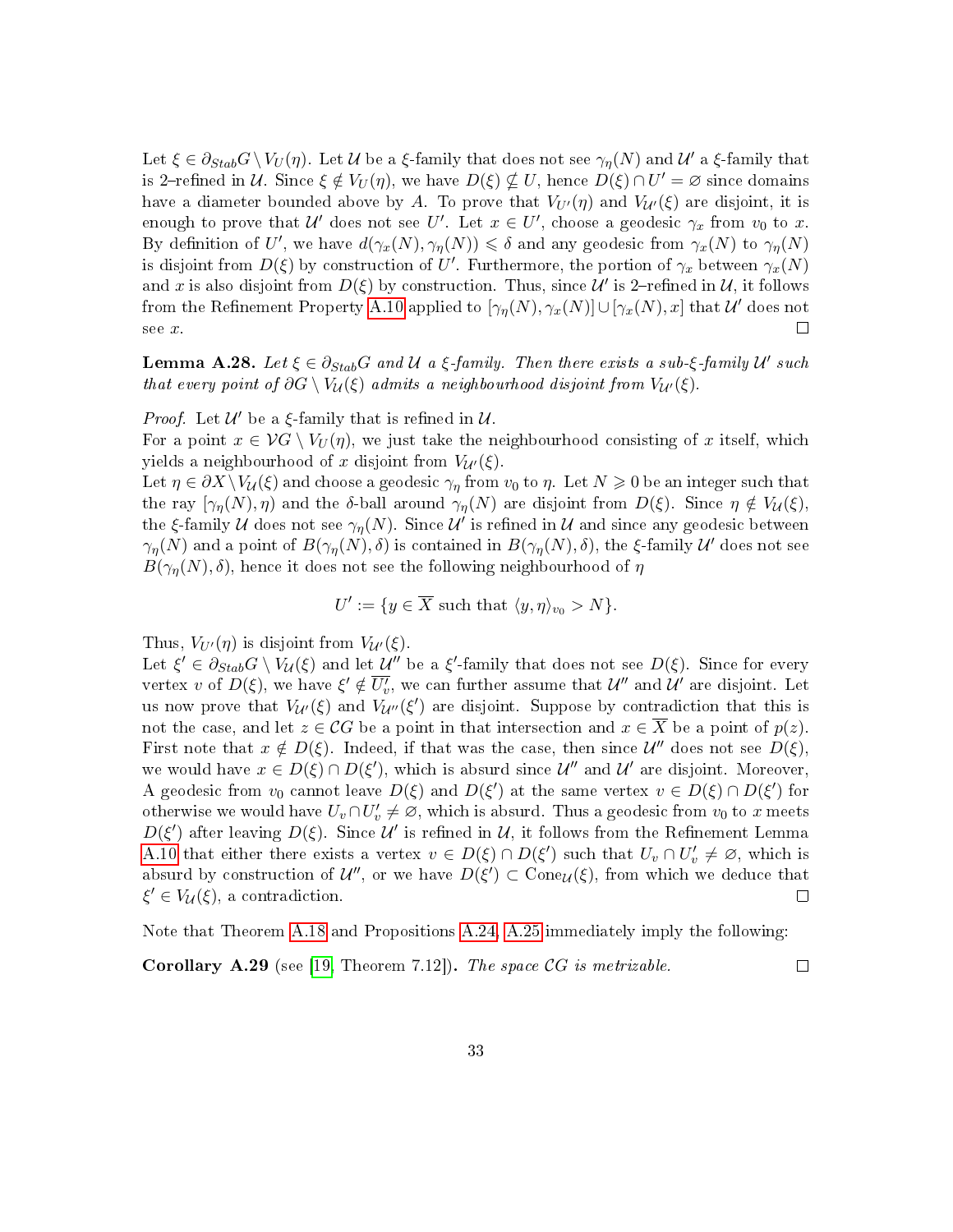Let $\xi \in \partial_{Stab}G \setminus V_U(\eta)$. Let $\mathcal{U}$ be a $\xi$-family that does not see $\gamma_\eta(N)$ and $\mathcal{U}'$ a $\xi$-family that is 2–refined in $\mathcal{U}$. Since $\xi \notin V_U(\eta)$, we have $D(\xi) \nsubseteq U$, hence $D(\xi) \cap U' = \varnothing$ since domains have a diameter bounded above by $A$. To prove that $V_{U'}(\eta)$ and $V_{\mathcal{U}'}(\xi)$ are disjoint, it is enough to prove that $\mathcal{U}'$ does not see $U'$. Let $x \in U'$, choose a geodesic $\gamma_x$ from $v_0$ to $x$. By definition of $U'$, we have $d(\gamma_x(N), \gamma_\eta(N)) \leqslant \delta$ and any geodesic from $\gamma_x(N)$ to $\gamma_\eta(N)$ is disjoint from $D(\xi)$ by construction of $U'$. Furthermore, the portion of $\gamma_x$ between $\gamma_x(N)$ and $x$ is also disjoint from $D(\xi)$ by construction. Thus, since $\mathcal{U}'$ is 2–refined in $\mathcal{U}$, it follows from the Refinement Property A.10 applied to $[\gamma_\eta(N), \gamma_x(N)] \cup [\gamma_x(N), x]$ that $\mathcal{U}'$ does not see $x$. □

**Lemma A.28.** *Let $\xi \in \partial_{Stab}G$ and $\mathcal{U}$ a $\xi$-family. Then there exists a sub-$\xi$-family $\mathcal{U}'$ such that every point of $\partial G \setminus V_{\mathcal{U}}(\xi)$ admits a neighbourhood disjoint from $V_{\mathcal{U}'}(\xi)$.*

*Proof.* Let $\mathcal{U}'$ be a $\xi$-family that is refined in $\mathcal{U}$.

For a point $x \in \mathcal{V}G \setminus V_U(\eta)$, we just take the neighbourhood consisting of $x$ itself, which yields a neighbourhood of $x$ disjoint from $V_{\mathcal{U}'}(\xi)$.

Let $\eta \in \partial X \setminus V_{\mathcal{U}}(\xi)$ and choose a geodesic $\gamma_\eta$ from $v_0$ to $\eta$. Let $N \geqslant 0$ be an integer such that the ray $[\gamma_\eta(N), \eta)$ and the $\delta$-ball around $\gamma_\eta(N)$ are disjoint from $D(\xi)$. Since $\eta \notin V_{\mathcal{U}}(\xi)$, the $\xi$-family $\mathcal{U}$ does not see $\gamma_\eta(N)$. Since $\mathcal{U}'$ is refined in $\mathcal{U}$ and since any geodesic between $\gamma_\eta(N)$ and a point of $B(\gamma_\eta(N), \delta)$ is contained in $B(\gamma_\eta(N), \delta)$, the $\xi$-family $\mathcal{U}'$ does not see $B(\gamma_\eta(N), \delta)$, hence it does not see the following neighbourhood of $\eta$

$$U' := \{y \in \overline{X} \text{ such that } \langle y, \eta\rangle_{v_0} > N\}.$$

Thus, $V_{U'}(\eta)$ is disjoint from $V_{\mathcal{U}'}(\xi)$.

Let $\xi' \in \partial_{Stab}G \setminus V_{\mathcal{U}}(\xi)$ and let $\mathcal{U}''$ be a $\xi'$-family that does not see $D(\xi)$. Since for every vertex $v$ of $D(\xi)$, we have $\xi' \notin \overline{U'_v}$, we can further assume that $\mathcal{U}''$ and $\mathcal{U}'$ are disjoint. Let us now prove that $V_{\mathcal{U}'}(\xi)$ and $V_{\mathcal{U}''}(\xi')$ are disjoint. Suppose by contradiction that this is not the case, and let $z \in \mathcal{C}G$ be a point in that intersection and $x \in \overline{X}$ be a point of $p(z)$. First note that $x \notin D(\xi)$. Indeed, if that was the case, then since $\mathcal{U}''$ does not see $D(\xi)$, we would have $x \in D(\xi) \cap D(\xi')$, which is absurd since $\mathcal{U}''$ and $\mathcal{U}'$ are disjoint. Moreover, A geodesic from $v_0$ cannot leave $D(\xi)$ and $D(\xi')$ at the same vertex $v \in D(\xi) \cap D(\xi')$ for otherwise we would have $U_v \cap U'_v \neq \varnothing$, which is absurd. Thus a geodesic from $v_0$ to $x$ meets $D(\xi')$ after leaving $D(\xi)$. Since $\mathcal{U}'$ is refined in $\mathcal{U}$, it follows from the Refinement Lemma A.10 that either there exists a vertex $v \in D(\xi) \cap D(\xi')$ such that $U_v \cap U'_v \neq \varnothing$, which is absurd by construction of $\mathcal{U}''$, or we have $D(\xi') \subset \mathrm{Cone}_{\mathcal{U}}(\xi)$, from which we deduce that $\xi' \in V_{\mathcal{U}}(\xi)$, a contradiction. □

Note that Theorem A.18 and Propositions A.24, A.25 immediately imply the following:

**Corollary A.29** (see [19, Theorem 7.12])**.** *The space $\mathcal{C}G$ is metrizable.* □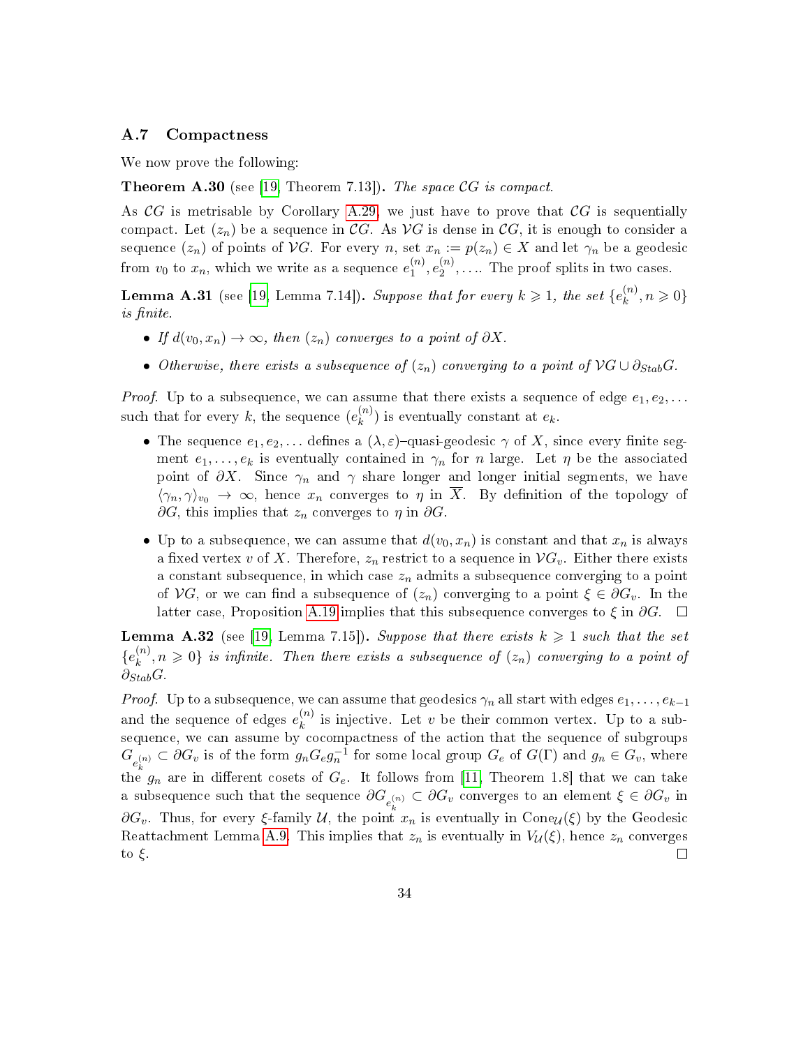### A.7 Compactness

We now prove the following:

**Theorem A.30** (see [19, Theorem 7.13])**.** *The space $\mathcal{C}G$ is compact.*

As $\mathcal{C}G$ is metrisable by Corollary A.29, we just have to prove that $\mathcal{C}G$ is sequentially compact. Let $(z_n)$ be a sequence in $\mathcal{C}G$. As $\mathcal{V}G$ is dense in $\mathcal{C}G$, it is enough to consider a sequence $(z_n)$ of points of $\mathcal{V}G$. For every $n$, set $x_n := p(z_n) \in X$ and let $\gamma_n$ be a geodesic from $v_0$ to $x_n$, which we write as a sequence $e_1^{(n)}, e_2^{(n)}, \ldots$. The proof splits in two cases.

**Lemma A.31** (see [19, Lemma 7.14])**.** *Suppose that for every $k \geqslant 1$, the set $\{e_k^{(n)}, n \geqslant 0\}$ is finite.*

- *If $d(v_0, x_n) \to \infty$, then $(z_n)$ converges to a point of $\partial X$.*
- *Otherwise, there exists a subsequence of $(z_n)$ converging to a point of $\mathcal{V}G \cup \partial_{Stab} G$.*

*Proof.* Up to a subsequence, we can assume that there exists a sequence of edge $e_1, e_2, \ldots$ such that for every $k$, the sequence $(e_k^{(n)})$ is eventually constant at $e_k$.

- The sequence $e_1, e_2, \ldots$ defines a $(\lambda, \varepsilon)$–quasi-geodesic $\gamma$ of $X$, since every finite segment $e_1, \ldots, e_k$ is eventually contained in $\gamma_n$ for $n$ large. Let $\eta$ be the associated point of $\partial X$. Since $\gamma_n$ and $\gamma$ share longer and longer initial segments, we have $\langle \gamma_n, \gamma \rangle_{v_0} \to \infty$, hence $x_n$ converges to $\eta$ in $\overline{X}$. By definition of the topology of $\partial G$, this implies that $z_n$ converges to $\eta$ in $\partial G$.
- Up to a subsequence, we can assume that $d(v_0, x_n)$ is constant and that $x_n$ is always a fixed vertex $v$ of $X$. Therefore, $z_n$ restrict to a sequence in $\mathcal{V}G_v$. Either there exists a constant subsequence, in which case $z_n$ admits a subsequence converging to a point of $\mathcal{V}G$, or we can find a subsequence of $(z_n)$ converging to a point $\xi \in \partial G_v$. In the latter case, Proposition A.19 implies that this subsequence converges to $\xi$ in $\partial G$. □

**Lemma A.32** (see [19, Lemma 7.15])**.** *Suppose that there exists $k \geqslant 1$ such that the set $\{e_k^{(n)}, n \geqslant 0\}$ is infinite. Then there exists a subsequence of $(z_n)$ converging to a point of $\partial_{Stab} G$.*

*Proof.* Up to a subsequence, we can assume that geodesics $\gamma_n$ all start with edges $e_1, \ldots, e_{k-1}$ and the sequence of edges $e_k^{(n)}$ is injective. Let $v$ be their common vertex. Up to a subsequence, we can assume by cocompactness of the action that the sequence of subgroups $G_{e_k^{(n)}} \subset \partial G_v$ is of the form $g_n G_e g_n^{-1}$ for some local group $G_e$ of $G(\Gamma)$ and $g_n \in G_v$, where the $g_n$ are in different cosets of $G_e$. It follows from [11, Theorem 1.8] that we can take a subsequence such that the sequence $\partial G_{e_k^{(n)}} \subset \partial G_v$ converges to an element $\xi \in \partial G_v$ in $\partial G_v$. Thus, for every $\xi$-family $\mathcal{U}$, the point $x_n$ is eventually in $\mathrm{Cone}_{\mathcal{U}}(\xi)$ by the Geodesic Reattachment Lemma A.9. This implies that $z_n$ is eventually in $V_{\mathcal{U}}(\xi)$, hence $z_n$ converges to $\xi$. □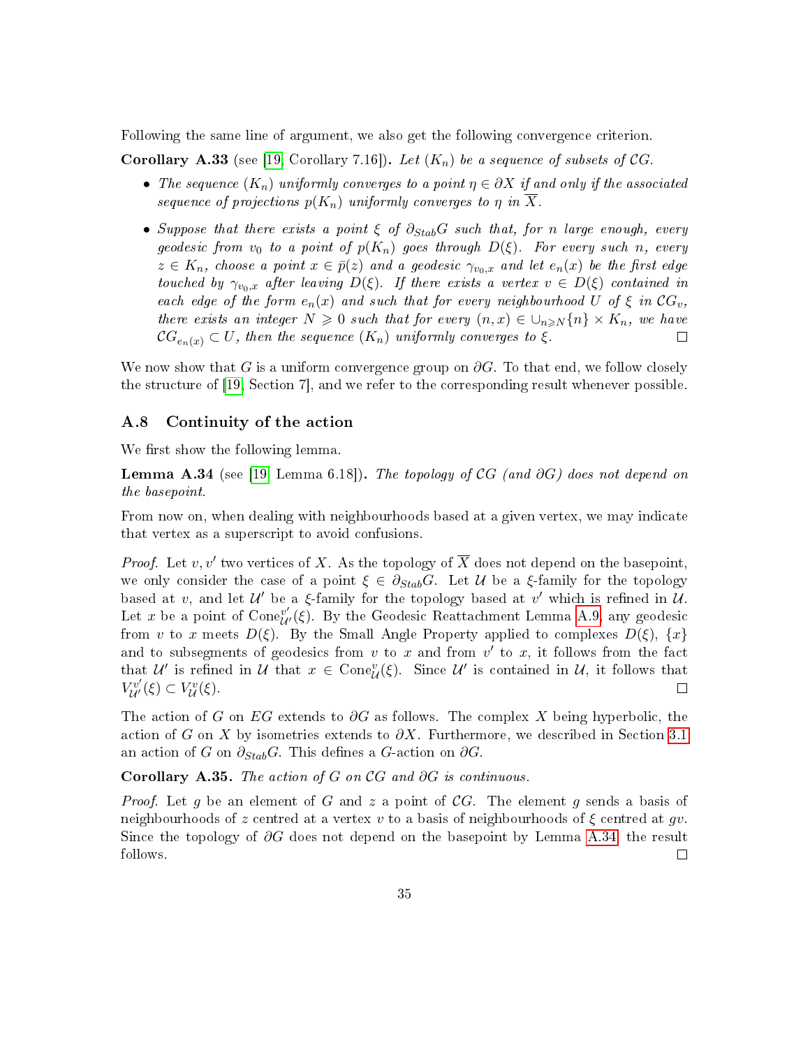Following the same line of argument, we also get the following convergence criterion.

**Corollary A.33** (see [19, Corollary 7.16])**.** *Let $(K_n)$ be a sequence of subsets of $\mathcal{C}G$.*

- *The sequence $(K_n)$ uniformly converges to a point $\eta \in \partial X$ if and only if the associated sequence of projections $p(K_n)$ uniformly converges to $\eta$ in $\overline{X}$.*
- *Suppose that there exists a point $\xi$ of $\partial_{Stab}G$ such that, for $n$ large enough, every geodesic from $v_0$ to a point of $p(K_n)$ goes through $D(\xi)$. For every such $n$, every $z \in K_n$, choose a point $x \in \bar{p}(z)$ and a geodesic $\gamma_{v_0,x}$ and let $e_n(x)$ be the first edge touched by $\gamma_{v_0,x}$ after leaving $D(\xi)$. If there exists a vertex $v \in D(\xi)$ contained in each edge of the form $e_n(x)$ and such that for every neighbourhood $U$ of $\xi$ in $\mathcal{C}G_v$, there exists an integer $N \geqslant 0$ such that for every $(n, x) \in \cup_{n \geqslant N}\{n\} \times K_n$, we have $\mathcal{C}G_{e_n(x)} \subset U$, then the sequence $(K_n)$ uniformly converges to $\xi$.* $\square$

We now show that $G$ is a uniform convergence group on $\partial G$. To that end, we follow closely the structure of [19, Section 7], and we refer to the corresponding result whenever possible.

### A.8 Continuity of the action

We first show the following lemma.

**Lemma A.34** (see [19, Lemma 6.18])**.** *The topology of $\mathcal{C}G$ (and $\partial G$) does not depend on the basepoint.*

From now on, when dealing with neighbourhoods based at a given vertex, we may indicate that vertex as a superscript to avoid confusions.

*Proof.* Let $v, v'$ two vertices of $X$. As the topology of $\overline{X}$ does not depend on the basepoint, we only consider the case of a point $\xi \in \partial_{Stab}G$. Let $\mathcal{U}$ be a $\xi$-family for the topology based at $v$, and let $\mathcal{U}'$ be a $\xi$-family for the topology based at $v'$ which is refined in $\mathcal{U}$. Let $x$ be a point of $\mathrm{Cone}^{v'}_{\mathcal{U}'}(\xi)$. By the Geodesic Reattachment Lemma A.9, any geodesic from $v$ to $x$ meets $D(\xi)$. By the Small Angle Property applied to complexes $D(\xi)$, $\{x\}$ and to subsegments of geodesics from $v$ to $x$ and from $v'$ to $x$, it follows from the fact that $\mathcal{U}'$ is refined in $\mathcal{U}$ that $x \in \mathrm{Cone}^{v}_{\mathcal{U}}(\xi)$. Since $\mathcal{U}'$ is contained in $\mathcal{U}$, it follows that $V^{v'}_{\mathcal{U}'}(\xi) \subset V^{v}_{\mathcal{U}}(\xi)$. $\square$

The action of $G$ on $EG$ extends to $\partial G$ as follows. The complex $X$ being hyperbolic, the action of $G$ on $X$ by isometries extends to $\partial X$. Furthermore, we described in Section 3.1 an action of $G$ on $\partial_{Stab}G$. This defines a $G$-action on $\partial G$.

**Corollary A.35.** *The action of $G$ on $\mathcal{C}G$ and $\partial G$ is continuous.*

*Proof.* Let $g$ be an element of $G$ and $z$ a point of $\mathcal{C}G$. The element $g$ sends a basis of neighbourhoods of $z$ centred at a vertex $v$ to a basis of neighbourhoods of $\xi$ centred at $gv$. Since the topology of $\partial G$ does not depend on the basepoint by Lemma A.34, the result follows. $\square$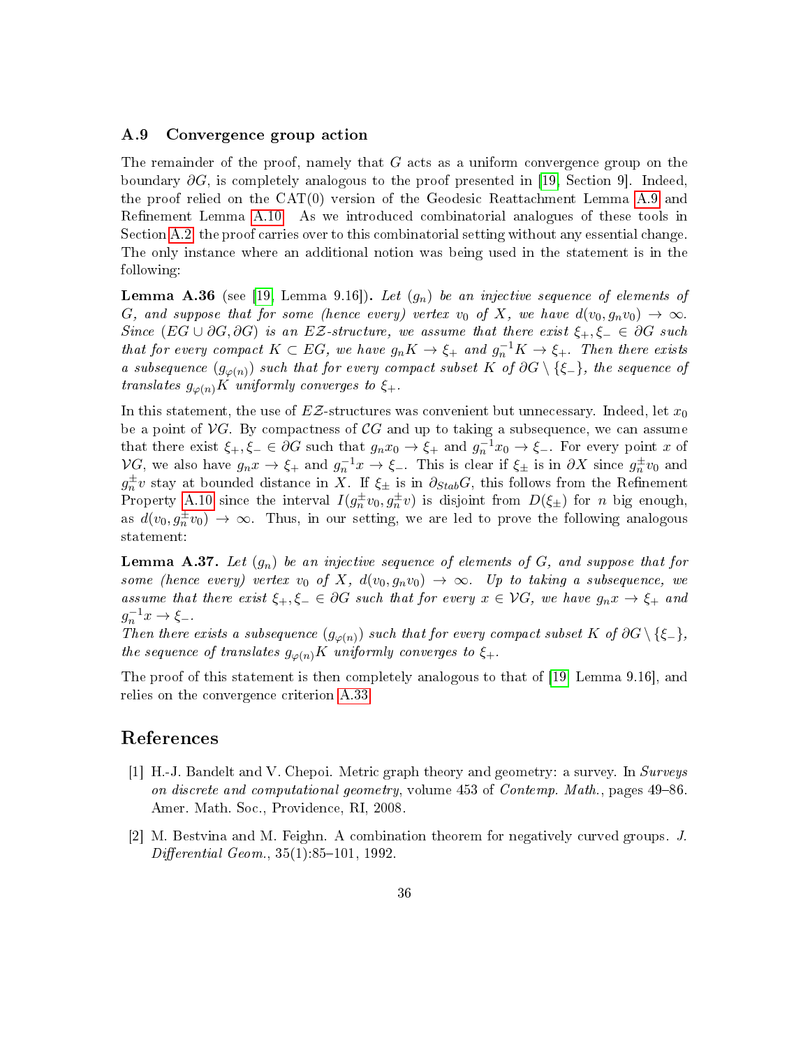### A.9 Convergence group action

The remainder of the proof, namely that $G$ acts as a uniform convergence group on the boundary $\partial G$, is completely analogous to the proof presented in [19, Section 9]. Indeed, the proof relied on the CAT(0) version of the Geodesic Reattachment Lemma A.9 and Refinement Lemma A.10. As we introduced combinatorial analogues of these tools in Section A.2, the proof carries over to this combinatorial setting without any essential change. The only instance where an additional notion was being used in the statement is in the following:

**Lemma A.36** (see [19, Lemma 9.16])**.** *Let $(g_n)$ be an injective sequence of elements of $G$, and suppose that for some (hence every) vertex $v_0$ of $X$, we have $d(v_0, g_n v_0) \to \infty$. Since $(EG \cup \partial G, \partial G)$ is an $E\mathcal{Z}$-structure, we assume that there exist $\xi_+, \xi_- \in \partial G$ such that for every compact $K \subset EG$, we have $g_n K \to \xi_+$ and $g_n^{-1} K \to \xi_+$. Then there exists a subsequence $(g_{\varphi(n)})$ such that for every compact subset $K$ of $\partial G \setminus \{\xi_-\}$, the sequence of translates $g_{\varphi(n)} K$ uniformly converges to $\xi_+$.*

In this statement, the use of $E\mathcal{Z}$-structures was convenient but unnecessary. Indeed, let $x_0$ be a point of $\mathcal{V}G$. By compactness of $\mathcal{C}G$ and up to taking a subsequence, we can assume that there exist $\xi_+, \xi_- \in \partial G$ such that $g_n x_0 \to \xi_+$ and $g_n^{-1} x_0 \to \xi_-$. For every point $x$ of $\mathcal{V}G$, we also have $g_n x \to \xi_+$ and $g_n^{-1} x \to \xi_-$. This is clear if $\xi_\pm$ is in $\partial X$ since $g_n^{\pm} v_0$ and $g_n^{\pm} v$ stay at bounded distance in $X$. If $\xi_\pm$ is in $\partial_{Stab} G$, this follows from the Refinement Property A.10 since the interval $I(g_n^{\pm} v_0, g_n^{\pm} v)$ is disjoint from $D(\xi_\pm)$ for $n$ big enough, as $d(v_0, g_n^{\pm} v_0) \to \infty$. Thus, in our setting, we are led to prove the following analogous statement:

**Lemma A.37.** *Let $(g_n)$ be an injective sequence of elements of $G$, and suppose that for some (hence every) vertex $v_0$ of $X$, $d(v_0, g_n v_0) \to \infty$. Up to taking a subsequence, we assume that there exist $\xi_+, \xi_- \in \partial G$ such that for every $x \in \mathcal{V}G$, we have $g_n x \to \xi_+$ and $g_n^{-1} x \to \xi_-$.*
*Then there exists a subsequence $(g_{\varphi(n)})$ such that for every compact subset $K$ of $\partial G \setminus \{\xi_-\}$, the sequence of translates $g_{\varphi(n)} K$ uniformly converges to $\xi_+$.*

The proof of this statement is then completely analogous to that of [19, Lemma 9.16], and relies on the convergence criterion A.33.

## References

[1] H.-J. Bandelt and V. Chepoi. Metric graph theory and geometry: a survey. In *Surveys on discrete and computational geometry*, volume 453 of *Contemp. Math.*, pages 49–86. Amer. Math. Soc., Providence, RI, 2008.

[2] M. Bestvina and M. Feighn. A combination theorem for negatively curved groups. *J. Differential Geom.*, 35(1):85–101, 1992.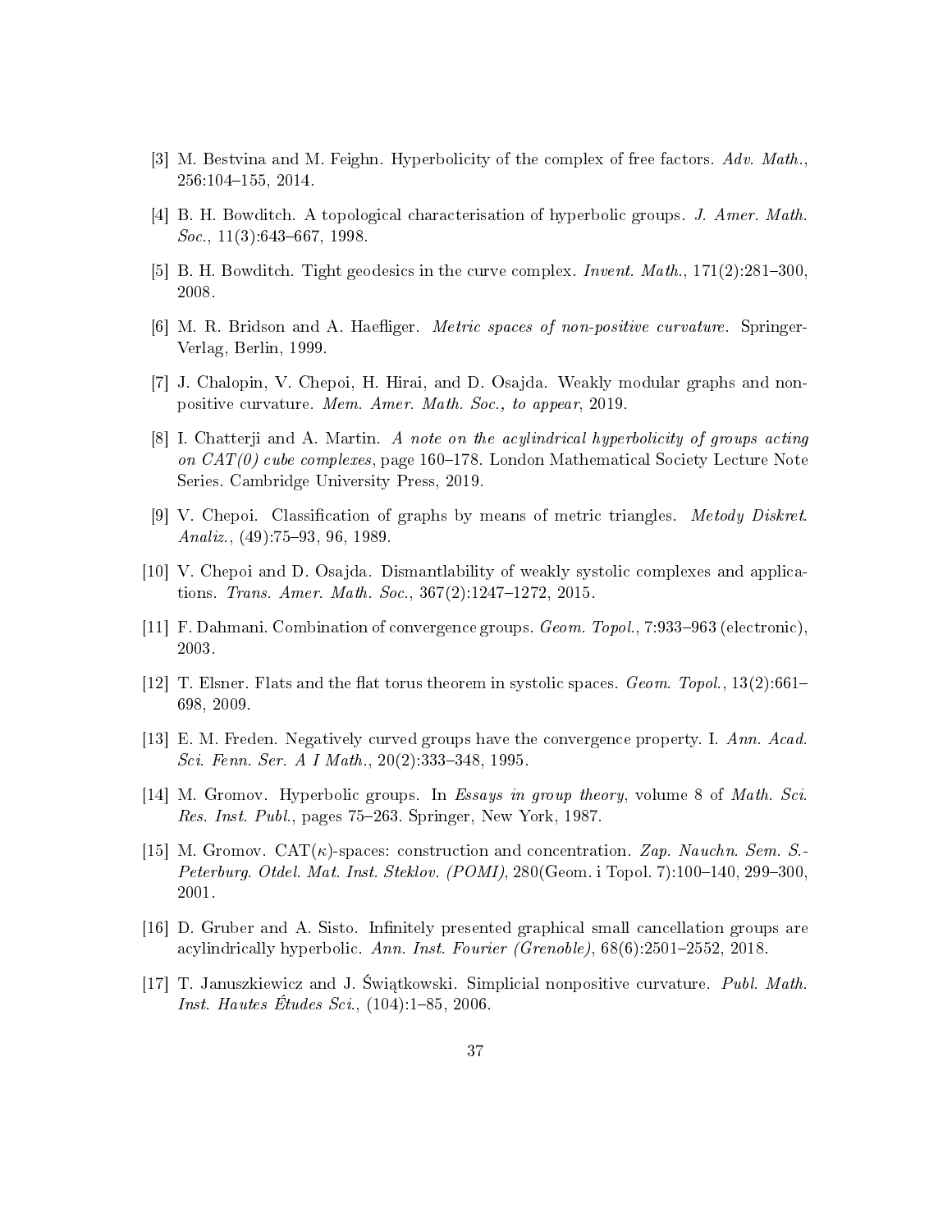[3] M. Bestvina and M. Feighn. Hyperbolicity of the complex of free factors. *Adv. Math.*, 256:104–155, 2014.

[4] B. H. Bowditch. A topological characterisation of hyperbolic groups. *J. Amer. Math. Soc.*, 11(3):643–667, 1998.

[5] B. H. Bowditch. Tight geodesics in the curve complex. *Invent. Math.*, 171(2):281–300, 2008.

[6] M. R. Bridson and A. Haefliger. *Metric spaces of non-positive curvature*. Springer-Verlag, Berlin, 1999.

[7] J. Chalopin, V. Chepoi, H. Hirai, and D. Osajda. Weakly modular graphs and non-positive curvature. *Mem. Amer. Math. Soc., to appear*, 2019.

[8] I. Chatterji and A. Martin. *A note on the acylindrical hyperbolicity of groups acting on CAT(0) cube complexes*, page 160–178. London Mathematical Society Lecture Note Series. Cambridge University Press, 2019.

[9] V. Chepoi. Classification of graphs by means of metric triangles. *Metody Diskret. Analiz.*, (49):75–93, 96, 1989.

[10] V. Chepoi and D. Osajda. Dismantlability of weakly systolic complexes and applications. *Trans. Amer. Math. Soc.*, 367(2):1247–1272, 2015.

[11] F. Dahmani. Combination of convergence groups. *Geom. Topol.*, 7:933–963 (electronic), 2003.

[12] T. Elsner. Flats and the flat torus theorem in systolic spaces. *Geom. Topol.*, 13(2):661–698, 2009.

[13] E. M. Freden. Negatively curved groups have the convergence property. I. *Ann. Acad. Sci. Fenn. Ser. A I Math.*, 20(2):333–348, 1995.

[14] M. Gromov. Hyperbolic groups. In *Essays in group theory*, volume 8 of *Math. Sci. Res. Inst. Publ.*, pages 75–263. Springer, New York, 1987.

[15] M. Gromov. CAT($\kappa$)-spaces: construction and concentration. *Zap. Nauchn. Sem. S.-Peterburg. Otdel. Mat. Inst. Steklov. (POMI)*, 280(Geom. i Topol. 7):100–140, 299–300, 2001.

[16] D. Gruber and A. Sisto. Infinitely presented graphical small cancellation groups are acylindrically hyperbolic. *Ann. Inst. Fourier (Grenoble)*, 68(6):2501–2552, 2018.

[17] T. Januszkiewicz and J. Świątkowski. Simplicial nonpositive curvature. *Publ. Math. Inst. Hautes Études Sci.*, (104):1–85, 2006.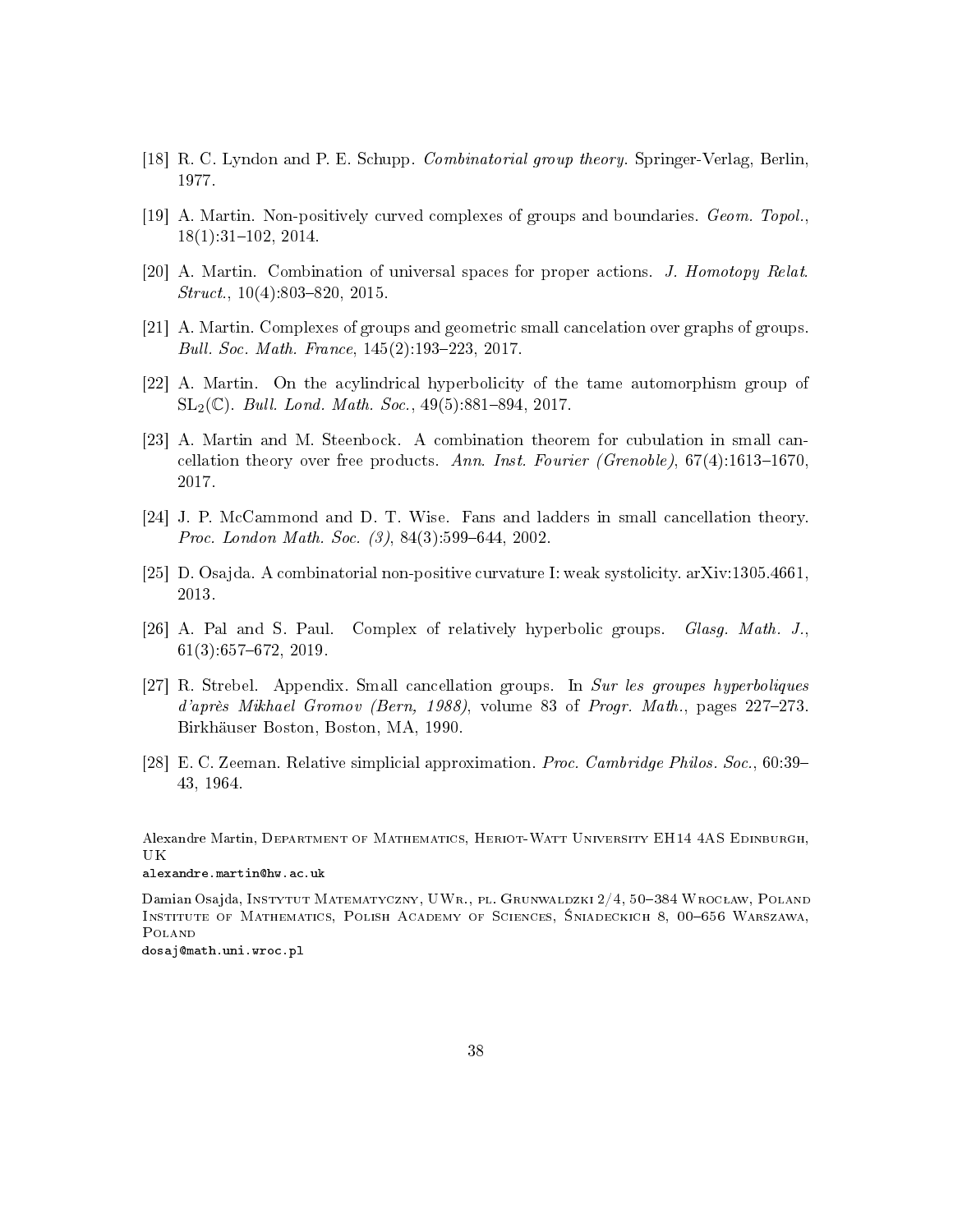[18] R. C. Lyndon and P. E. Schupp. *Combinatorial group theory*. Springer-Verlag, Berlin, 1977.

[19] A. Martin. Non-positively curved complexes of groups and boundaries. *Geom. Topol.*, 18(1):31–102, 2014.

[20] A. Martin. Combination of universal spaces for proper actions. *J. Homotopy Relat. Struct.*, 10(4):803–820, 2015.

[21] A. Martin. Complexes of groups and geometric small cancelation over graphs of groups. *Bull. Soc. Math. France*, 145(2):193–223, 2017.

[22] A. Martin. On the acylindrical hyperbolicity of the tame automorphism group of $\mathrm{SL}_2(\mathbb{C})$. *Bull. Lond. Math. Soc.*, 49(5):881–894, 2017.

[23] A. Martin and M. Steenbock. A combination theorem for cubulation in small cancellation theory over free products. *Ann. Inst. Fourier (Grenoble)*, 67(4):1613–1670, 2017.

[24] J. P. McCammond and D. T. Wise. Fans and ladders in small cancellation theory. *Proc. London Math. Soc. (3)*, 84(3):599–644, 2002.

[25] D. Osajda. A combinatorial non-positive curvature I: weak systolicity. arXiv:1305.4661, 2013.

[26] A. Pal and S. Paul. Complex of relatively hyperbolic groups. *Glasg. Math. J.*, 61(3):657–672, 2019.

[27] R. Strebel. Appendix. Small cancellation groups. In *Sur les groupes hyperboliques d'après Mikhael Gromov (Bern, 1988)*, volume 83 of *Progr. Math.*, pages 227–273. Birkhäuser Boston, Boston, MA, 1990.

[28] E. C. Zeeman. Relative simplicial approximation. *Proc. Cambridge Philos. Soc.*, 60:39–43, 1964.

Alexandre Martin, Department of Mathematics, Heriot-Watt University EH14 4AS Edinburgh, UK
alexandre.martin@hw.ac.uk

Damian Osajda, Instytut Matematyczny, UWr., pl. Grunwaldzki 2/4, 50–384 Wrocław, Poland
Institute of Mathematics, Polish Academy of Sciences, Śniadeckich 8, 00–656 Warszawa, Poland
dosaj@math.uni.wroc.pl